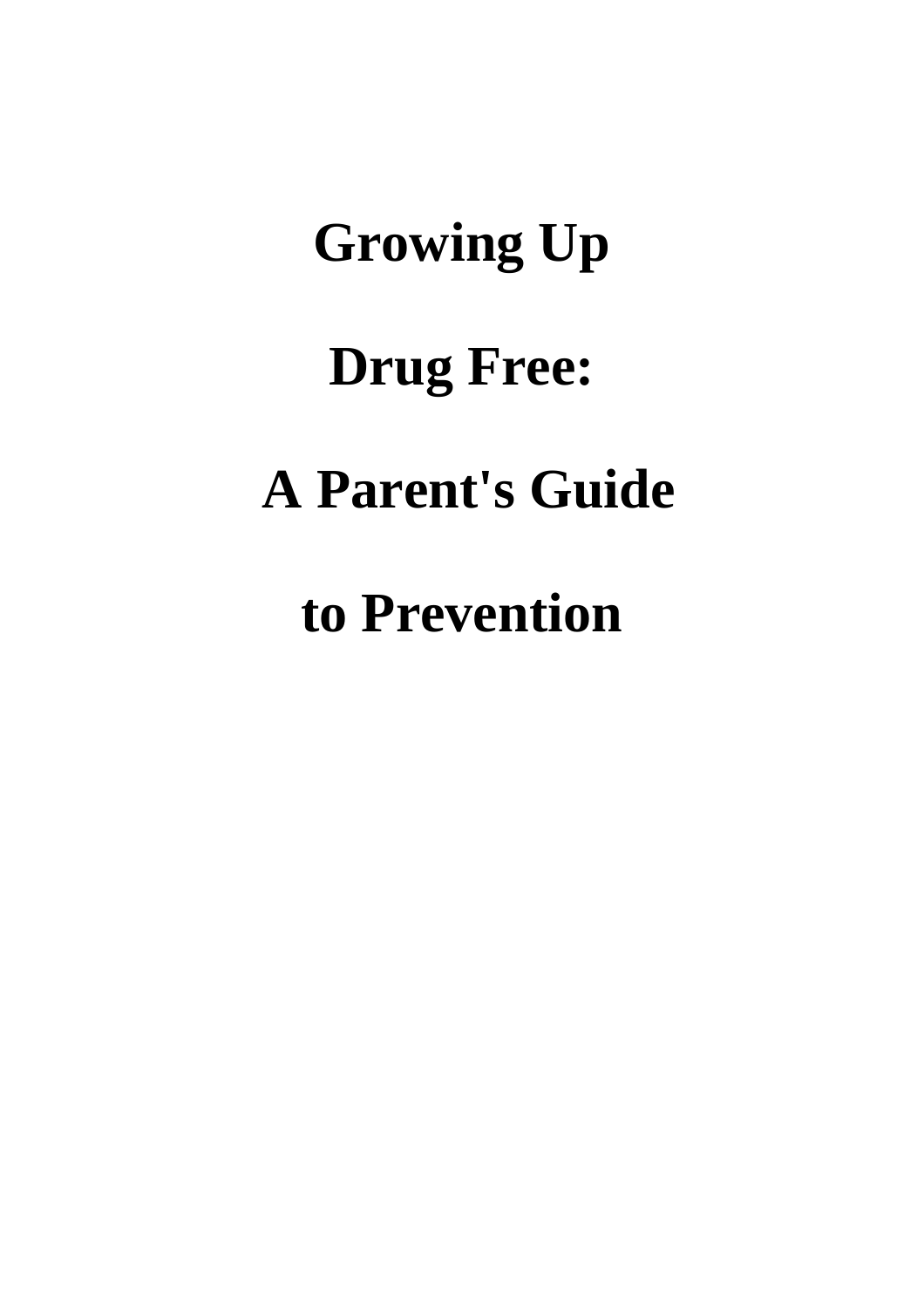# Growing Up Drug Free: A Parent's Guide to Prevention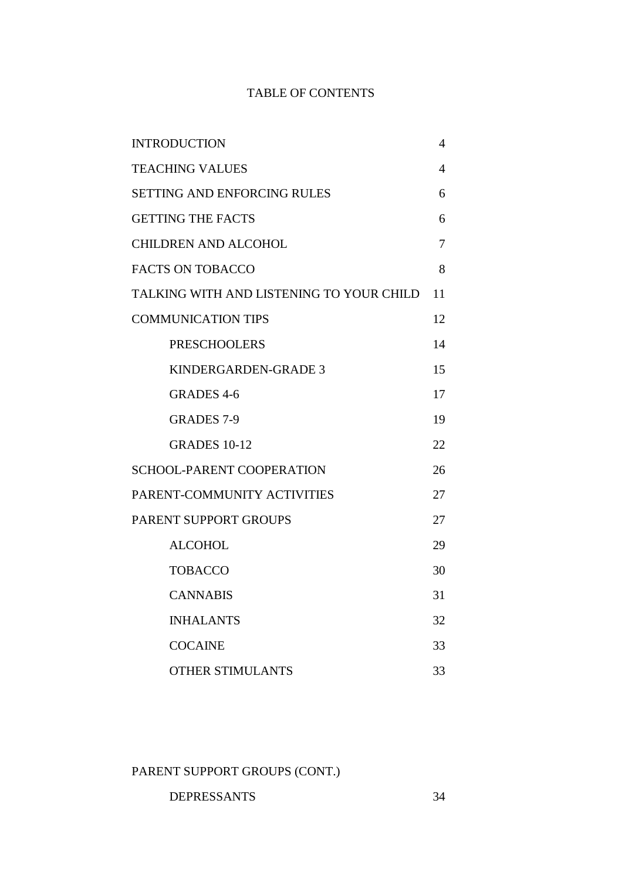# TABLE OF CONTENTS

| | |
|---|---|
| INTRODUCTION | 4 |
| TEACHING VALUES | 4 |
| SETTING AND ENFORCING RULES | 6 |
| GETTING THE FACTS | 6 |
| CHILDREN AND ALCOHOL | 7 |
| FACTS ON TOBACCO | 8 |
| TALKING WITH AND LISTENING TO YOUR CHILD | 11 |
| COMMUNICATION TIPS | 12 |
| &nbsp;&nbsp;&nbsp;&nbsp;PRESCHOOLERS | 14 |
| &nbsp;&nbsp;&nbsp;&nbsp;KINDERGARDEN-GRADE 3 | 15 |
| &nbsp;&nbsp;&nbsp;&nbsp;GRADES 4-6 | 17 |
| &nbsp;&nbsp;&nbsp;&nbsp;GRADES 7-9 | 19 |
| &nbsp;&nbsp;&nbsp;&nbsp;GRADES 10-12 | 22 |
| SCHOOL-PARENT COOPERATION | 26 |
| PARENT-COMMUNITY ACTIVITIES | 27 |
| PARENT SUPPORT GROUPS | 27 |
| &nbsp;&nbsp;&nbsp;&nbsp;ALCOHOL | 29 |
| &nbsp;&nbsp;&nbsp;&nbsp;TOBACCO | 30 |
| &nbsp;&nbsp;&nbsp;&nbsp;CANNABIS | 31 |
| &nbsp;&nbsp;&nbsp;&nbsp;INHALANTS | 32 |
| &nbsp;&nbsp;&nbsp;&nbsp;COCAINE | 33 |
| &nbsp;&nbsp;&nbsp;&nbsp;OTHER STIMULANTS | 33 |
| PARENT SUPPORT GROUPS (CONT.) | |
| &nbsp;&nbsp;&nbsp;&nbsp;DEPRESSANTS | 34 |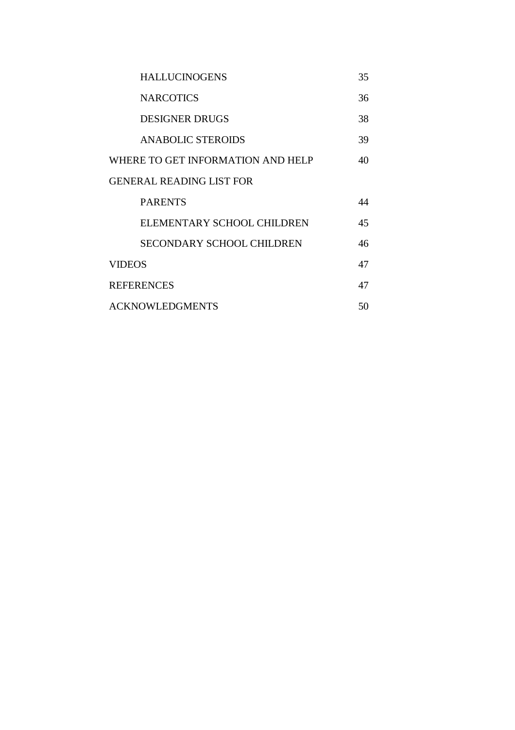| | |
|---|---|
| HALLUCINOGENS | 35 |
| NARCOTICS | 36 |
| DESIGNER DRUGS | 38 |
| ANABOLIC STEROIDS | 39 |
| WHERE TO GET INFORMATION AND HELP | 40 |
| GENERAL READING LIST FOR | |
| PARENTS | 44 |
| ELEMENTARY SCHOOL CHILDREN | 45 |
| SECONDARY SCHOOL CHILDREN | 46 |
| VIDEOS | 47 |
| REFERENCES | 47 |
| ACKNOWLEDGMENTS | 50 |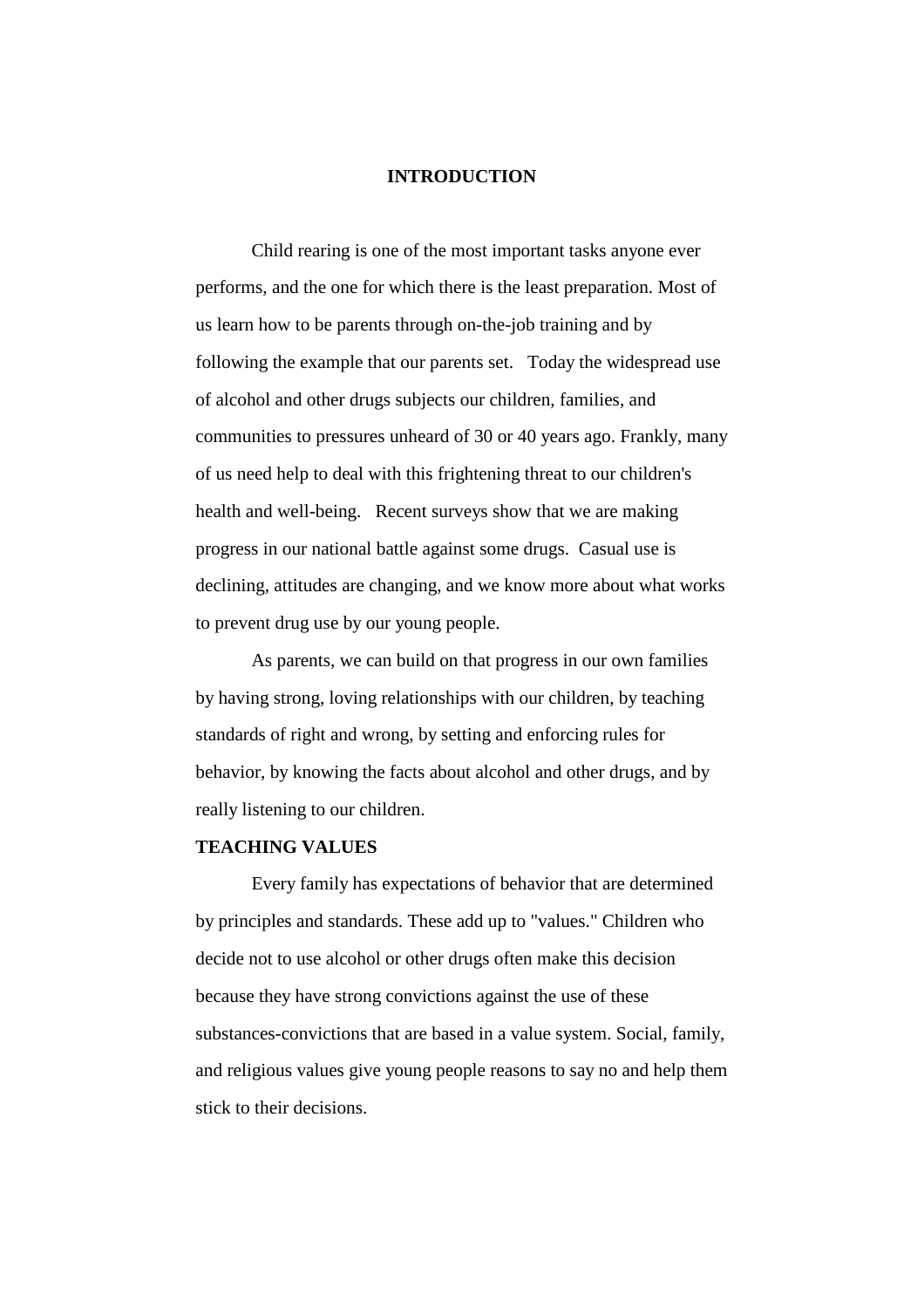# INTRODUCTION

Child rearing is one of the most important tasks anyone ever performs, and the one for which there is the least preparation. Most of us learn how to be parents through on-the-job training and by following the example that our parents set. Today the widespread use of alcohol and other drugs subjects our children, families, and communities to pressures unheard of 30 or 40 years ago. Frankly, many of us need help to deal with this frightening threat to our children's health and well-being. Recent surveys show that we are making progress in our national battle against some drugs. Casual use is declining, attitudes are changing, and we know more about what works to prevent drug use by our young people.

As parents, we can build on that progress in our own families by having strong, loving relationships with our children, by teaching standards of right and wrong, by setting and enforcing rules for behavior, by knowing the facts about alcohol and other drugs, and by really listening to our children.

## TEACHING VALUES

Every family has expectations of behavior that are determined by principles and standards. These add up to "values." Children who decide not to use alcohol or other drugs often make this decision because they have strong convictions against the use of these substances-convictions that are based in a value system. Social, family, and religious values give young people reasons to say no and help them stick to their decisions.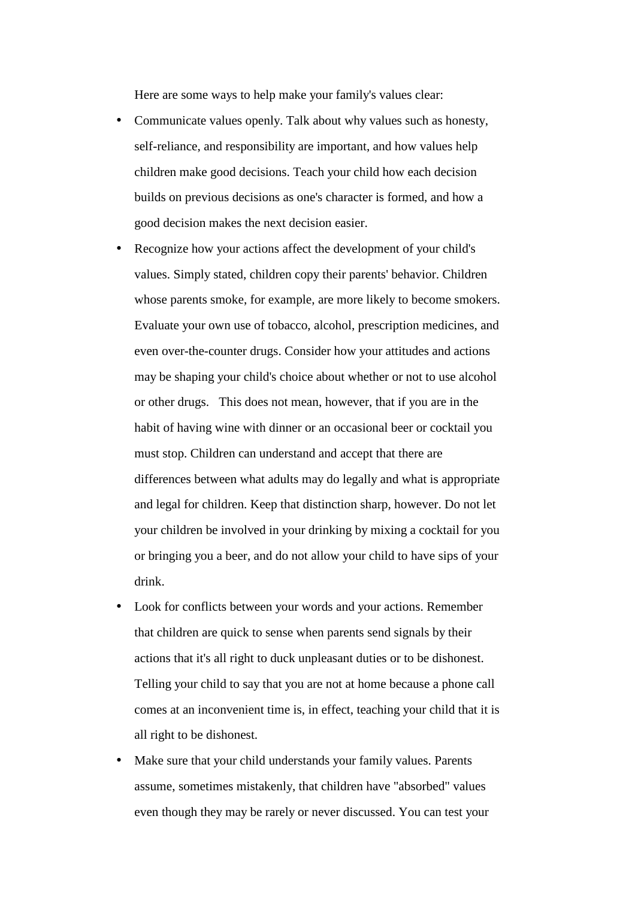Here are some ways to help make your family's values clear:

- Communicate values openly. Talk about why values such as honesty, self-reliance, and responsibility are important, and how values help children make good decisions. Teach your child how each decision builds on previous decisions as one's character is formed, and how a good decision makes the next decision easier.
- Recognize how your actions affect the development of your child's values. Simply stated, children copy their parents' behavior. Children whose parents smoke, for example, are more likely to become smokers. Evaluate your own use of tobacco, alcohol, prescription medicines, and even over-the-counter drugs. Consider how your attitudes and actions may be shaping your child's choice about whether or not to use alcohol or other drugs. This does not mean, however, that if you are in the habit of having wine with dinner or an occasional beer or cocktail you must stop. Children can understand and accept that there are differences between what adults may do legally and what is appropriate and legal for children. Keep that distinction sharp, however. Do not let your children be involved in your drinking by mixing a cocktail for you or bringing you a beer, and do not allow your child to have sips of your drink.
- Look for conflicts between your words and your actions. Remember that children are quick to sense when parents send signals by their actions that it's all right to duck unpleasant duties or to be dishonest. Telling your child to say that you are not at home because a phone call comes at an inconvenient time is, in effect, teaching your child that it is all right to be dishonest.
- Make sure that your child understands your family values. Parents assume, sometimes mistakenly, that children have "absorbed" values even though they may be rarely or never discussed. You can test your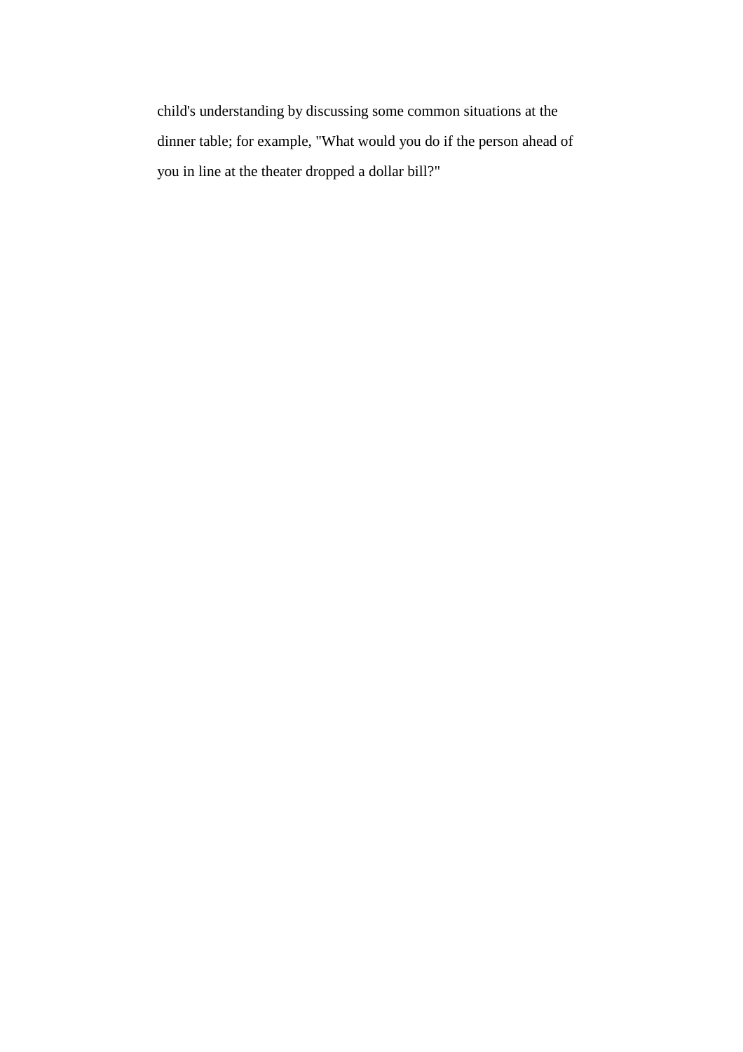child's understanding by discussing some common situations at the dinner table; for example, "What would you do if the person ahead of you in line at the theater dropped a dollar bill?"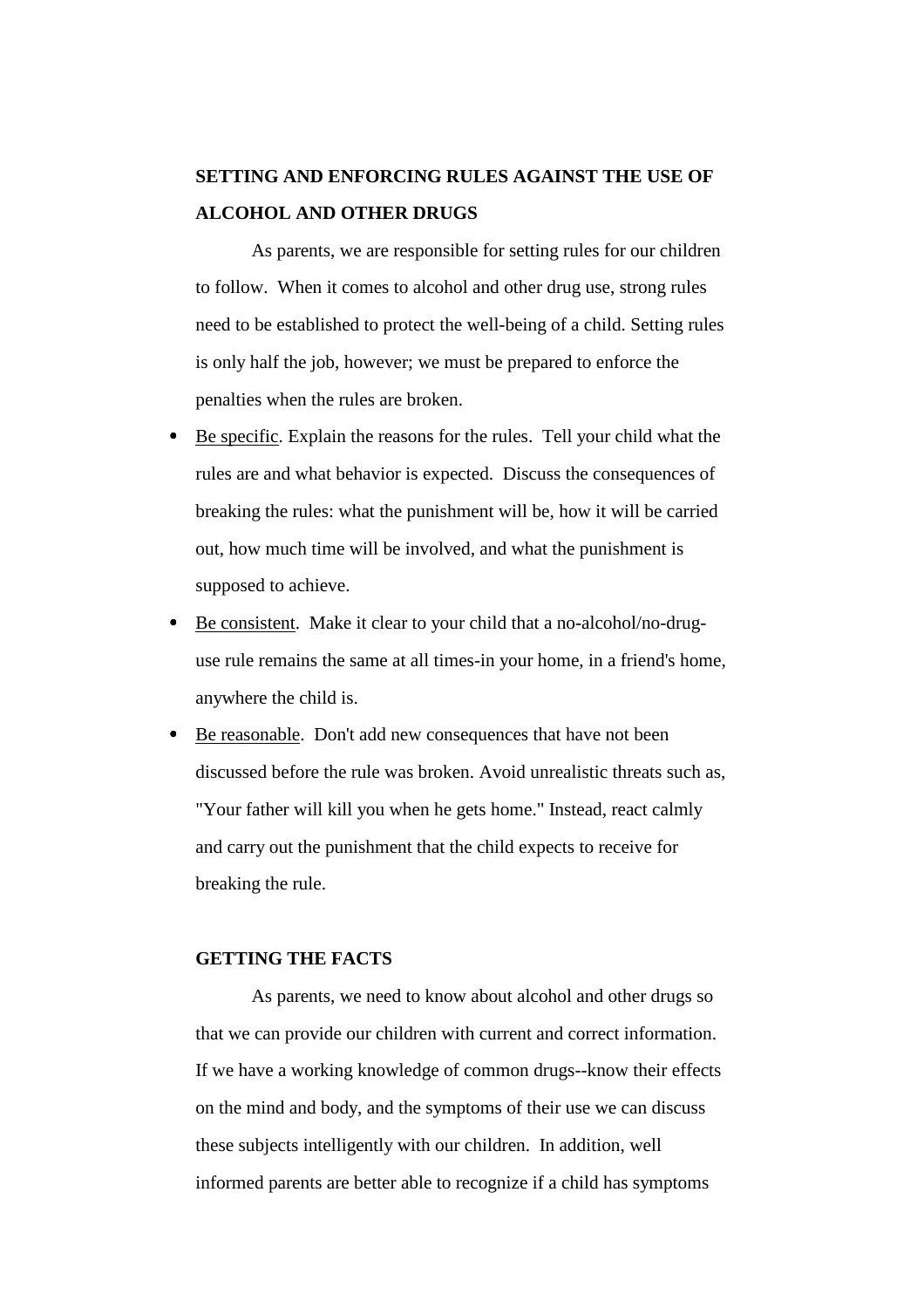## SETTING AND ENFORCING RULES AGAINST THE USE OF ALCOHOL AND OTHER DRUGS

As parents, we are responsible for setting rules for our children to follow. When it comes to alcohol and other drug use, strong rules need to be established to protect the well-being of a child. Setting rules is only half the job, however; we must be prepared to enforce the penalties when the rules are broken.

- Be specific. Explain the reasons for the rules. Tell your child what the rules are and what behavior is expected. Discuss the consequences of breaking the rules: what the punishment will be, how it will be carried out, how much time will be involved, and what the punishment is supposed to achieve.
- Be consistent. Make it clear to your child that a no-alcohol/no-drug-use rule remains the same at all times-in your home, in a friend's home, anywhere the child is.
- Be reasonable. Don't add new consequences that have not been discussed before the rule was broken. Avoid unrealistic threats such as, "Your father will kill you when he gets home." Instead, react calmly and carry out the punishment that the child expects to receive for breaking the rule.

## GETTING THE FACTS

As parents, we need to know about alcohol and other drugs so that we can provide our children with current and correct information. If we have a working knowledge of common drugs--know their effects on the mind and body, and the symptoms of their use we can discuss these subjects intelligently with our children. In addition, well informed parents are better able to recognize if a child has symptoms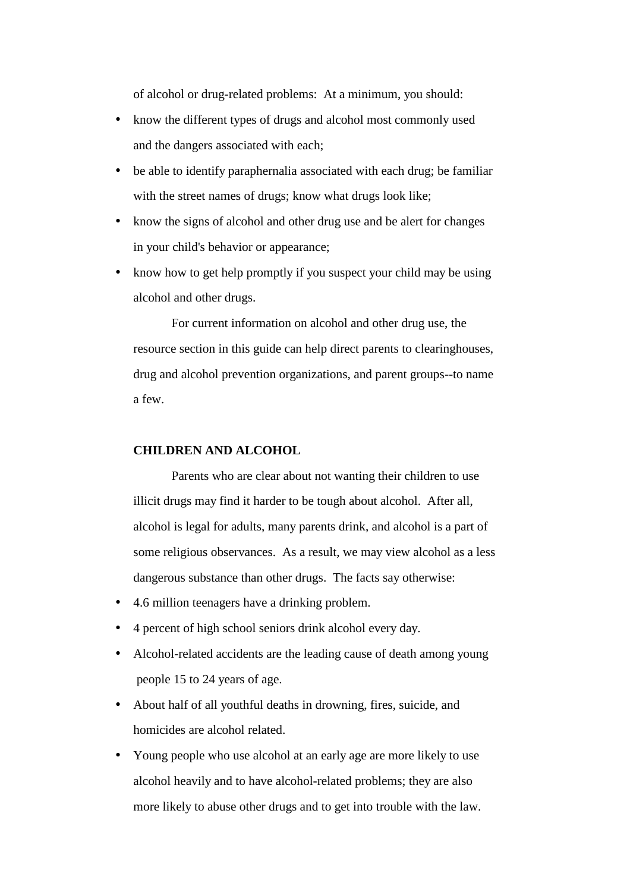of alcohol or drug-related problems:  At a minimum, you should:

- know the different types of drugs and alcohol most commonly used and the dangers associated with each;
- be able to identify paraphernalia associated with each drug; be familiar with the street names of drugs; know what drugs look like;
- know the signs of alcohol and other drug use and be alert for changes in your child's behavior or appearance;
- know how to get help promptly if you suspect your child may be using alcohol and other drugs.

For current information on alcohol and other drug use, the resource section in this guide can help direct parents to clearinghouses, drug and alcohol prevention organizations, and parent groups--to name a few.

**CHILDREN AND ALCOHOL**

Parents who are clear about not wanting their children to use illicit drugs may find it harder to be tough about alcohol.  After all, alcohol is legal for adults, many parents drink, and alcohol is a part of some religious observances.  As a result, we may view alcohol as a less dangerous substance than other drugs.  The facts say otherwise:

- 4.6 million teenagers have a drinking problem.
- 4 percent of high school seniors drink alcohol every day.
- Alcohol-related accidents are the leading cause of death among young people 15 to 24 years of age.
- About half of all youthful deaths in drowning, fires, suicide, and homicides are alcohol related.
- Young people who use alcohol at an early age are more likely to use alcohol heavily and to have alcohol-related problems; they are also more likely to abuse other drugs and to get into trouble with the law.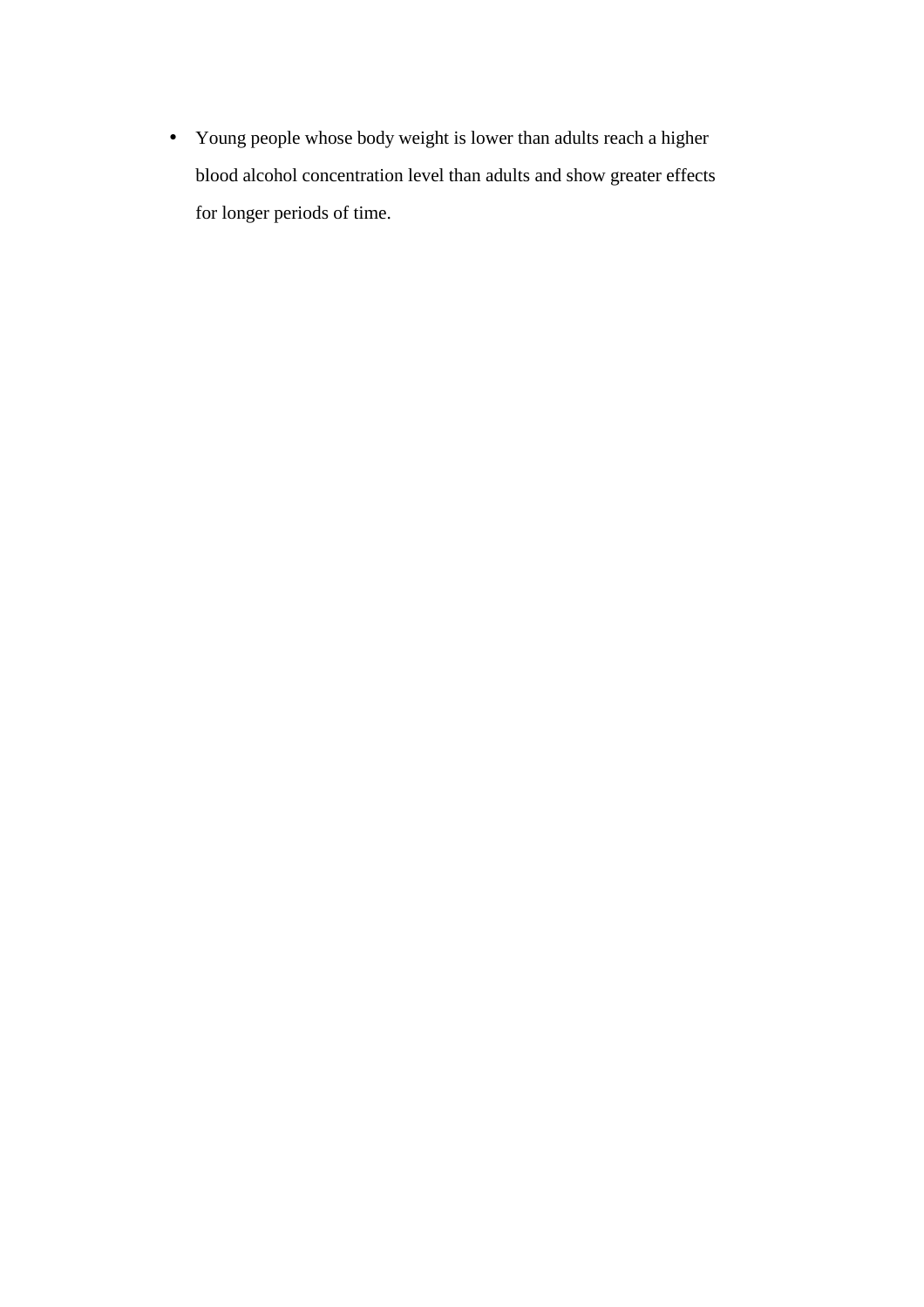- Young people whose body weight is lower than adults reach a higher blood alcohol concentration level than adults and show greater effects for longer periods of time.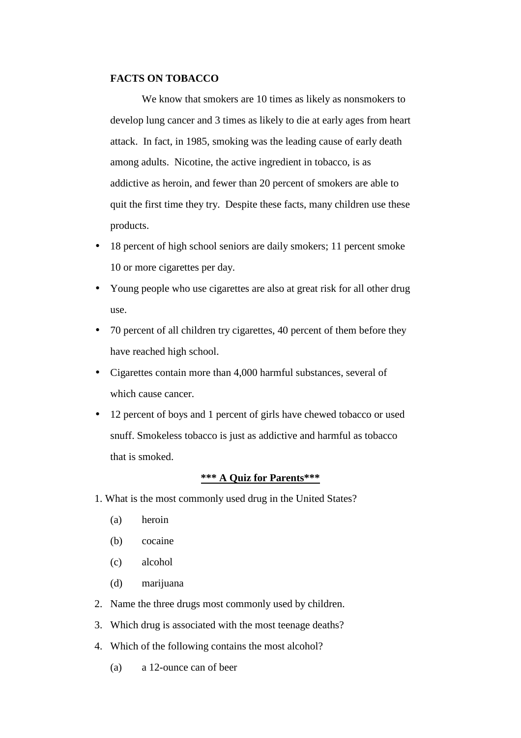**FACTS ON TOBACCO**

We know that smokers are 10 times as likely as nonsmokers to develop lung cancer and 3 times as likely to die at early ages from heart attack. In fact, in 1985, smoking was the leading cause of early death among adults. Nicotine, the active ingredient in tobacco, is as addictive as heroin, and fewer than 20 percent of smokers are able to quit the first time they try. Despite these facts, many children use these products.

- 18 percent of high school seniors are daily smokers; 11 percent smoke 10 or more cigarettes per day.
- Young people who use cigarettes are also at great risk for all other drug use.
- 70 percent of all children try cigarettes, 40 percent of them before they have reached high school.
- Cigarettes contain more than 4,000 harmful substances, several of which cause cancer.
- 12 percent of boys and 1 percent of girls have chewed tobacco or used snuff. Smokeless tobacco is just as addictive and harmful as tobacco that is smoked.

**\*\*\* A Quiz for Parents\*\*\***

1. What is the most commonly used drug in the United States?
   (a) heroin
   (b) cocaine
   (c) alcohol
   (d) marijuana
2. Name the three drugs most commonly used by children.
3. Which drug is associated with the most teenage deaths?
4. Which of the following contains the most alcohol?
   (a) a 12-ounce can of beer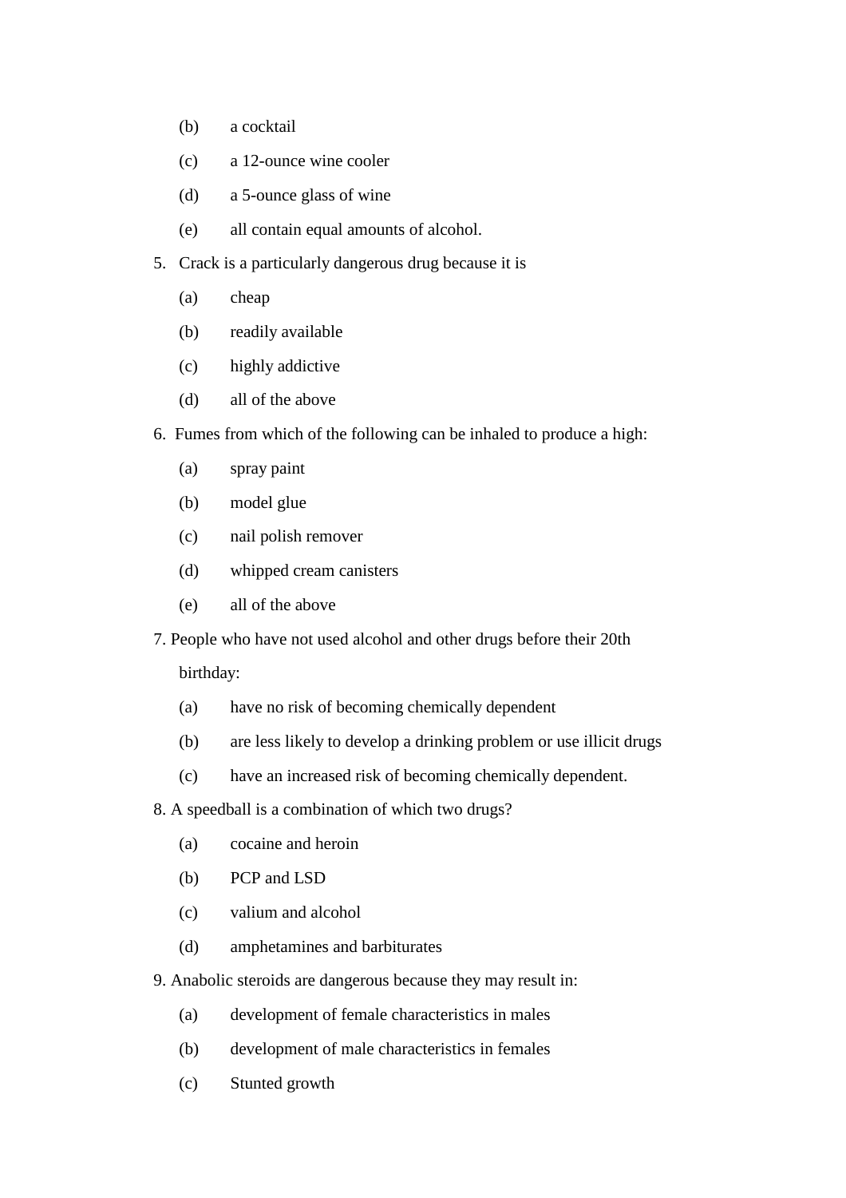(b) a cocktail

(c) a 12-ounce wine cooler

(d) a 5-ounce glass of wine

(e) all contain equal amounts of alcohol.

5. Crack is a particularly dangerous drug because it is

    (a) cheap

    (b) readily available

    (c) highly addictive

    (d) all of the above

6. Fumes from which of the following can be inhaled to produce a high:

    (a) spray paint

    (b) model glue

    (c) nail polish remover

    (d) whipped cream canisters

    (e) all of the above

7. People who have not used alcohol and other drugs before their 20th birthday:

    (a) have no risk of becoming chemically dependent

    (b) are less likely to develop a drinking problem or use illicit drugs

    (c) have an increased risk of becoming chemically dependent.

8. A speedball is a combination of which two drugs?

    (a) cocaine and heroin

    (b) PCP and LSD

    (c) valium and alcohol

    (d) amphetamines and barbiturates

9. Anabolic steroids are dangerous because they may result in:

    (a) development of female characteristics in males

    (b) development of male characteristics in females

    (c) Stunted growth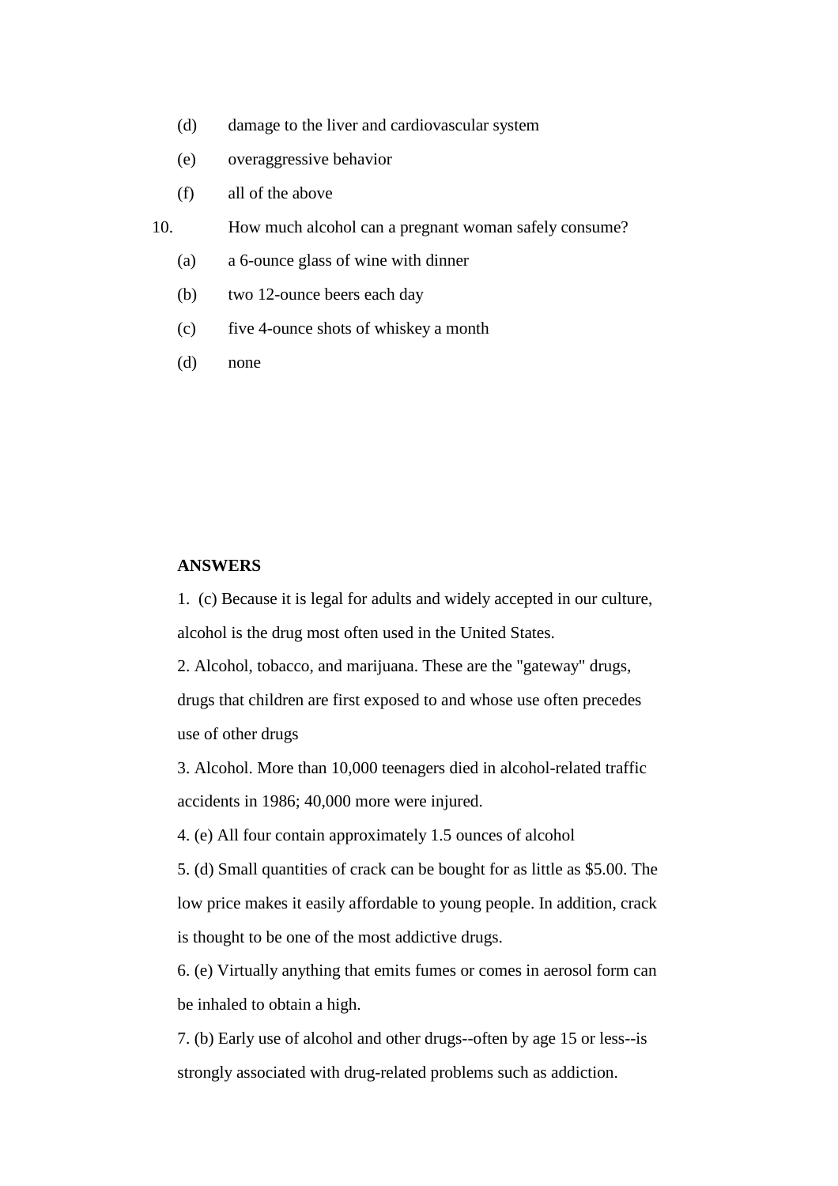(d) damage to the liver and cardiovascular system

(e) overaggressive behavior

(f) all of the above

10. How much alcohol can a pregnant woman safely consume?

(a) a 6-ounce glass of wine with dinner

(b) two 12-ounce beers each day

(c) five 4-ounce shots of whiskey a month

(d) none

**ANSWERS**

1. (c) Because it is legal for adults and widely accepted in our culture, alcohol is the drug most often used in the United States.

2. Alcohol, tobacco, and marijuana. These are the "gateway" drugs, drugs that children are first exposed to and whose use often precedes use of other drugs

3. Alcohol. More than 10,000 teenagers died in alcohol-related traffic accidents in 1986; 40,000 more were injured.

4. (e) All four contain approximately 1.5 ounces of alcohol

5. (d) Small quantities of crack can be bought for as little as $5.00. The low price makes it easily affordable to young people. In addition, crack is thought to be one of the most addictive drugs.

6. (e) Virtually anything that emits fumes or comes in aerosol form can be inhaled to obtain a high.

7. (b) Early use of alcohol and other drugs--often by age 15 or less--is strongly associated with drug-related problems such as addiction.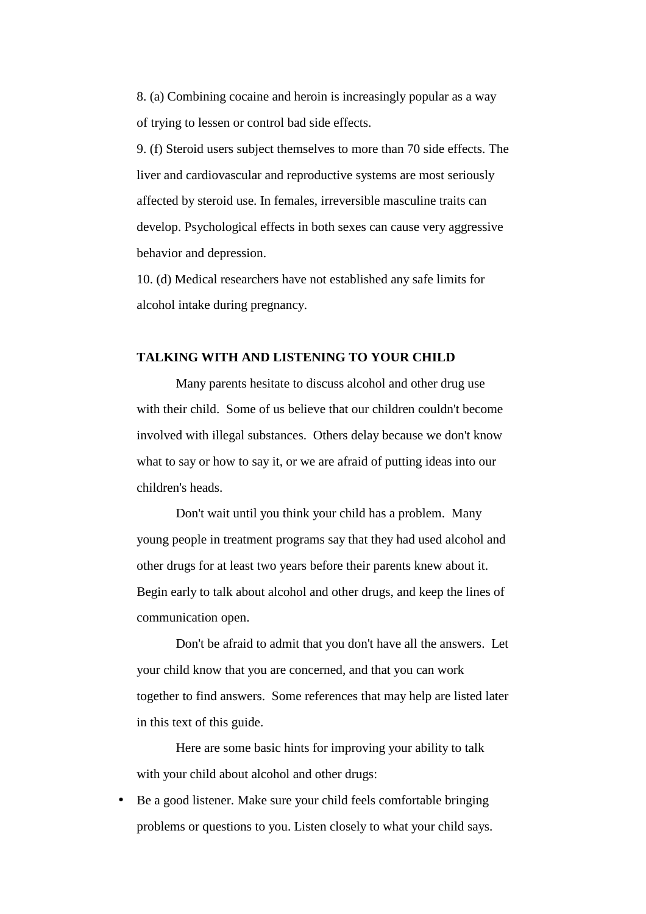8. (a) Combining cocaine and heroin is increasingly popular as a way of trying to lessen or control bad side effects.

9. (f) Steroid users subject themselves to more than 70 side effects. The liver and cardiovascular and reproductive systems are most seriously affected by steroid use. In females, irreversible masculine traits can develop. Psychological effects in both sexes can cause very aggressive behavior and depression.

10. (d) Medical researchers have not established any safe limits for alcohol intake during pregnancy.

## TALKING WITH AND LISTENING TO YOUR CHILD

Many parents hesitate to discuss alcohol and other drug use with their child. Some of us believe that our children couldn't become involved with illegal substances. Others delay because we don't know what to say or how to say it, or we are afraid of putting ideas into our children's heads.

Don't wait until you think your child has a problem. Many young people in treatment programs say that they had used alcohol and other drugs for at least two years before their parents knew about it. Begin early to talk about alcohol and other drugs, and keep the lines of communication open.

Don't be afraid to admit that you don't have all the answers. Let your child know that you are concerned, and that you can work together to find answers. Some references that may help are listed later in this text of this guide.

Here are some basic hints for improving your ability to talk with your child about alcohol and other drugs:

- Be a good listener. Make sure your child feels comfortable bringing problems or questions to you. Listen closely to what your child says.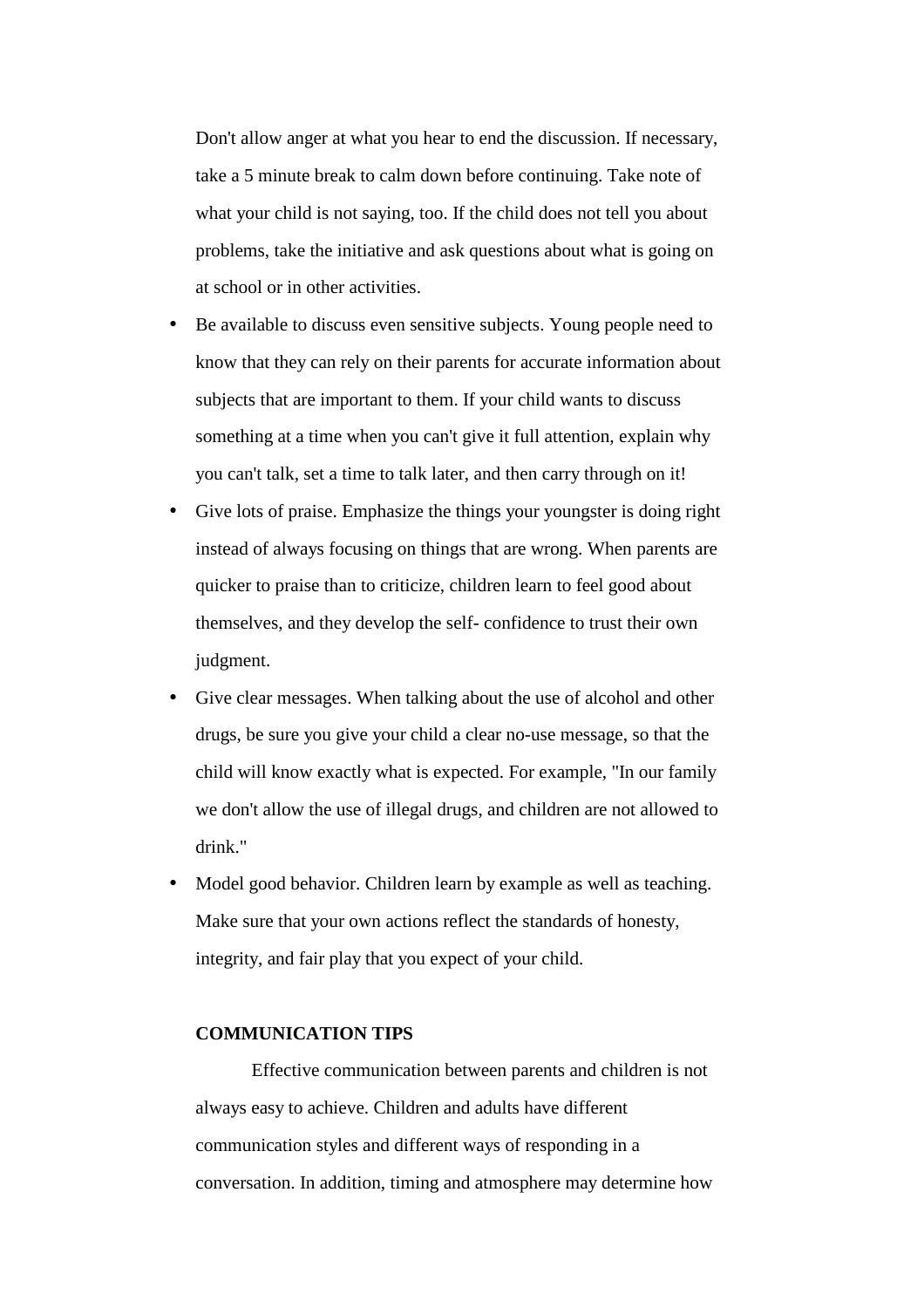Don't allow anger at what you hear to end the discussion. If necessary, take a 5 minute break to calm down before continuing. Take note of what your child is not saying, too. If the child does not tell you about problems, take the initiative and ask questions about what is going on at school or in other activities.

- Be available to discuss even sensitive subjects. Young people need to know that they can rely on their parents for accurate information about subjects that are important to them. If your child wants to discuss something at a time when you can't give it full attention, explain why you can't talk, set a time to talk later, and then carry through on it!
- Give lots of praise. Emphasize the things your youngster is doing right instead of always focusing on things that are wrong. When parents are quicker to praise than to criticize, children learn to feel good about themselves, and they develop the self- confidence to trust their own judgment.
- Give clear messages. When talking about the use of alcohol and other drugs, be sure you give your child a clear no-use message, so that the child will know exactly what is expected. For example, "In our family we don't allow the use of illegal drugs, and children are not allowed to drink."
- Model good behavior. Children learn by example as well as teaching. Make sure that your own actions reflect the standards of honesty, integrity, and fair play that you expect of your child.

**COMMUNICATION TIPS**

Effective communication between parents and children is not always easy to achieve. Children and adults have different communication styles and different ways of responding in a conversation. In addition, timing and atmosphere may determine how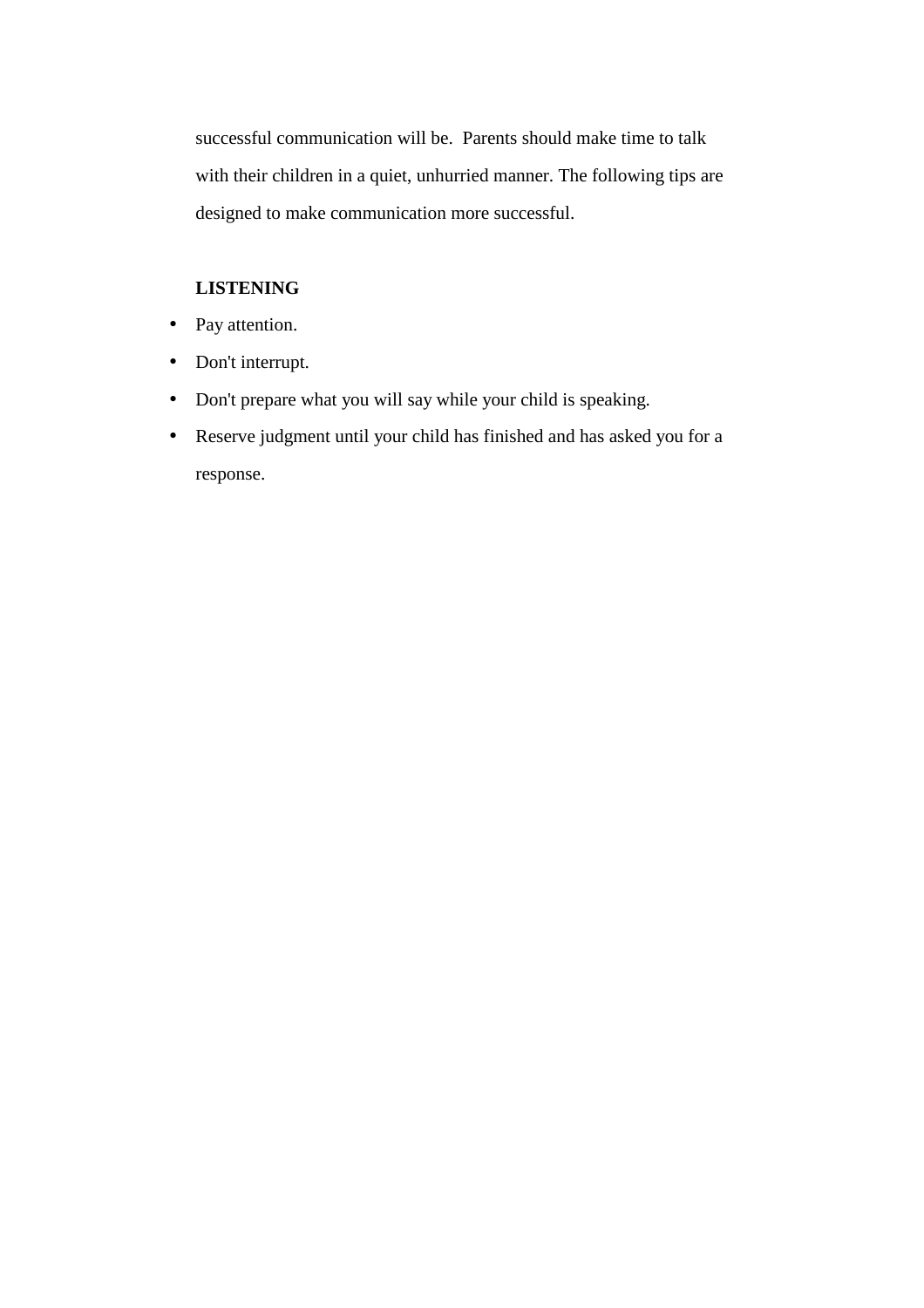successful communication will be.  Parents should make time to talk with their children in a quiet, unhurried manner. The following tips are designed to make communication more successful.

**LISTENING**

- Pay attention.
- Don't interrupt.
- Don't prepare what you will say while your child is speaking.
- Reserve judgment until your child has finished and has asked you for a response.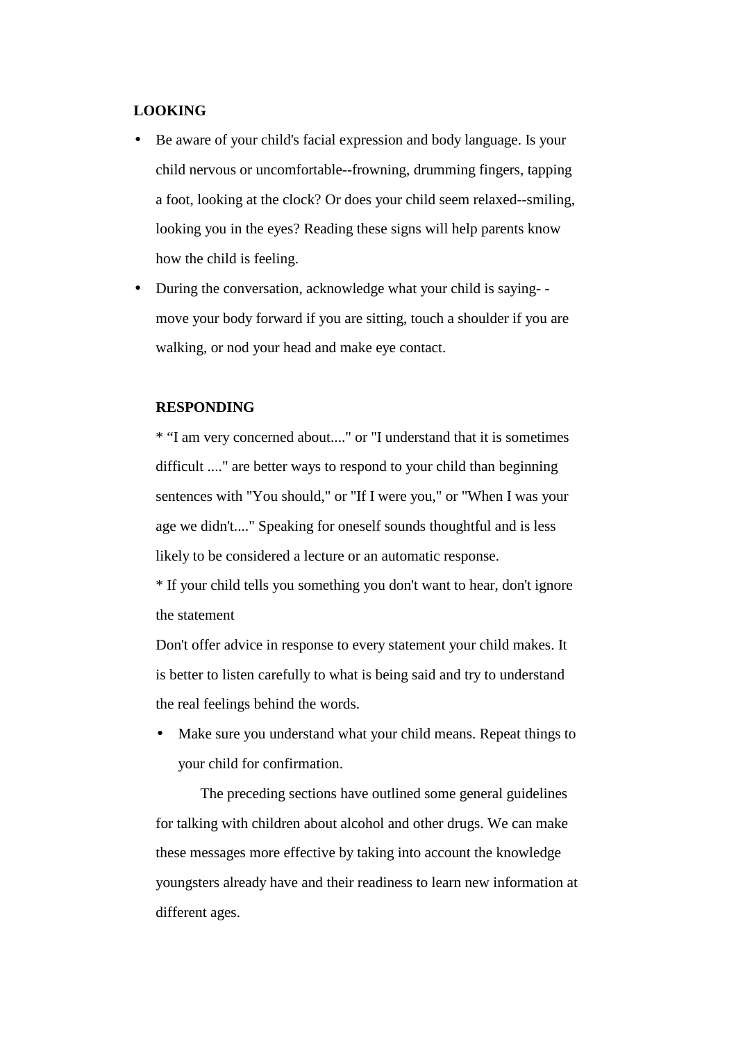**LOOKING**

- Be aware of your child's facial expression and body language. Is your child nervous or uncomfortable--frowning, drumming fingers, tapping a foot, looking at the clock? Or does your child seem relaxed--smiling, looking you in the eyes? Reading these signs will help parents know how the child is feeling.
- During the conversation, acknowledge what your child is saying- - move your body forward if you are sitting, touch a shoulder if you are walking, or nod your head and make eye contact.

**RESPONDING**

* "I am very concerned about...." or "I understand that it is sometimes difficult ...." are better ways to respond to your child than beginning sentences with "You should," or "If I were you," or "When I was your age we didn't...." Speaking for oneself sounds thoughtful and is less likely to be considered a lecture or an automatic response.

* If your child tells you something you don't want to hear, don't ignore the statement

Don't offer advice in response to every statement your child makes. It is better to listen carefully to what is being said and try to understand the real feelings behind the words.

- Make sure you understand what your child means. Repeat things to your child for confirmation.

The preceding sections have outlined some general guidelines for talking with children about alcohol and other drugs. We can make these messages more effective by taking into account the knowledge youngsters already have and their readiness to learn new information at different ages.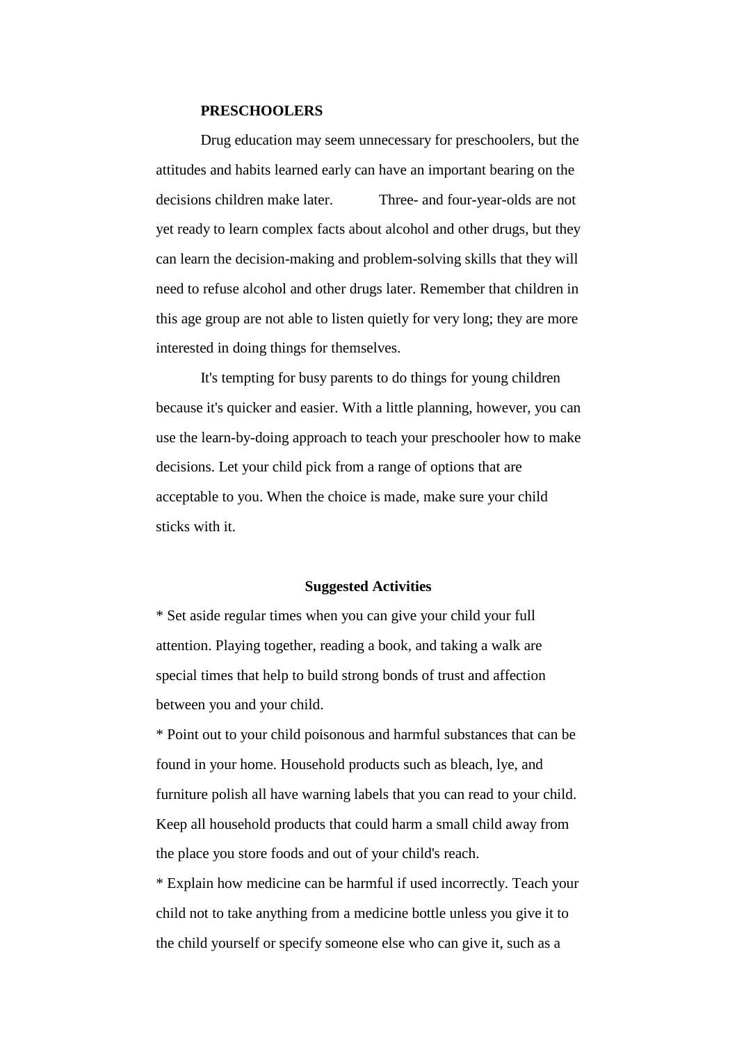**PRESCHOOLERS**

Drug education may seem unnecessary for preschoolers, but the attitudes and habits learned early can have an important bearing on the decisions children make later. Three- and four-year-olds are not yet ready to learn complex facts about alcohol and other drugs, but they can learn the decision-making and problem-solving skills that they will need to refuse alcohol and other drugs later. Remember that children in this age group are not able to listen quietly for very long; they are more interested in doing things for themselves.

It's tempting for busy parents to do things for young children because it's quicker and easier. With a little planning, however, you can use the learn-by-doing approach to teach your preschooler how to make decisions. Let your child pick from a range of options that are acceptable to you. When the choice is made, make sure your child sticks with it.

**Suggested Activities**

* Set aside regular times when you can give your child your full attention. Playing together, reading a book, and taking a walk are special times that help to build strong bonds of trust and affection between you and your child.
* Point out to your child poisonous and harmful substances that can be found in your home. Household products such as bleach, lye, and furniture polish all have warning labels that you can read to your child. Keep all household products that could harm a small child away from the place you store foods and out of your child's reach.
* Explain how medicine can be harmful if used incorrectly. Teach your child not to take anything from a medicine bottle unless you give it to the child yourself or specify someone else who can give it, such as a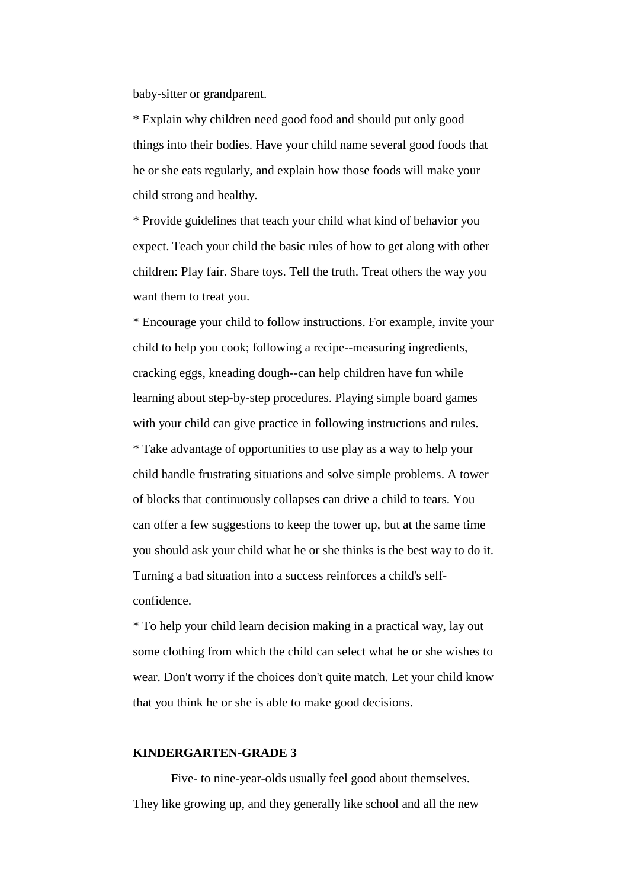baby-sitter or grandparent.

* Explain why children need good food and should put only good things into their bodies. Have your child name several good foods that he or she eats regularly, and explain how those foods will make your child strong and healthy.

* Provide guidelines that teach your child what kind of behavior you expect. Teach your child the basic rules of how to get along with other children: Play fair. Share toys. Tell the truth. Treat others the way you want them to treat you.

* Encourage your child to follow instructions. For example, invite your child to help you cook; following a recipe--measuring ingredients, cracking eggs, kneading dough--can help children have fun while learning about step-by-step procedures. Playing simple board games with your child can give practice in following instructions and rules.

* Take advantage of opportunities to use play as a way to help your child handle frustrating situations and solve simple problems. A tower of blocks that continuously collapses can drive a child to tears. You can offer a few suggestions to keep the tower up, but at the same time you should ask your child what he or she thinks is the best way to do it. Turning a bad situation into a success reinforces a child's self-confidence.

* To help your child learn decision making in a practical way, lay out some clothing from which the child can select what he or she wishes to wear. Don't worry if the choices don't quite match. Let your child know that you think he or she is able to make good decisions.

**KINDERGARTEN-GRADE 3**

Five- to nine-year-olds usually feel good about themselves. They like growing up, and they generally like school and all the new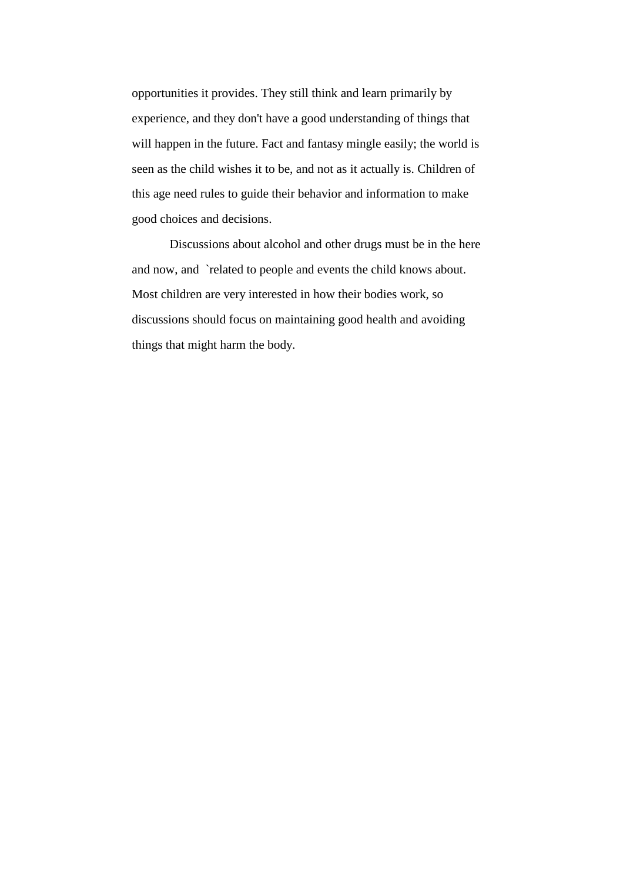opportunities it provides. They still think and learn primarily by experience, and they don't have a good understanding of things that will happen in the future. Fact and fantasy mingle easily; the world is seen as the child wishes it to be, and not as it actually is. Children of this age need rules to guide their behavior and information to make good choices and decisions.

Discussions about alcohol and other drugs must be in the here and now, and `related to people and events the child knows about. Most children are very interested in how their bodies work, so discussions should focus on maintaining good health and avoiding things that might harm the body.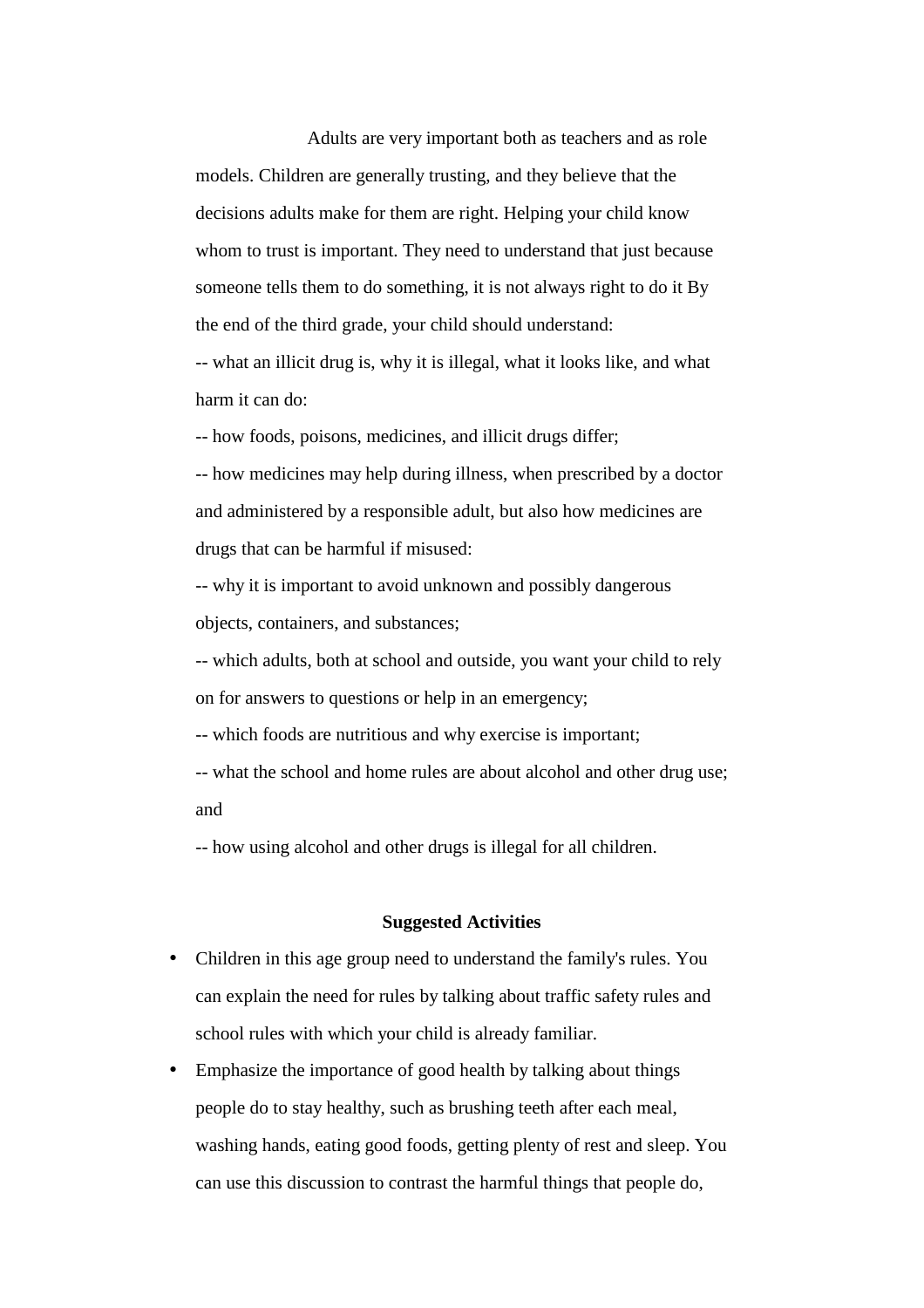Adults are very important both as teachers and as role models. Children are generally trusting, and they believe that the decisions adults make for them are right. Helping your child know whom to trust is important. They need to understand that just because someone tells them to do something, it is not always right to do it By the end of the third grade, your child should understand:

-- what an illicit drug is, why it is illegal, what it looks like, and what harm it can do:

-- how foods, poisons, medicines, and illicit drugs differ;

-- how medicines may help during illness, when prescribed by a doctor and administered by a responsible adult, but also how medicines are drugs that can be harmful if misused:

-- why it is important to avoid unknown and possibly dangerous objects, containers, and substances;

-- which adults, both at school and outside, you want your child to rely on for answers to questions or help in an emergency;

-- which foods are nutritious and why exercise is important;

-- what the school and home rules are about alcohol and other drug use; and

-- how using alcohol and other drugs is illegal for all children.

**Suggested Activities**

- Children in this age group need to understand the family's rules. You can explain the need for rules by talking about traffic safety rules and school rules with which your child is already familiar.
- Emphasize the importance of good health by talking about things people do to stay healthy, such as brushing teeth after each meal, washing hands, eating good foods, getting plenty of rest and sleep. You can use this discussion to contrast the harmful things that people do,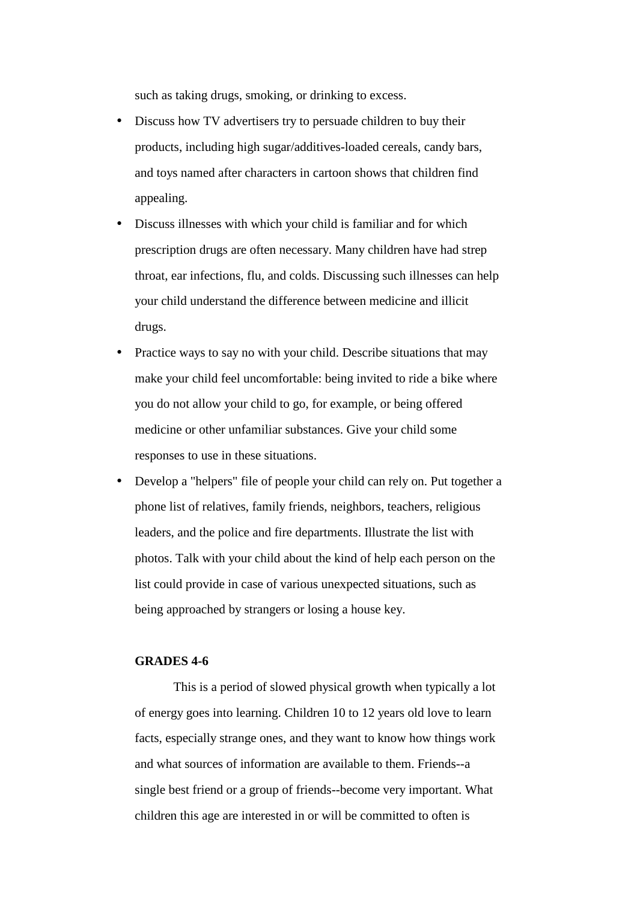such as taking drugs, smoking, or drinking to excess.

- Discuss how TV advertisers try to persuade children to buy their products, including high sugar/additives-loaded cereals, candy bars, and toys named after characters in cartoon shows that children find appealing.
- Discuss illnesses with which your child is familiar and for which prescription drugs are often necessary. Many children have had strep throat, ear infections, flu, and colds. Discussing such illnesses can help your child understand the difference between medicine and illicit drugs.
- Practice ways to say no with your child. Describe situations that may make your child feel uncomfortable: being invited to ride a bike where you do not allow your child to go, for example, or being offered medicine or other unfamiliar substances. Give your child some responses to use in these situations.
- Develop a "helpers" file of people your child can rely on. Put together a phone list of relatives, family friends, neighbors, teachers, religious leaders, and the police and fire departments. Illustrate the list with photos. Talk with your child about the kind of help each person on the list could provide in case of various unexpected situations, such as being approached by strangers or losing a house key.

**GRADES 4-6**

This is a period of slowed physical growth when typically a lot of energy goes into learning. Children 10 to 12 years old love to learn facts, especially strange ones, and they want to know how things work and what sources of information are available to them. Friends--a single best friend or a group of friends--become very important. What children this age are interested in or will be committed to often is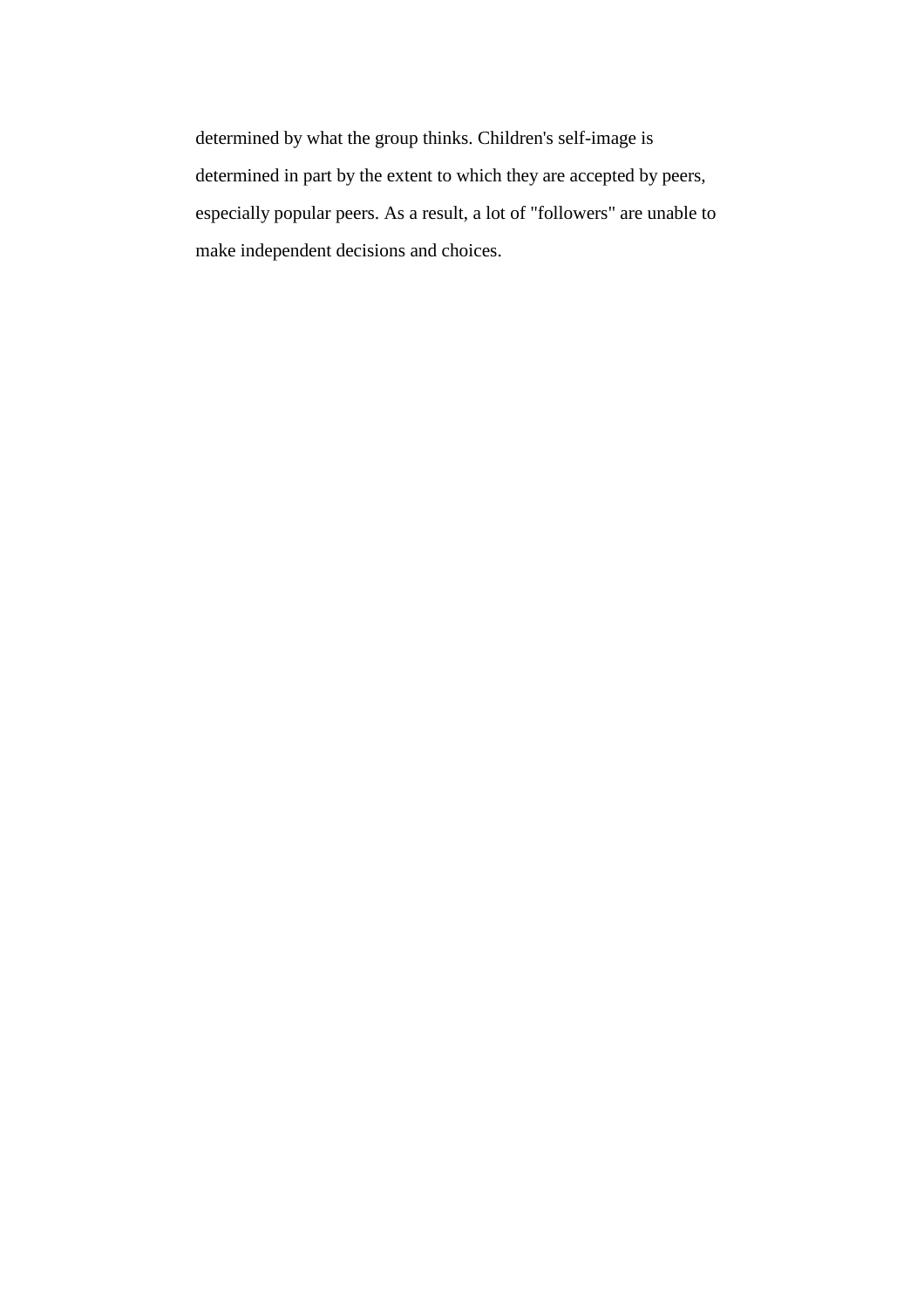determined by what the group thinks. Children's self-image is determined in part by the extent to which they are accepted by peers, especially popular peers. As a result, a lot of "followers" are unable to make independent decisions and choices.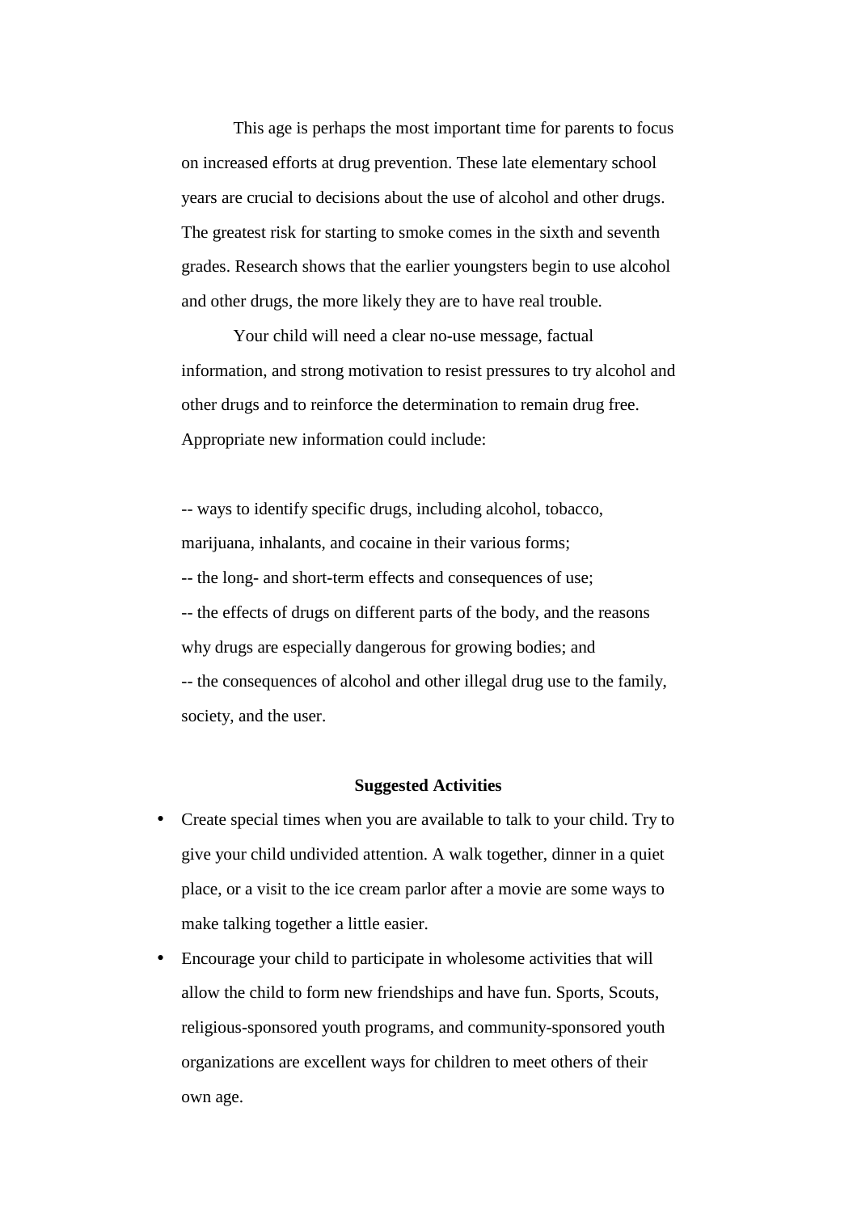This age is perhaps the most important time for parents to focus on increased efforts at drug prevention. These late elementary school years are crucial to decisions about the use of alcohol and other drugs. The greatest risk for starting to smoke comes in the sixth and seventh grades. Research shows that the earlier youngsters begin to use alcohol and other drugs, the more likely they are to have real trouble.

Your child will need a clear no-use message, factual information, and strong motivation to resist pressures to try alcohol and other drugs and to reinforce the determination to remain drug free. Appropriate new information could include:

-- ways to identify specific drugs, including alcohol, tobacco, marijuana, inhalants, and cocaine in their various forms;
-- the long- and short-term effects and consequences of use;
-- the effects of drugs on different parts of the body, and the reasons why drugs are especially dangerous for growing bodies; and
-- the consequences of alcohol and other illegal drug use to the family, society, and the user.

**Suggested Activities**

- Create special times when you are available to talk to your child. Try to give your child undivided attention. A walk together, dinner in a quiet place, or a visit to the ice cream parlor after a movie are some ways to make talking together a little easier.
- Encourage your child to participate in wholesome activities that will allow the child to form new friendships and have fun. Sports, Scouts, religious-sponsored youth programs, and community-sponsored youth organizations are excellent ways for children to meet others of their own age.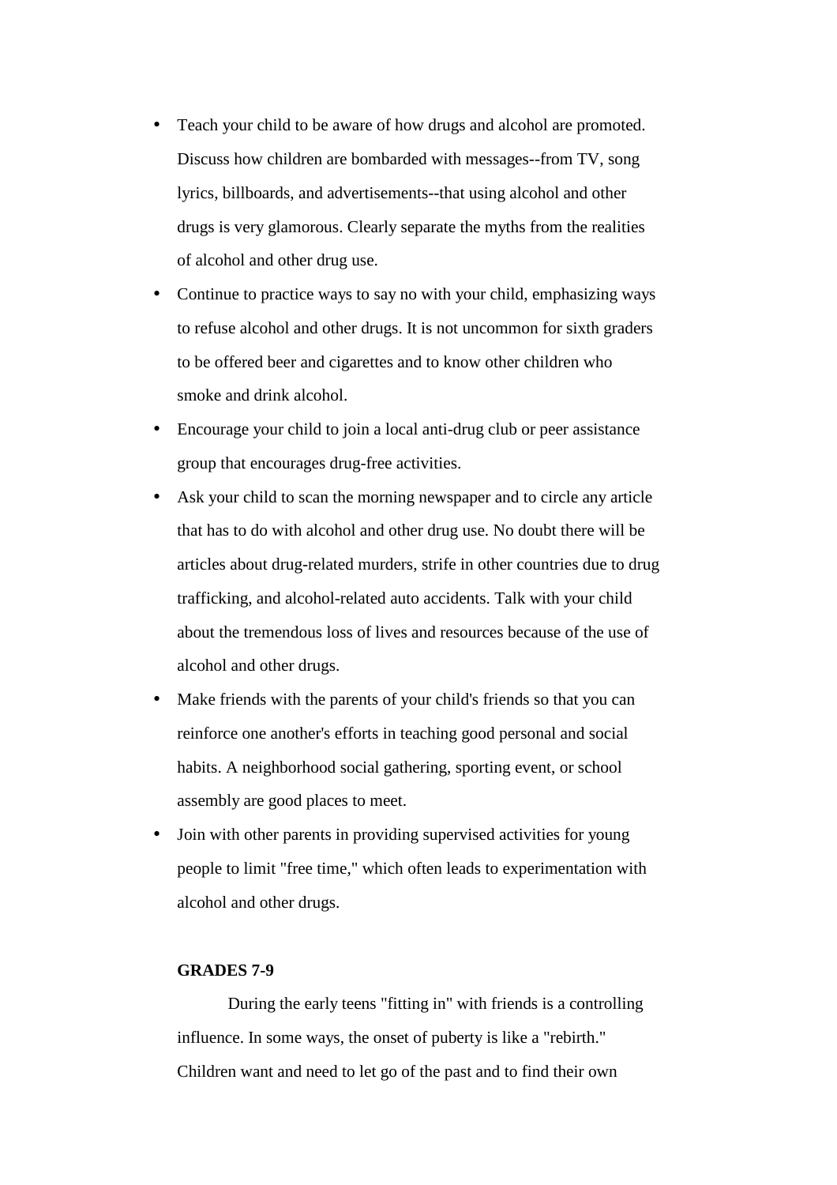- Teach your child to be aware of how drugs and alcohol are promoted. Discuss how children are bombarded with messages--from TV, song lyrics, billboards, and advertisements--that using alcohol and other drugs is very glamorous. Clearly separate the myths from the realities of alcohol and other drug use.
- Continue to practice ways to say no with your child, emphasizing ways to refuse alcohol and other drugs. It is not uncommon for sixth graders to be offered beer and cigarettes and to know other children who smoke and drink alcohol.
- Encourage your child to join a local anti-drug club or peer assistance group that encourages drug-free activities.
- Ask your child to scan the morning newspaper and to circle any article that has to do with alcohol and other drug use. No doubt there will be articles about drug-related murders, strife in other countries due to drug trafficking, and alcohol-related auto accidents. Talk with your child about the tremendous loss of lives and resources because of the use of alcohol and other drugs.
- Make friends with the parents of your child's friends so that you can reinforce one another's efforts in teaching good personal and social habits. A neighborhood social gathering, sporting event, or school assembly are good places to meet.
- Join with other parents in providing supervised activities for young people to limit "free time," which often leads to experimentation with alcohol and other drugs.

**GRADES 7-9**

During the early teens "fitting in" with friends is a controlling influence. In some ways, the onset of puberty is like a "rebirth." Children want and need to let go of the past and to find their own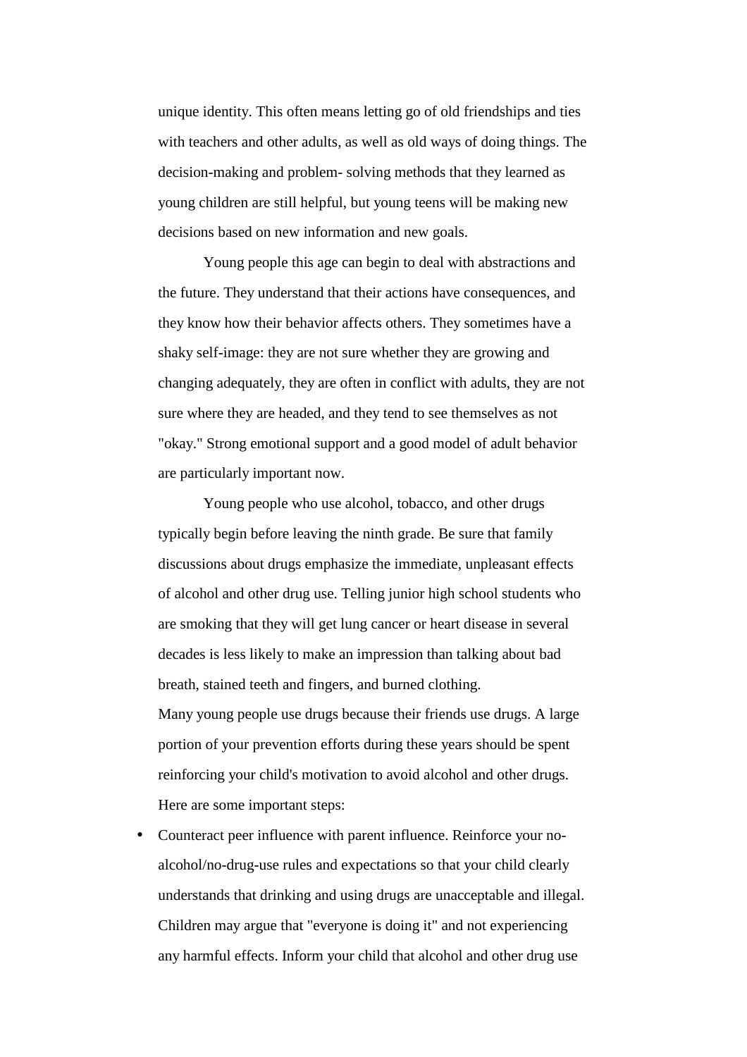unique identity. This often means letting go of old friendships and ties with teachers and other adults, as well as old ways of doing things. The decision-making and problem- solving methods that they learned as young children are still helpful, but young teens will be making new decisions based on new information and new goals.

Young people this age can begin to deal with abstractions and the future. They understand that their actions have consequences, and they know how their behavior affects others. They sometimes have a shaky self-image: they are not sure whether they are growing and changing adequately, they are often in conflict with adults, they are not sure where they are headed, and they tend to see themselves as not "okay." Strong emotional support and a good model of adult behavior are particularly important now.

Young people who use alcohol, tobacco, and other drugs typically begin before leaving the ninth grade. Be sure that family discussions about drugs emphasize the immediate, unpleasant effects of alcohol and other drug use. Telling junior high school students who are smoking that they will get lung cancer or heart disease in several decades is less likely to make an impression than talking about bad breath, stained teeth and fingers, and burned clothing.

Many young people use drugs because their friends use drugs. A large portion of your prevention efforts during these years should be spent reinforcing your child's motivation to avoid alcohol and other drugs. Here are some important steps:

- Counteract peer influence with parent influence. Reinforce your no-alcohol/no-drug-use rules and expectations so that your child clearly understands that drinking and using drugs are unacceptable and illegal. Children may argue that "everyone is doing it" and not experiencing any harmful effects. Inform your child that alcohol and other drug use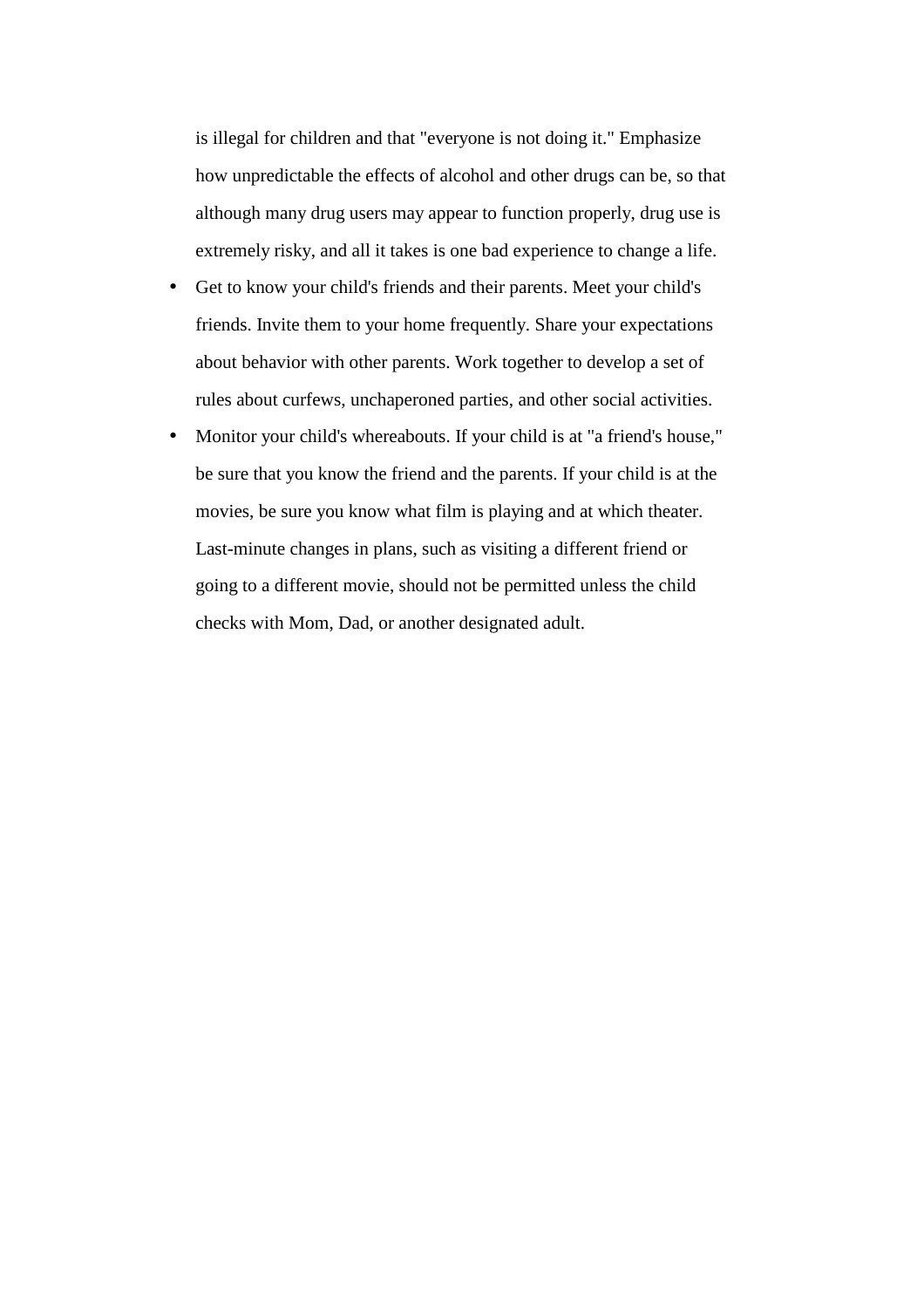is illegal for children and that "everyone is not doing it." Emphasize how unpredictable the effects of alcohol and other drugs can be, so that although many drug users may appear to function properly, drug use is extremely risky, and all it takes is one bad experience to change a life.

- Get to know your child's friends and their parents. Meet your child's friends. Invite them to your home frequently. Share your expectations about behavior with other parents. Work together to develop a set of rules about curfews, unchaperoned parties, and other social activities.
- Monitor your child's whereabouts. If your child is at "a friend's house," be sure that you know the friend and the parents. If your child is at the movies, be sure you know what film is playing and at which theater. Last-minute changes in plans, such as visiting a different friend or going to a different movie, should not be permitted unless the child checks with Mom, Dad, or another designated adult.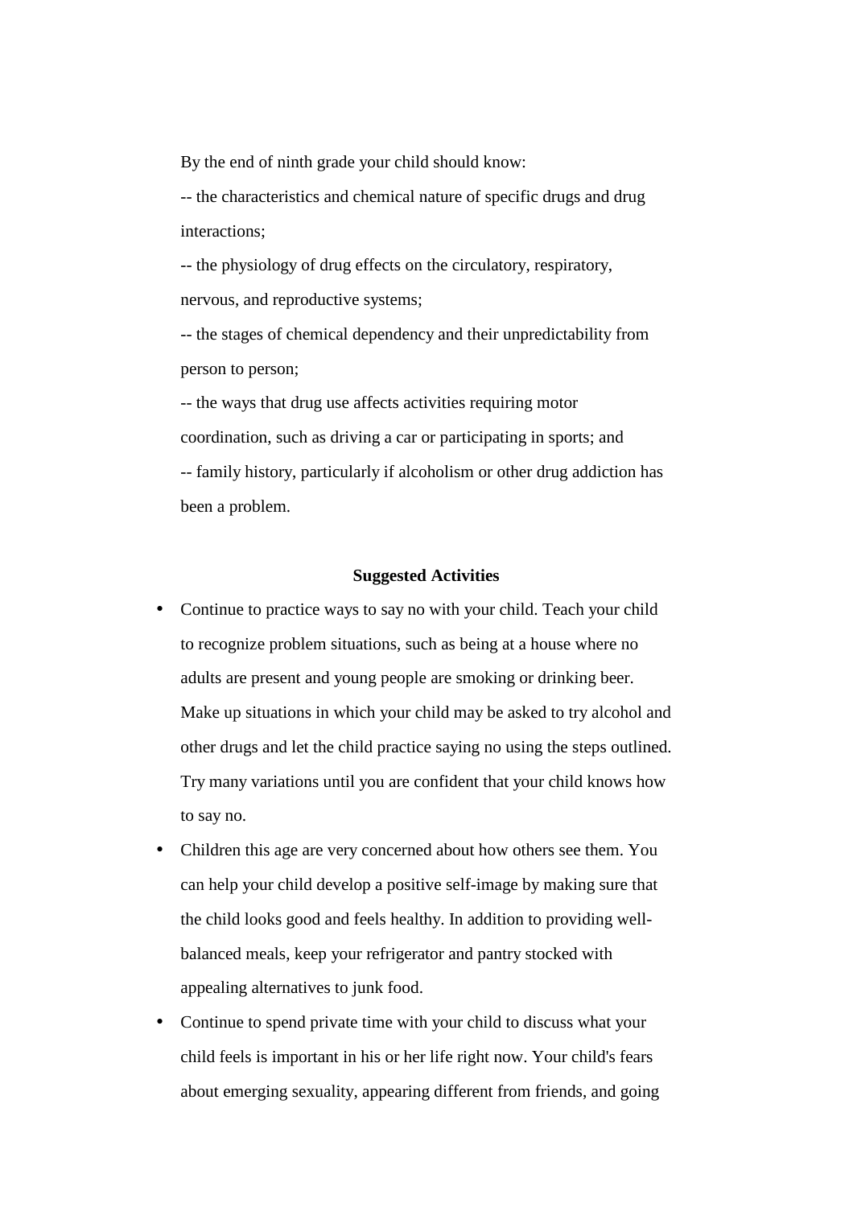By the end of ninth grade your child should know:

-- the characteristics and chemical nature of specific drugs and drug interactions;

-- the physiology of drug effects on the circulatory, respiratory, nervous, and reproductive systems;

-- the stages of chemical dependency and their unpredictability from person to person;

-- the ways that drug use affects activities requiring motor coordination, such as driving a car or participating in sports; and

-- family history, particularly if alcoholism or other drug addiction has been a problem.

**Suggested Activities**

- Continue to practice ways to say no with your child. Teach your child to recognize problem situations, such as being at a house where no adults are present and young people are smoking or drinking beer. Make up situations in which your child may be asked to try alcohol and other drugs and let the child practice saying no using the steps outlined. Try many variations until you are confident that your child knows how to say no.
- Children this age are very concerned about how others see them. You can help your child develop a positive self-image by making sure that the child looks good and feels healthy. In addition to providing well-balanced meals, keep your refrigerator and pantry stocked with appealing alternatives to junk food.
- Continue to spend private time with your child to discuss what your child feels is important in his or her life right now. Your child's fears about emerging sexuality, appearing different from friends, and going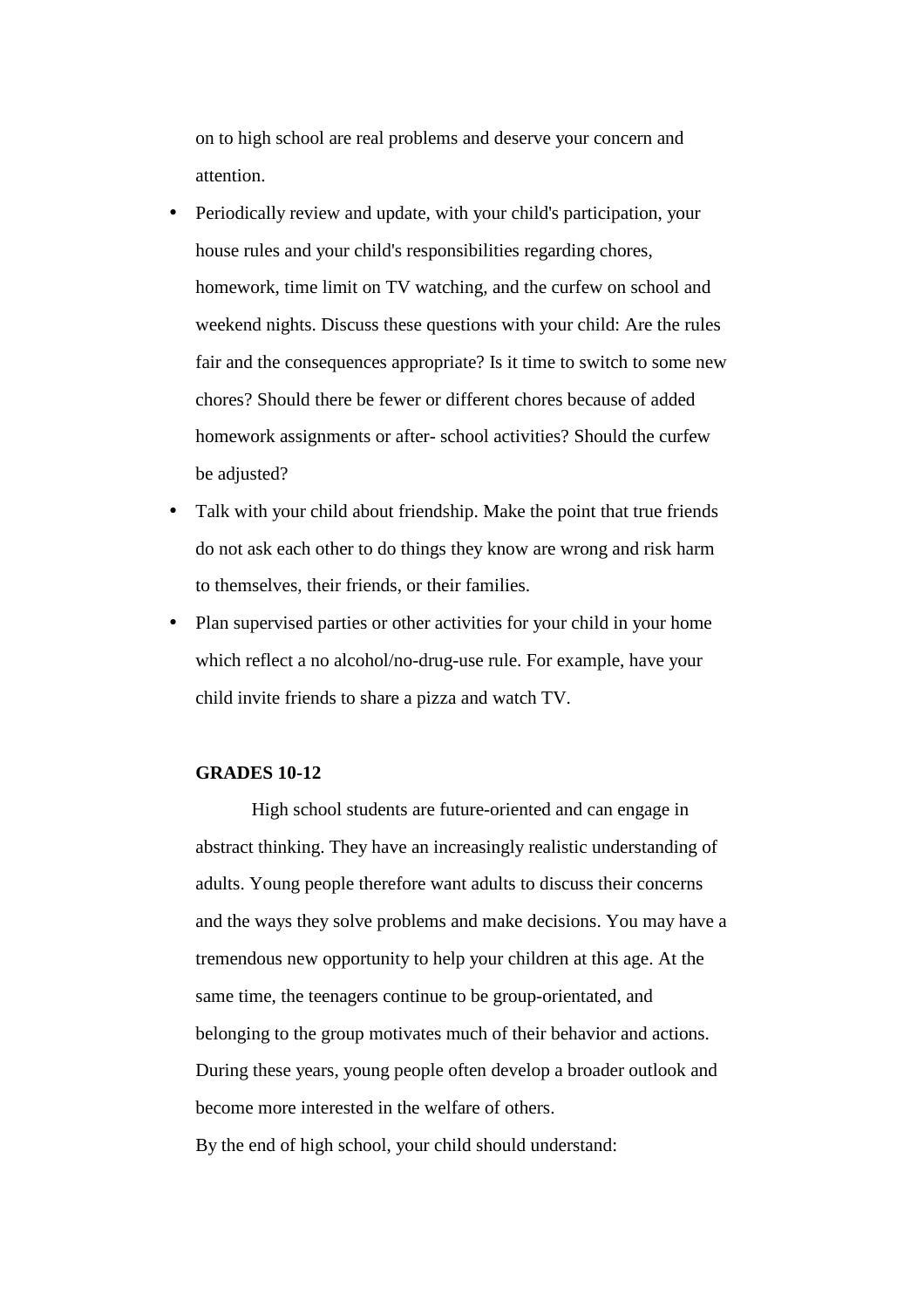on to high school are real problems and deserve your concern and attention.

- Periodically review and update, with your child's participation, your house rules and your child's responsibilities regarding chores, homework, time limit on TV watching, and the curfew on school and weekend nights. Discuss these questions with your child: Are the rules fair and the consequences appropriate? Is it time to switch to some new chores? Should there be fewer or different chores because of added homework assignments or after- school activities? Should the curfew be adjusted?
- Talk with your child about friendship. Make the point that true friends do not ask each other to do things they know are wrong and risk harm to themselves, their friends, or their families.
- Plan supervised parties or other activities for your child in your home which reflect a no alcohol/no-drug-use rule. For example, have your child invite friends to share a pizza and watch TV.

**GRADES 10-12**

High school students are future-oriented and can engage in abstract thinking. They have an increasingly realistic understanding of adults. Young people therefore want adults to discuss their concerns and the ways they solve problems and make decisions. You may have a tremendous new opportunity to help your children at this age. At the same time, the teenagers continue to be group-orientated, and belonging to the group motivates much of their behavior and actions. During these years, young people often develop a broader outlook and become more interested in the welfare of others.

By the end of high school, your child should understand: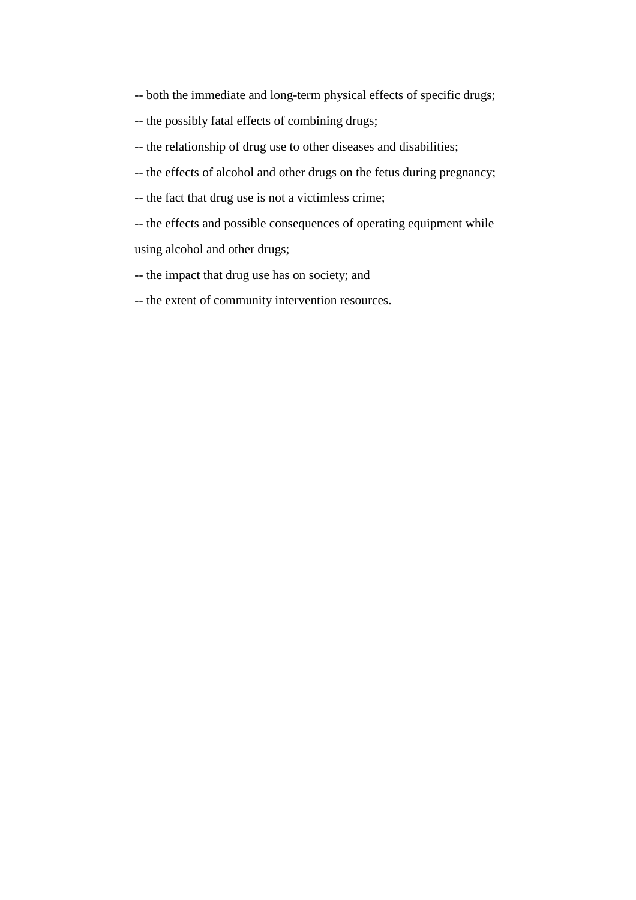-- both the immediate and long-term physical effects of specific drugs;

-- the possibly fatal effects of combining drugs;

-- the relationship of drug use to other diseases and disabilities;

-- the effects of alcohol and other drugs on the fetus during pregnancy;

-- the fact that drug use is not a victimless crime;

-- the effects and possible consequences of operating equipment while using alcohol and other drugs;

-- the impact that drug use has on society; and

-- the extent of community intervention resources.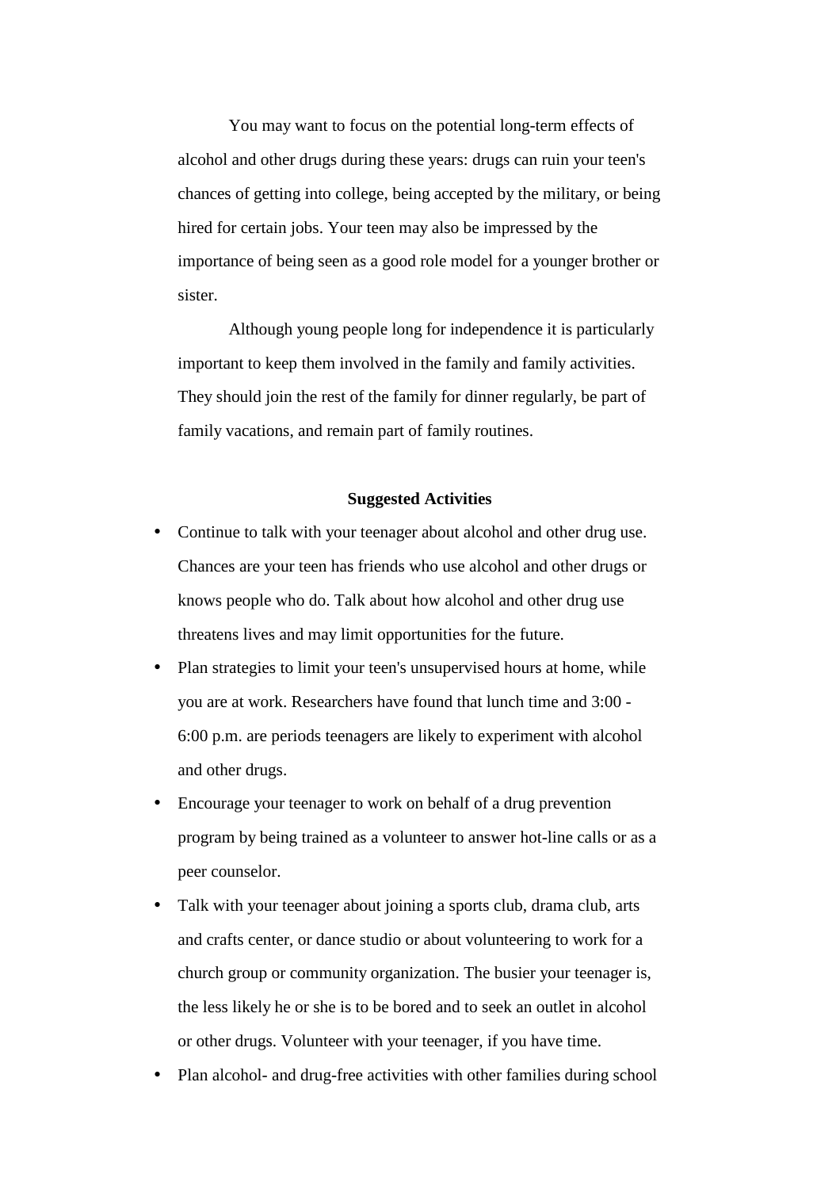You may want to focus on the potential long-term effects of alcohol and other drugs during these years: drugs can ruin your teen's chances of getting into college, being accepted by the military, or being hired for certain jobs. Your teen may also be impressed by the importance of being seen as a good role model for a younger brother or sister.

Although young people long for independence it is particularly important to keep them involved in the family and family activities. They should join the rest of the family for dinner regularly, be part of family vacations, and remain part of family routines.

**Suggested Activities**

- Continue to talk with your teenager about alcohol and other drug use. Chances are your teen has friends who use alcohol and other drugs or knows people who do. Talk about how alcohol and other drug use threatens lives and may limit opportunities for the future.
- Plan strategies to limit your teen's unsupervised hours at home, while you are at work. Researchers have found that lunch time and 3:00 - 6:00 p.m. are periods teenagers are likely to experiment with alcohol and other drugs.
- Encourage your teenager to work on behalf of a drug prevention program by being trained as a volunteer to answer hot-line calls or as a peer counselor.
- Talk with your teenager about joining a sports club, drama club, arts and crafts center, or dance studio or about volunteering to work for a church group or community organization. The busier your teenager is, the less likely he or she is to be bored and to seek an outlet in alcohol or other drugs. Volunteer with your teenager, if you have time.
- Plan alcohol- and drug-free activities with other families during school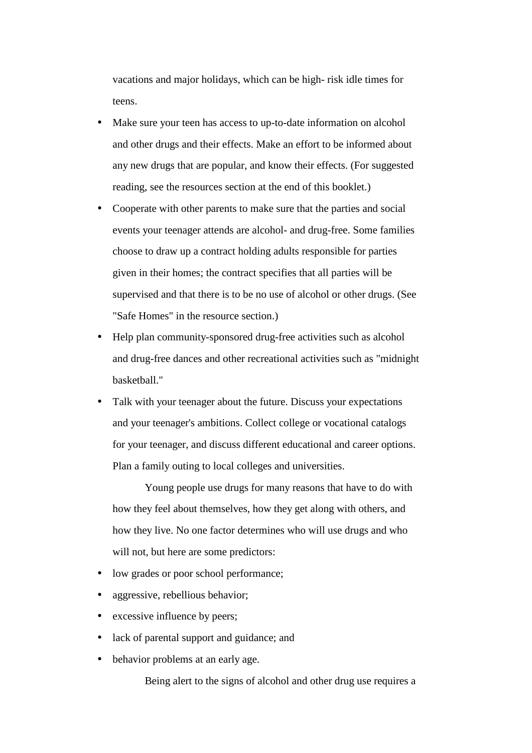vacations and major holidays, which can be high- risk idle times for teens.

- Make sure your teen has access to up-to-date information on alcohol and other drugs and their effects. Make an effort to be informed about any new drugs that are popular, and know their effects. (For suggested reading, see the resources section at the end of this booklet.)
- Cooperate with other parents to make sure that the parties and social events your teenager attends are alcohol- and drug-free. Some families choose to draw up a contract holding adults responsible for parties given in their homes; the contract specifies that all parties will be supervised and that there is to be no use of alcohol or other drugs. (See "Safe Homes" in the resource section.)
- Help plan community-sponsored drug-free activities such as alcohol and drug-free dances and other recreational activities such as "midnight basketball."
- Talk with your teenager about the future. Discuss your expectations and your teenager's ambitions. Collect college or vocational catalogs for your teenager, and discuss different educational and career options. Plan a family outing to local colleges and universities.

Young people use drugs for many reasons that have to do with how they feel about themselves, how they get along with others, and how they live. No one factor determines who will use drugs and who will not, but here are some predictors:

- low grades or poor school performance;
- aggressive, rebellious behavior;
- excessive influence by peers;
- lack of parental support and guidance; and
- behavior problems at an early age.

Being alert to the signs of alcohol and other drug use requires a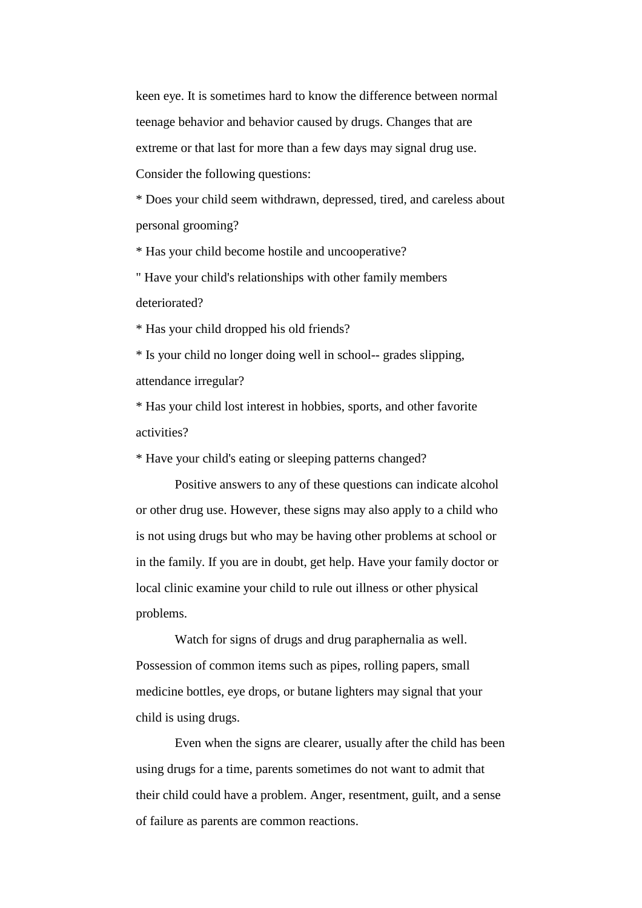keen eye. It is sometimes hard to know the difference between normal teenage behavior and behavior caused by drugs. Changes that are extreme or that last for more than a few days may signal drug use. Consider the following questions:

* Does your child seem withdrawn, depressed, tired, and careless about personal grooming?
* Has your child become hostile and uncooperative?
" Have your child's relationships with other family members deteriorated?
* Has your child dropped his old friends?
* Is your child no longer doing well in school-- grades slipping, attendance irregular?
* Has your child lost interest in hobbies, sports, and other favorite activities?
* Have your child's eating or sleeping patterns changed?

Positive answers to any of these questions can indicate alcohol or other drug use. However, these signs may also apply to a child who is not using drugs but who may be having other problems at school or in the family. If you are in doubt, get help. Have your family doctor or local clinic examine your child to rule out illness or other physical problems.

Watch for signs of drugs and drug paraphernalia as well. Possession of common items such as pipes, rolling papers, small medicine bottles, eye drops, or butane lighters may signal that your child is using drugs.

Even when the signs are clearer, usually after the child has been using drugs for a time, parents sometimes do not want to admit that their child could have a problem. Anger, resentment, guilt, and a sense of failure as parents are common reactions.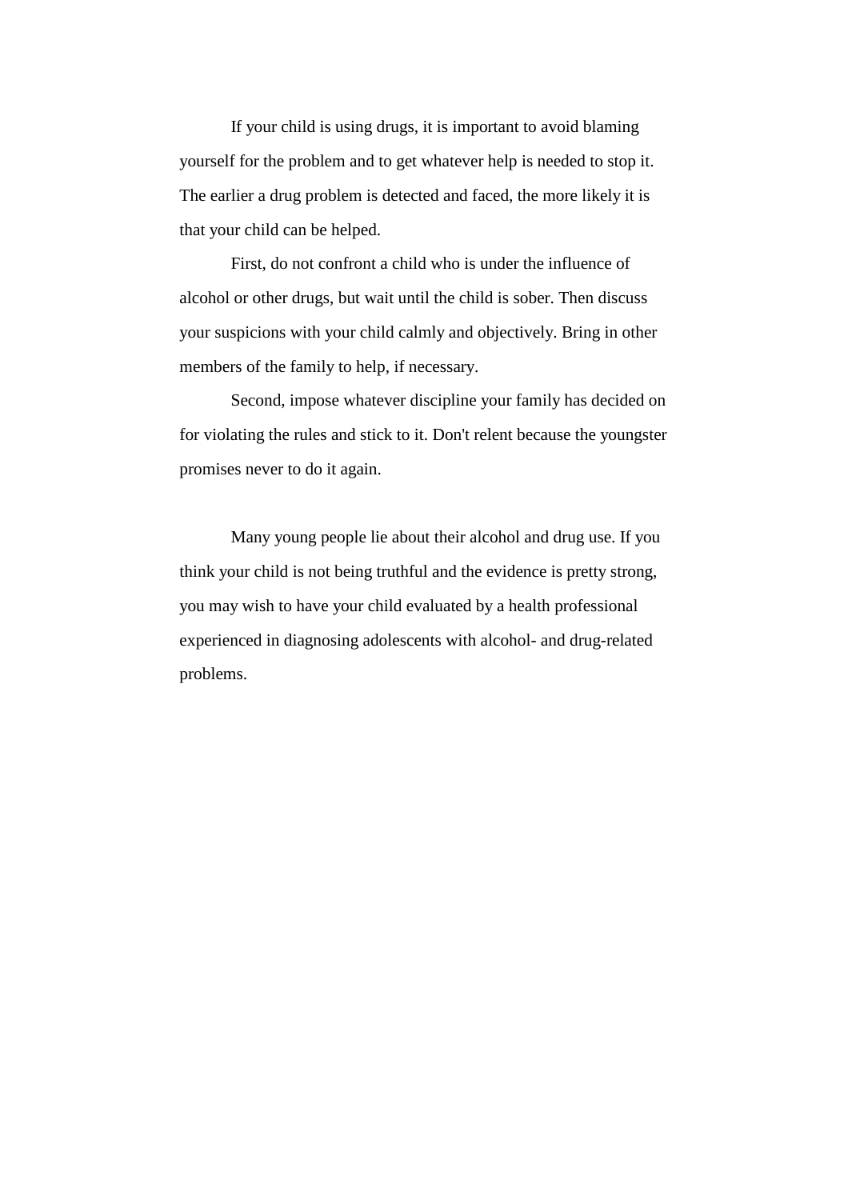If your child is using drugs, it is important to avoid blaming yourself for the problem and to get whatever help is needed to stop it. The earlier a drug problem is detected and faced, the more likely it is that your child can be helped.

First, do not confront a child who is under the influence of alcohol or other drugs, but wait until the child is sober. Then discuss your suspicions with your child calmly and objectively. Bring in other members of the family to help, if necessary.

Second, impose whatever discipline your family has decided on for violating the rules and stick to it. Don't relent because the youngster promises never to do it again.

Many young people lie about their alcohol and drug use. If you think your child is not being truthful and the evidence is pretty strong, you may wish to have your child evaluated by a health professional experienced in diagnosing adolescents with alcohol- and drug-related problems.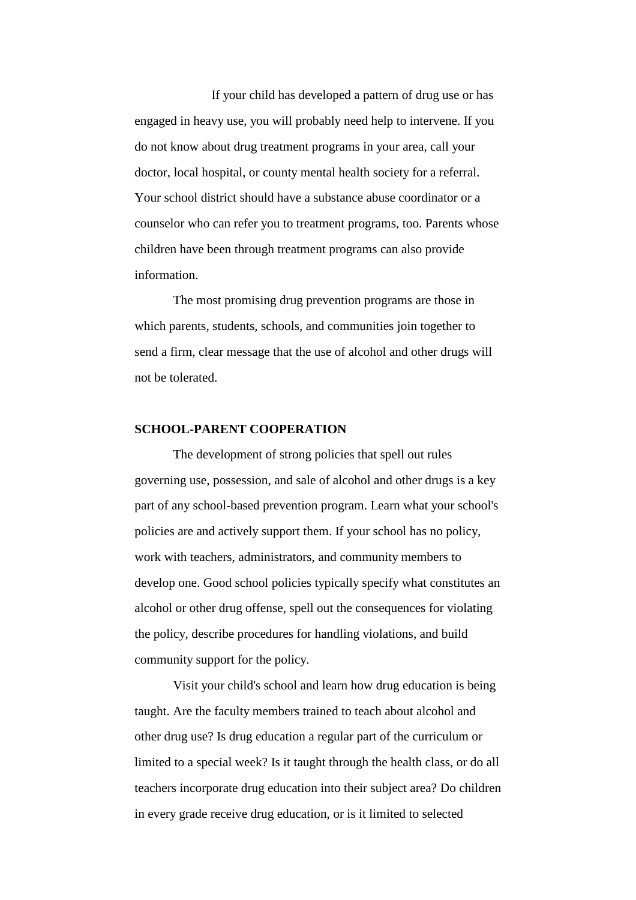If your child has developed a pattern of drug use or has engaged in heavy use, you will probably need help to intervene. If you do not know about drug treatment programs in your area, call your doctor, local hospital, or county mental health society for a referral. Your school district should have a substance abuse coordinator or a counselor who can refer you to treatment programs, too. Parents whose children have been through treatment programs can also provide information.

The most promising drug prevention programs are those in which parents, students, schools, and communities join together to send a firm, clear message that the use of alcohol and other drugs will not be tolerated.

**SCHOOL-PARENT COOPERATION**

The development of strong policies that spell out rules governing use, possession, and sale of alcohol and other drugs is a key part of any school-based prevention program. Learn what your school's policies are and actively support them. If your school has no policy, work with teachers, administrators, and community members to develop one. Good school policies typically specify what constitutes an alcohol or other drug offense, spell out the consequences for violating the policy, describe procedures for handling violations, and build community support for the policy.

Visit your child's school and learn how drug education is being taught. Are the faculty members trained to teach about alcohol and other drug use? Is drug education a regular part of the curriculum or limited to a special week? Is it taught through the health class, or do all teachers incorporate drug education into their subject area? Do children in every grade receive drug education, or is it limited to selected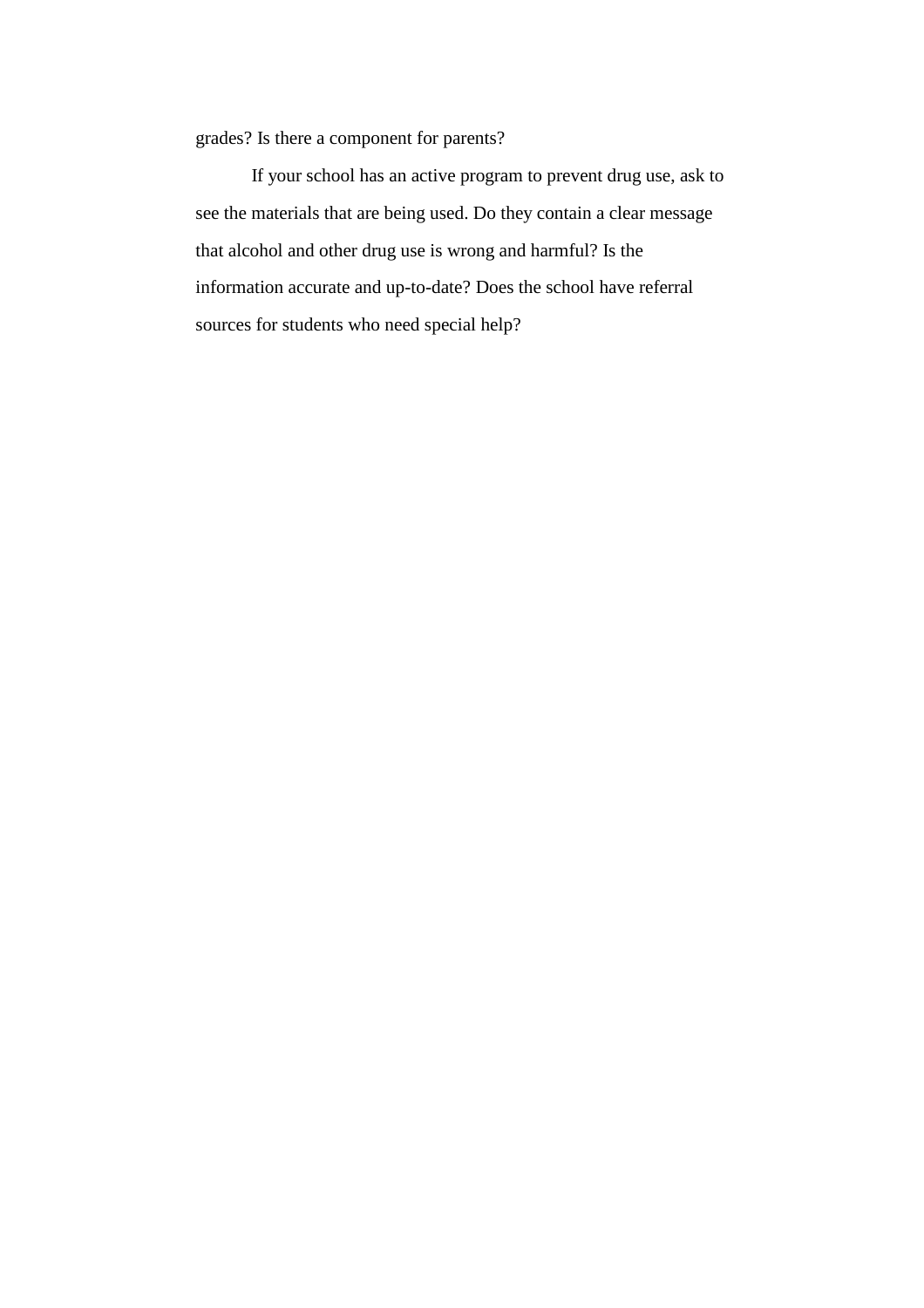grades? Is there a component for parents?

If your school has an active program to prevent drug use, ask to see the materials that are being used. Do they contain a clear message that alcohol and other drug use is wrong and harmful? Is the information accurate and up-to-date? Does the school have referral sources for students who need special help?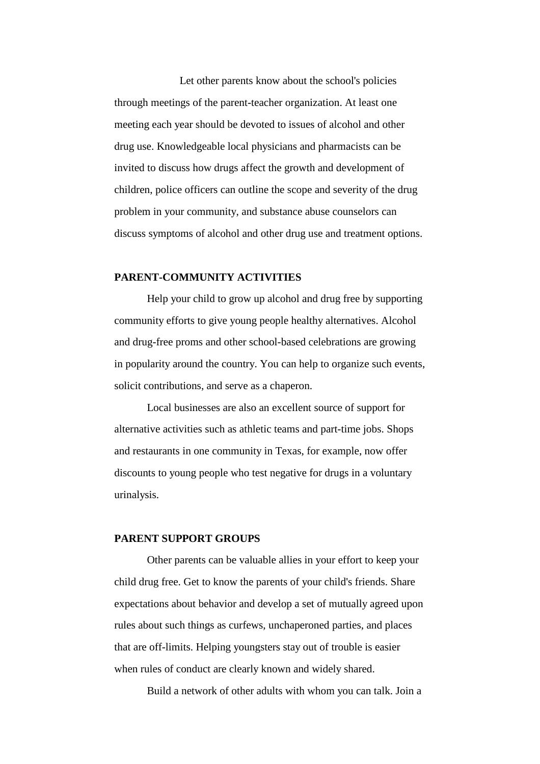Let other parents know about the school's policies through meetings of the parent-teacher organization. At least one meeting each year should be devoted to issues of alcohol and other drug use. Knowledgeable local physicians and pharmacists can be invited to discuss how drugs affect the growth and development of children, police officers can outline the scope and severity of the drug problem in your community, and substance abuse counselors can discuss symptoms of alcohol and other drug use and treatment options.

**PARENT-COMMUNITY ACTIVITIES**

Help your child to grow up alcohol and drug free by supporting community efforts to give young people healthy alternatives. Alcohol and drug-free proms and other school-based celebrations are growing in popularity around the country. You can help to organize such events, solicit contributions, and serve as a chaperon.

Local businesses are also an excellent source of support for alternative activities such as athletic teams and part-time jobs. Shops and restaurants in one community in Texas, for example, now offer discounts to young people who test negative for drugs in a voluntary urinalysis.

**PARENT SUPPORT GROUPS**

Other parents can be valuable allies in your effort to keep your child drug free. Get to know the parents of your child's friends. Share expectations about behavior and develop a set of mutually agreed upon rules about such things as curfews, unchaperoned parties, and places that are off-limits. Helping youngsters stay out of trouble is easier when rules of conduct are clearly known and widely shared.

Build a network of other adults with whom you can talk. Join a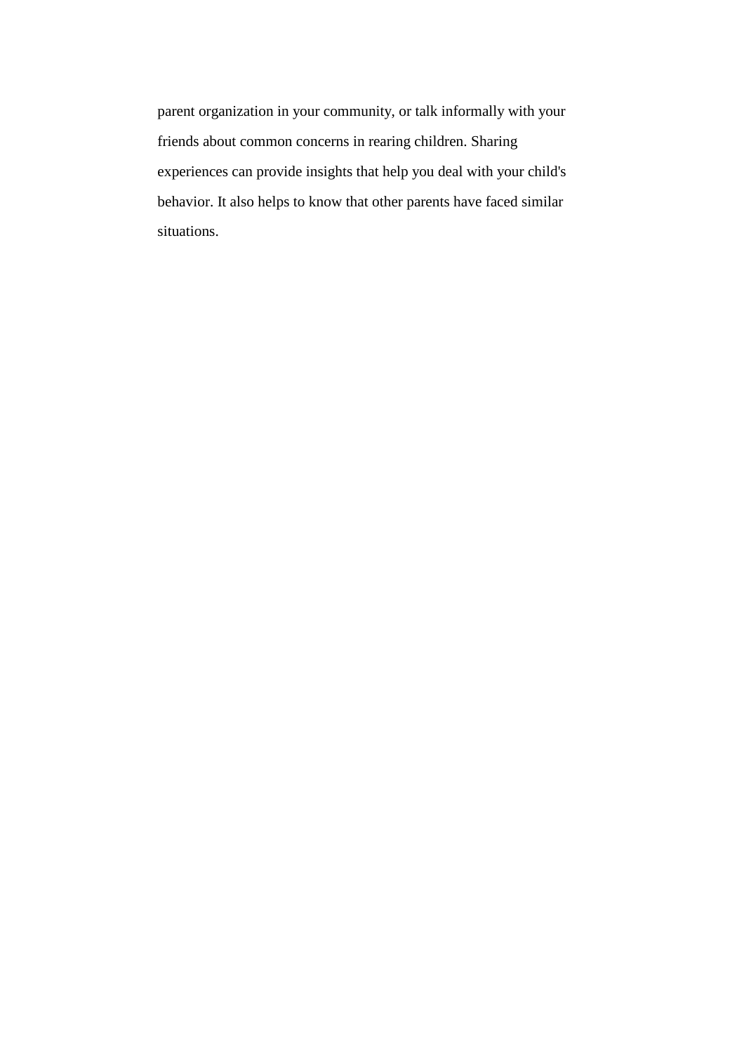parent organization in your community, or talk informally with your friends about common concerns in rearing children. Sharing experiences can provide insights that help you deal with your child's behavior. It also helps to know that other parents have faced similar situations.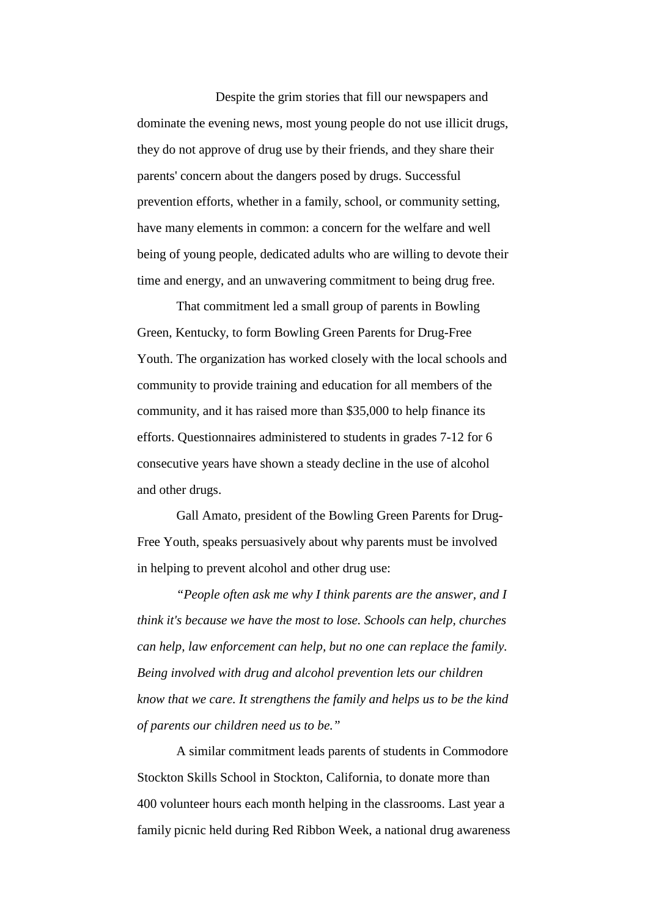Despite the grim stories that fill our newspapers and dominate the evening news, most young people do not use illicit drugs, they do not approve of drug use by their friends, and they share their parents' concern about the dangers posed by drugs. Successful prevention efforts, whether in a family, school, or community setting, have many elements in common: a concern for the welfare and well being of young people, dedicated adults who are willing to devote their time and energy, and an unwavering commitment to being drug free.

That commitment led a small group of parents in Bowling Green, Kentucky, to form Bowling Green Parents for Drug-Free Youth. The organization has worked closely with the local schools and community to provide training and education for all members of the community, and it has raised more than $35,000 to help finance its efforts. Questionnaires administered to students in grades 7-12 for 6 consecutive years have shown a steady decline in the use of alcohol and other drugs.

Gall Amato, president of the Bowling Green Parents for Drug-Free Youth, speaks persuasively about why parents must be involved in helping to prevent alcohol and other drug use:

*"People often ask me why I think parents are the answer, and I think it's because we have the most to lose. Schools can help, churches can help, law enforcement can help, but no one can replace the family. Being involved with drug and alcohol prevention lets our children know that we care. It strengthens the family and helps us to be the kind of parents our children need us to be."*

A similar commitment leads parents of students in Commodore Stockton Skills School in Stockton, California, to donate more than 400 volunteer hours each month helping in the classrooms. Last year a family picnic held during Red Ribbon Week, a national drug awareness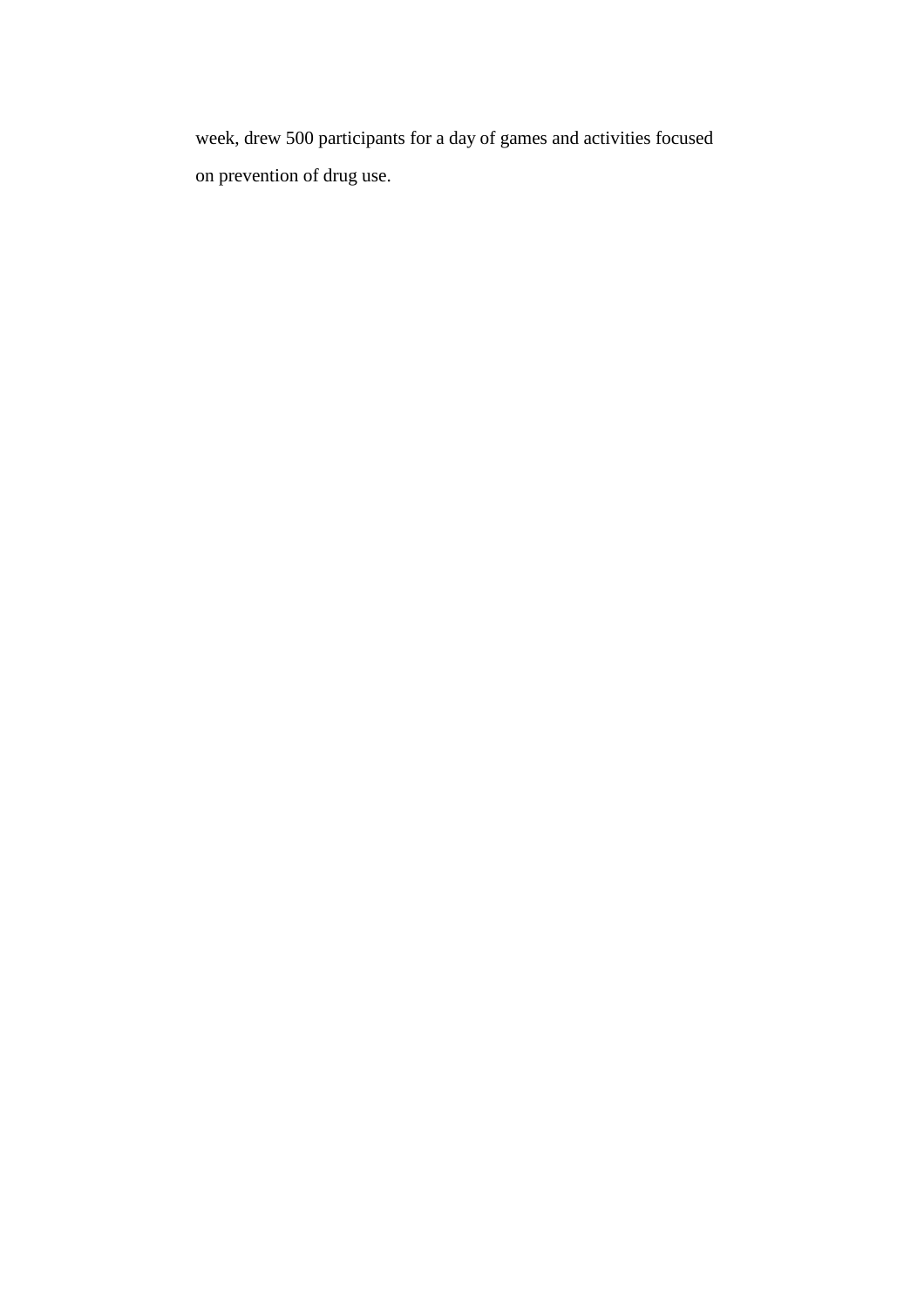week, drew 500 participants for a day of games and activities focused on prevention of drug use.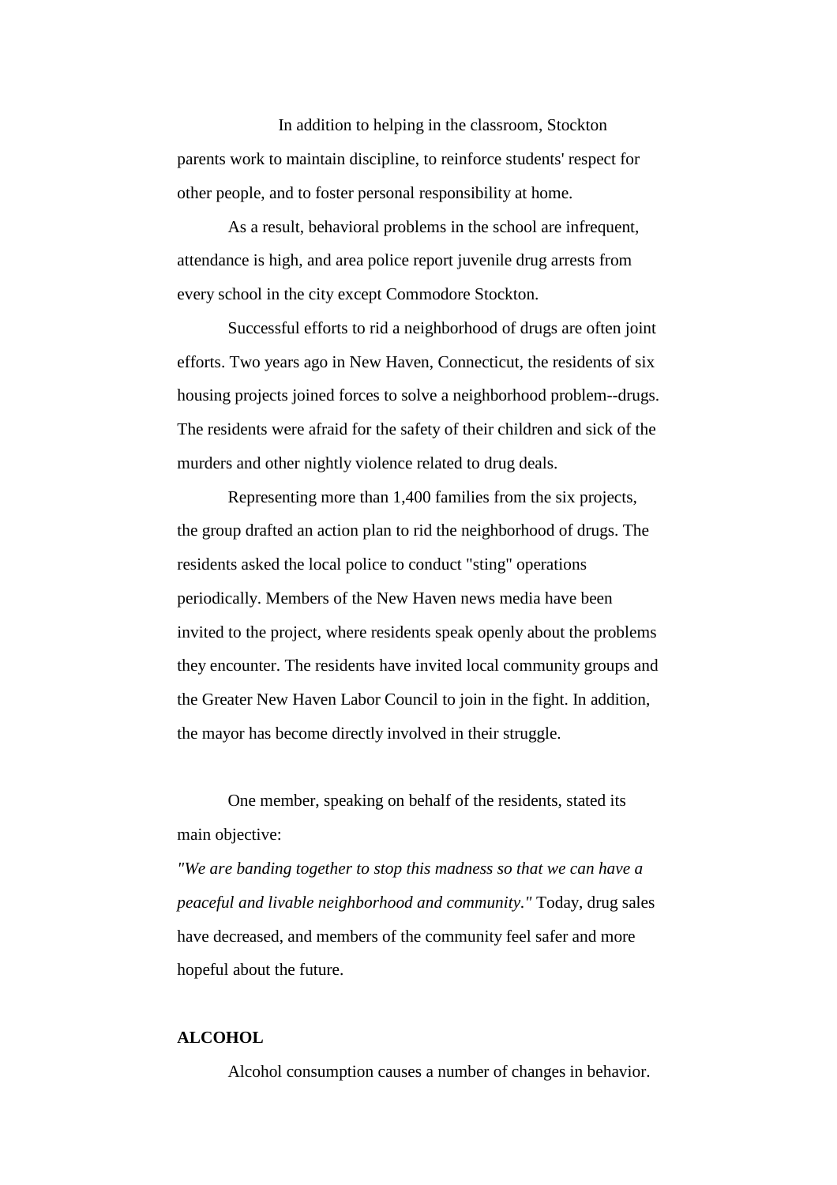In addition to helping in the classroom, Stockton parents work to maintain discipline, to reinforce students' respect for other people, and to foster personal responsibility at home.

As a result, behavioral problems in the school are infrequent, attendance is high, and area police report juvenile drug arrests from every school in the city except Commodore Stockton.

Successful efforts to rid a neighborhood of drugs are often joint efforts. Two years ago in New Haven, Connecticut, the residents of six housing projects joined forces to solve a neighborhood problem--drugs. The residents were afraid for the safety of their children and sick of the murders and other nightly violence related to drug deals.

Representing more than 1,400 families from the six projects, the group drafted an action plan to rid the neighborhood of drugs. The residents asked the local police to conduct "sting" operations periodically. Members of the New Haven news media have been invited to the project, where residents speak openly about the problems they encounter. The residents have invited local community groups and the Greater New Haven Labor Council to join in the fight. In addition, the mayor has become directly involved in their struggle.

One member, speaking on behalf of the residents, stated its main objective:

*"We are banding together to stop this madness so that we can have a peaceful and livable neighborhood and community."* Today, drug sales have decreased, and members of the community feel safer and more hopeful about the future.

**ALCOHOL**

Alcohol consumption causes a number of changes in behavior.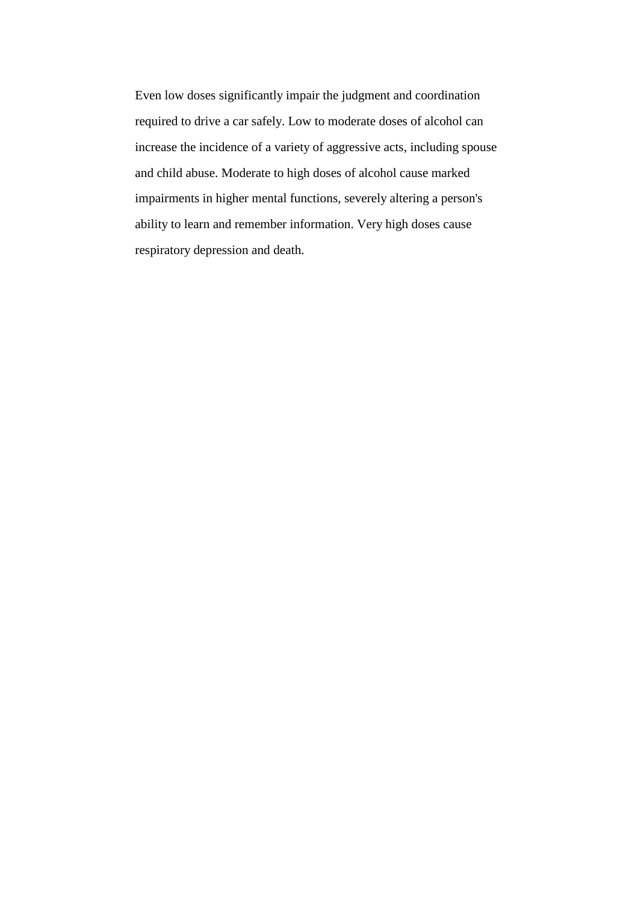Even low doses significantly impair the judgment and coordination required to drive a car safely. Low to moderate doses of alcohol can increase the incidence of a variety of aggressive acts, including spouse and child abuse. Moderate to high doses of alcohol cause marked impairments in higher mental functions, severely altering a person's ability to learn and remember information. Very high doses cause respiratory depression and death.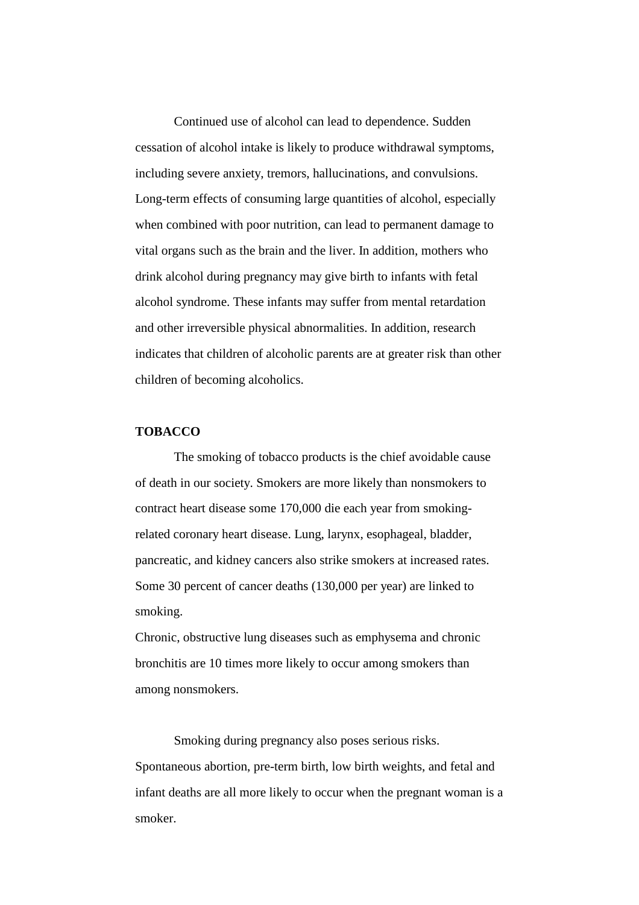Continued use of alcohol can lead to dependence. Sudden cessation of alcohol intake is likely to produce withdrawal symptoms, including severe anxiety, tremors, hallucinations, and convulsions. Long-term effects of consuming large quantities of alcohol, especially when combined with poor nutrition, can lead to permanent damage to vital organs such as the brain and the liver. In addition, mothers who drink alcohol during pregnancy may give birth to infants with fetal alcohol syndrome. These infants may suffer from mental retardation and other irreversible physical abnormalities. In addition, research indicates that children of alcoholic parents are at greater risk than other children of becoming alcoholics.

**TOBACCO**

The smoking of tobacco products is the chief avoidable cause of death in our society. Smokers are more likely than nonsmokers to contract heart disease some 170,000 die each year from smoking-related coronary heart disease. Lung, larynx, esophageal, bladder, pancreatic, and kidney cancers also strike smokers at increased rates. Some 30 percent of cancer deaths (130,000 per year) are linked to smoking.

Chronic, obstructive lung diseases such as emphysema and chronic bronchitis are 10 times more likely to occur among smokers than among nonsmokers.

Smoking during pregnancy also poses serious risks. Spontaneous abortion, pre-term birth, low birth weights, and fetal and infant deaths are all more likely to occur when the pregnant woman is a smoker.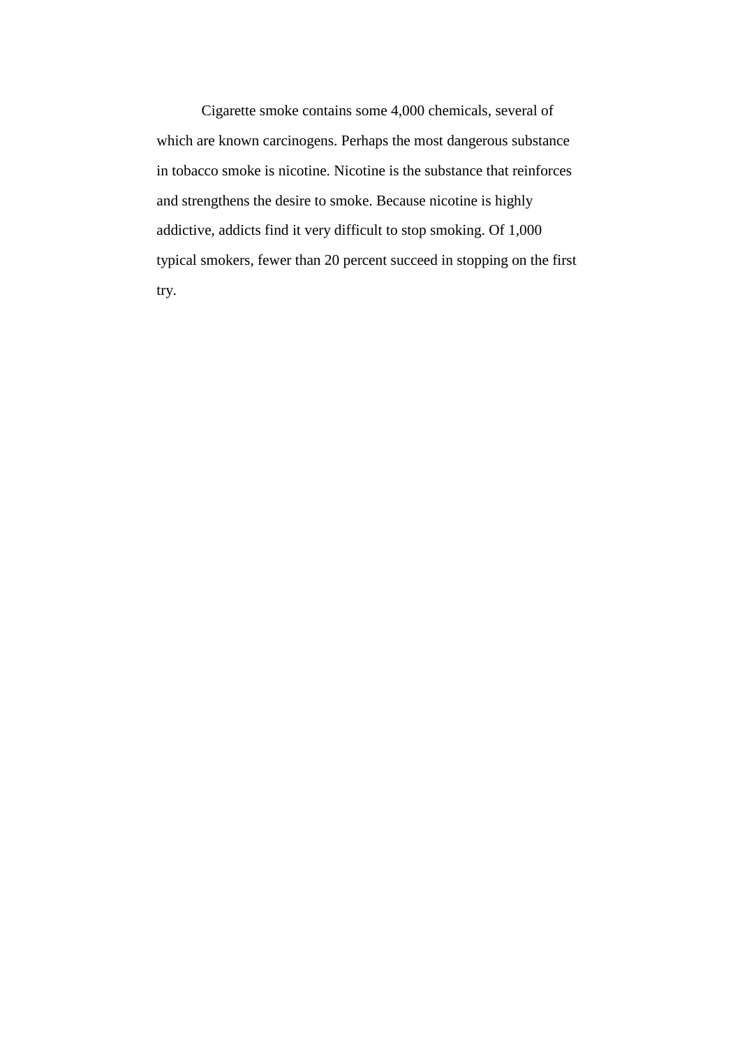Cigarette smoke contains some 4,000 chemicals, several of which are known carcinogens. Perhaps the most dangerous substance in tobacco smoke is nicotine. Nicotine is the substance that reinforces and strengthens the desire to smoke. Because nicotine is highly addictive, addicts find it very difficult to stop smoking. Of 1,000 typical smokers, fewer than 20 percent succeed in stopping on the first try.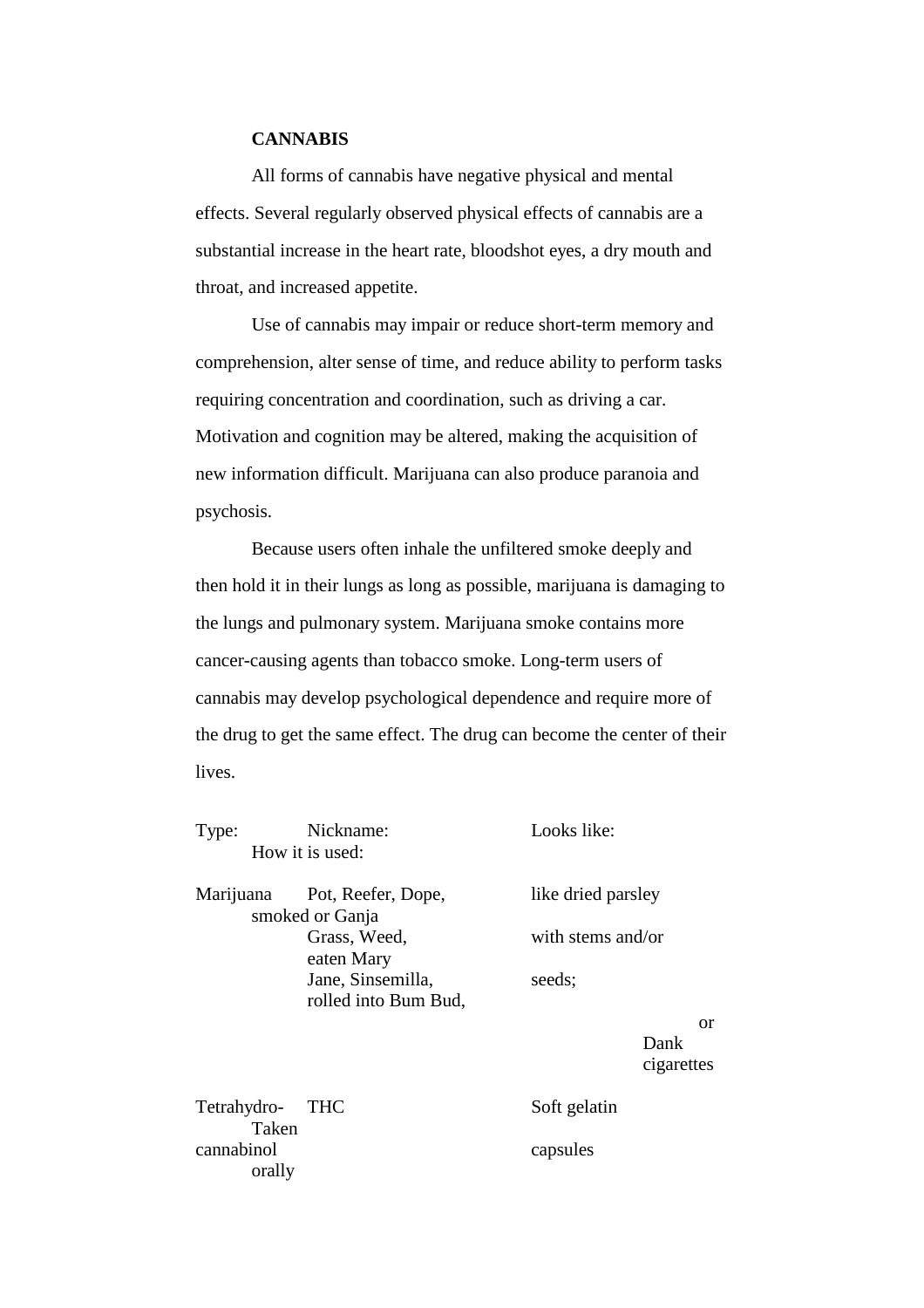**CANNABIS**

All forms of cannabis have negative physical and mental effects. Several regularly observed physical effects of cannabis are a substantial increase in the heart rate, bloodshot eyes, a dry mouth and throat, and increased appetite.

Use of cannabis may impair or reduce short-term memory and comprehension, alter sense of time, and reduce ability to perform tasks requiring concentration and coordination, such as driving a car. Motivation and cognition may be altered, making the acquisition of new information difficult. Marijuana can also produce paranoia and psychosis.

Because users often inhale the unfiltered smoke deeply and then hold it in their lungs as long as possible, marijuana is damaging to the lungs and pulmonary system. Marijuana smoke contains more cancer-causing agents than tobacco smoke. Long-term users of cannabis may develop psychological dependence and require more of the drug to get the same effect. The drug can become the center of their lives.

| Type: | Nickname: | Looks like: | How it is used: |
|---|---|---|---|
| Marijuana | Pot, Reefer, Dope, Ganja Grass, Weed, Mary Jane, Sinsemilla, Bum Bud, Dank | like dried parsley with stems and/or seeds; | smoked or eaten rolled into cigarettes |
| Tetrahydro-cannabinol | THC | Soft gelatin capsules | Taken orally |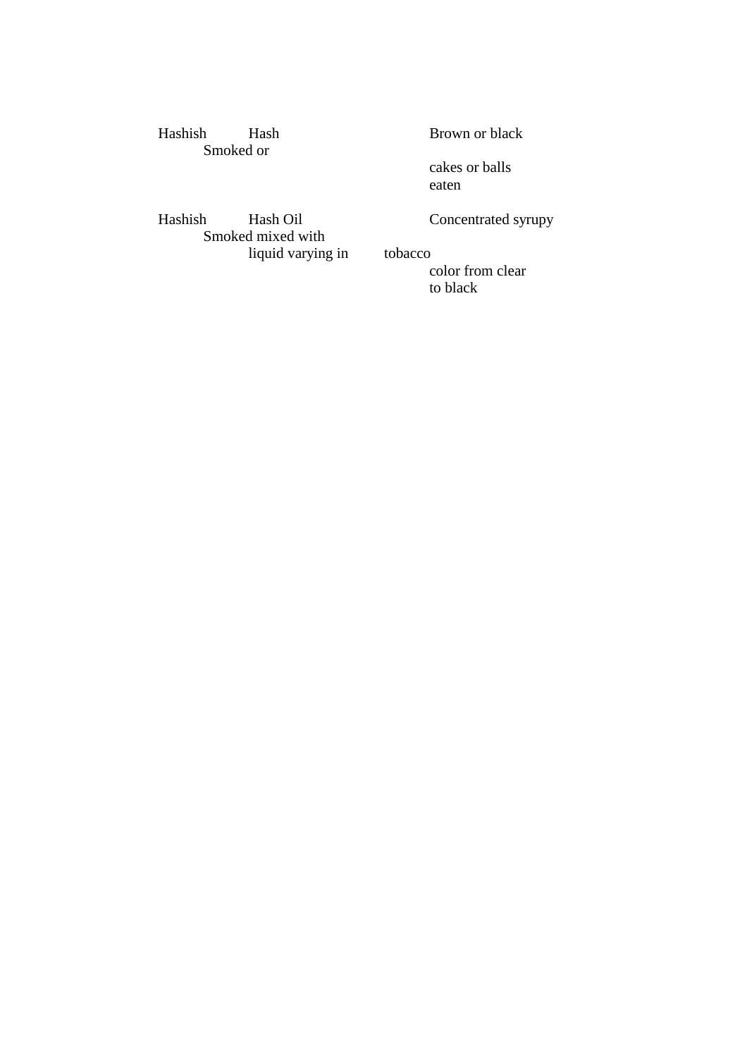| | | | |
|---|---|---|---|
| Hashish | Hash | Brown or black cakes or balls | Smoked or eaten |
| Hashish | Hash Oil | Concentrated syrupy liquid varying in color from clear to black | Smoked mixed with tobacco |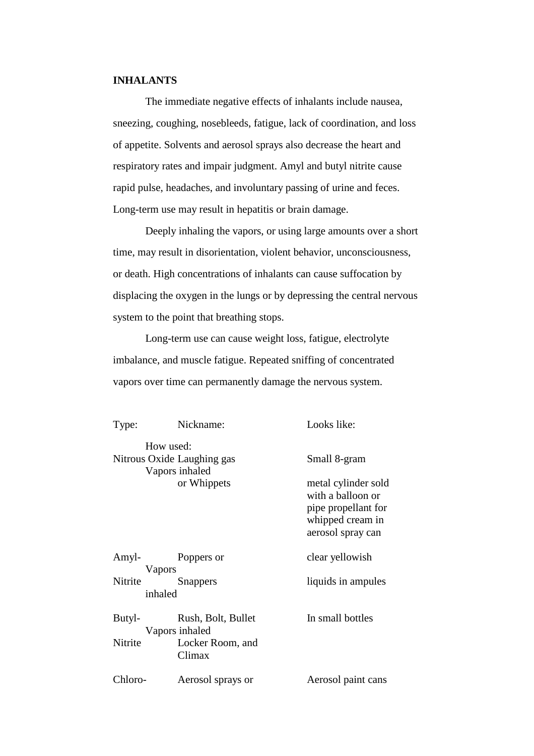**INHALANTS**

The immediate negative effects of inhalants include nausea, sneezing, coughing, nosebleeds, fatigue, lack of coordination, and loss of appetite. Solvents and aerosol sprays also decrease the heart and respiratory rates and impair judgment. Amyl and butyl nitrite cause rapid pulse, headaches, and involuntary passing of urine and feces. Long-term use may result in hepatitis or brain damage.

Deeply inhaling the vapors, or using large amounts over a short time, may result in disorientation, violent behavior, unconsciousness, or death. High concentrations of inhalants can cause suffocation by displacing the oxygen in the lungs or by depressing the central nervous system to the point that breathing stops.

Long-term use can cause weight loss, fatigue, electrolyte imbalance, and muscle fatigue. Repeated sniffing of concentrated vapors over time can permanently damage the nervous system.

| Type: | Nickname: | Looks like: | How used: |
|---|---|---|---|
| Nitrous Oxide | Laughing gas or Whippets | Small 8-gram metal cylinder sold with a balloon or pipe propellant for whipped cream in aerosol spray can | Vapors inhaled |
| Amyl-Nitrite | Poppers or Snappers | clear yellowish liquids in ampules | Vapors inhaled |
| Butyl-Nitrite | Rush, Bolt, Bullet Locker Room, and Climax | In small bottles | Vapors inhaled |
| Chloro- | Aerosol sprays or | Aerosol paint cans | |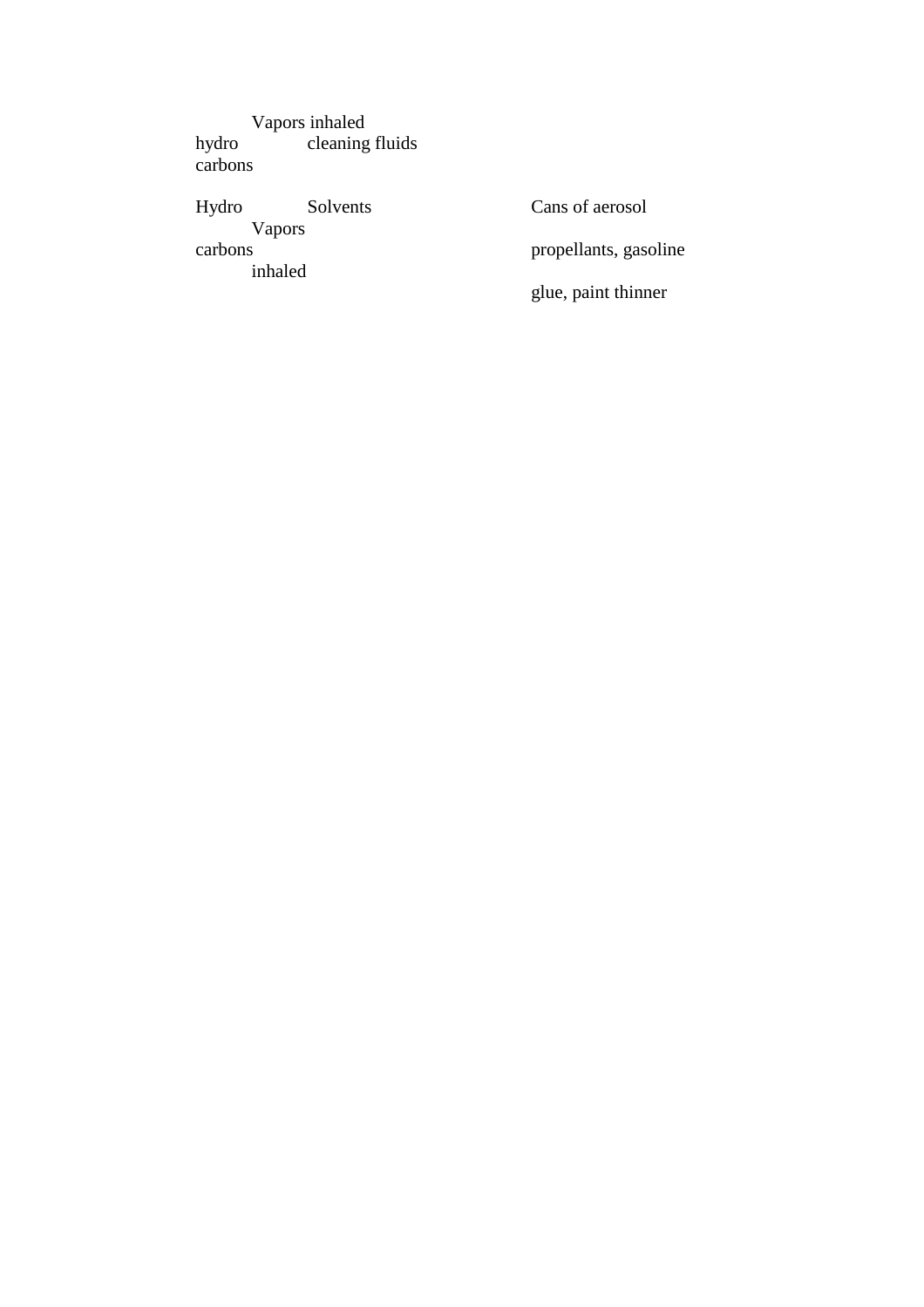Vapors inhaled

hydro carbons cleaning fluids

| Hydro carbons | Solvents | Cans of aerosol propellants, gasoline glue, paint thinner |
| --- | --- | --- |
| Vapors inhaled | | |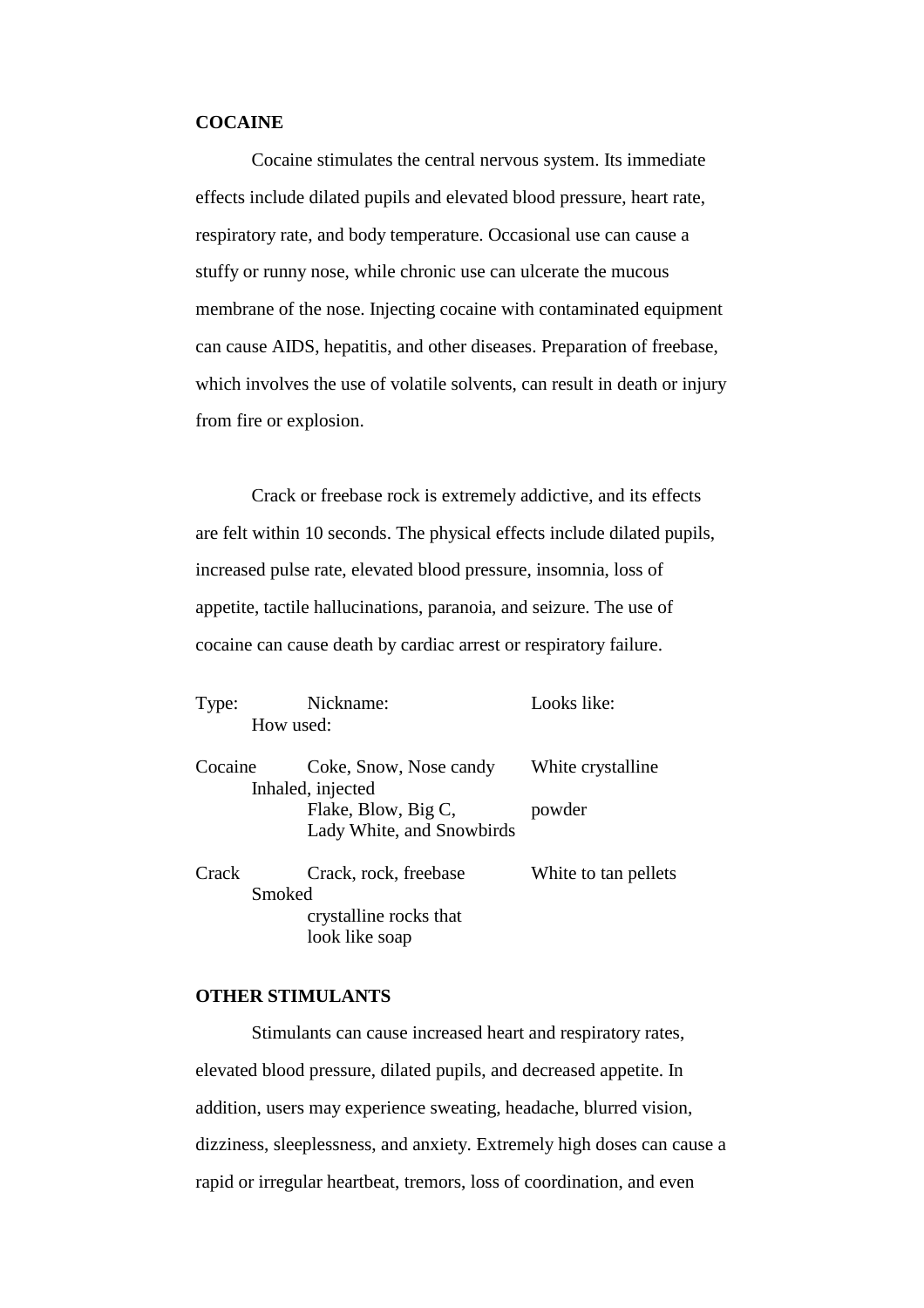**COCAINE**

Cocaine stimulates the central nervous system. Its immediate effects include dilated pupils and elevated blood pressure, heart rate, respiratory rate, and body temperature. Occasional use can cause a stuffy or runny nose, while chronic use can ulcerate the mucous membrane of the nose. Injecting cocaine with contaminated equipment can cause AIDS, hepatitis, and other diseases. Preparation of freebase, which involves the use of volatile solvents, can result in death or injury from fire or explosion.

Crack or freebase rock is extremely addictive, and its effects are felt within 10 seconds. The physical effects include dilated pupils, increased pulse rate, elevated blood pressure, insomnia, loss of appetite, tactile hallucinations, paranoia, and seizure. The use of cocaine can cause death by cardiac arrest or respiratory failure.

| Type: | Nickname: | Looks like: | How used: |
|---|---|---|---|
| Cocaine | Coke, Snow, Nose candy Flake, Blow, Big C, Lady White, and Snowbirds | White crystalline powder | Inhaled, injected |
| Crack | Crack, rock, freebase crystalline rocks that look like soap | White to tan pellets | Smoked |

**OTHER STIMULANTS**

Stimulants can cause increased heart and respiratory rates, elevated blood pressure, dilated pupils, and decreased appetite. In addition, users may experience sweating, headache, blurred vision, dizziness, sleeplessness, and anxiety. Extremely high doses can cause a rapid or irregular heartbeat, tremors, loss of coordination, and even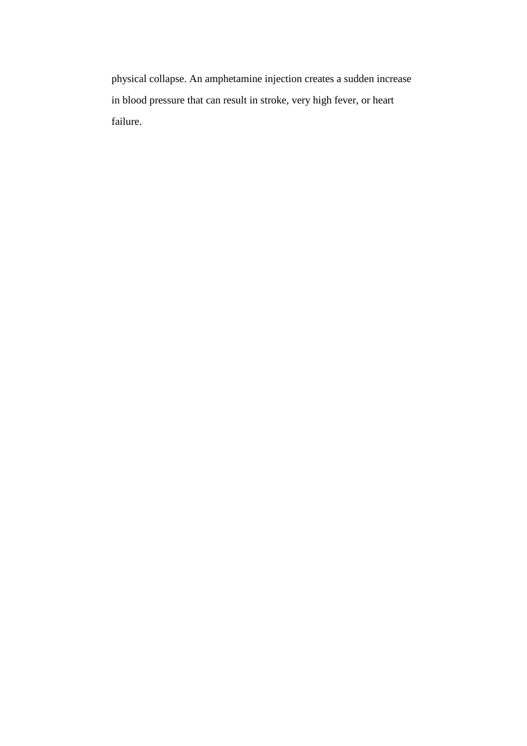physical collapse. An amphetamine injection creates a sudden increase in blood pressure that can result in stroke, very high fever, or heart failure.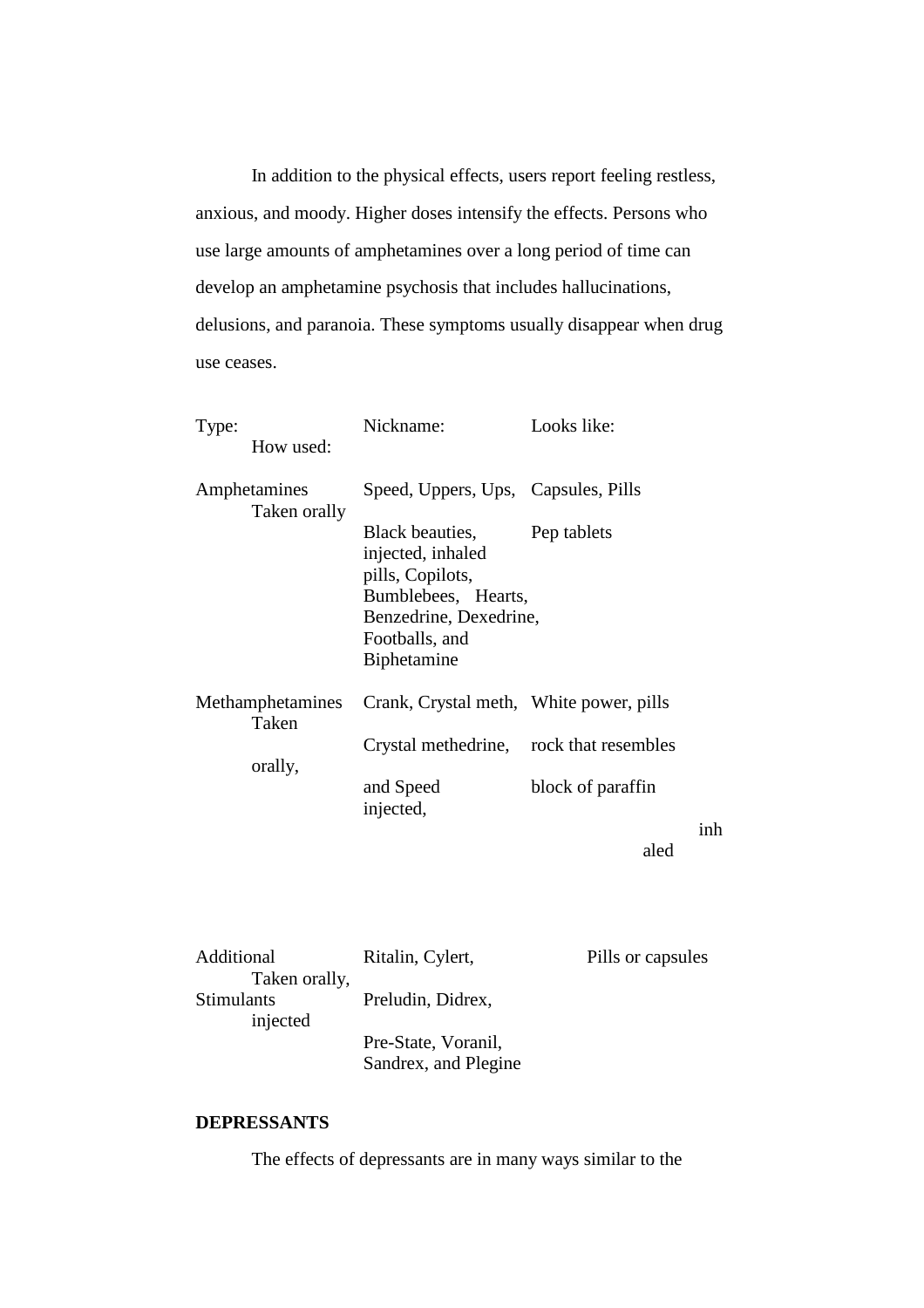In addition to the physical effects, users report feeling restless, anxious, and moody. Higher doses intensify the effects. Persons who use large amounts of amphetamines over a long period of time can develop an amphetamine psychosis that includes hallucinations, delusions, and paranoia. These symptoms usually disappear when drug use ceases.

| Type: | Nickname: | Looks like: | How used: |
|---|---|---|---|
| Amphetamines | Speed, Uppers, Ups, Black beauties, pills, Copilots, Bumblebees, Hearts, Benzedrine, Dexedrine, Footballs, and Biphetamine | Capsules, Pills Pep tablets | Taken orally injected, inhaled |
| Methamphetamines | Crank, Crystal meth, Crystal methedrine, and Speed | White power, pills rock that resembles block of paraffin | Taken orally, injected, inhaled |
| Additional Stimulants | Ritalin, Cylert, Preludin, Didrex, Pre-State, Voranil, Sandrex, and Plegine | Pills or capsules | Taken orally, injected |

**DEPRESSANTS**

The effects of depressants are in many ways similar to the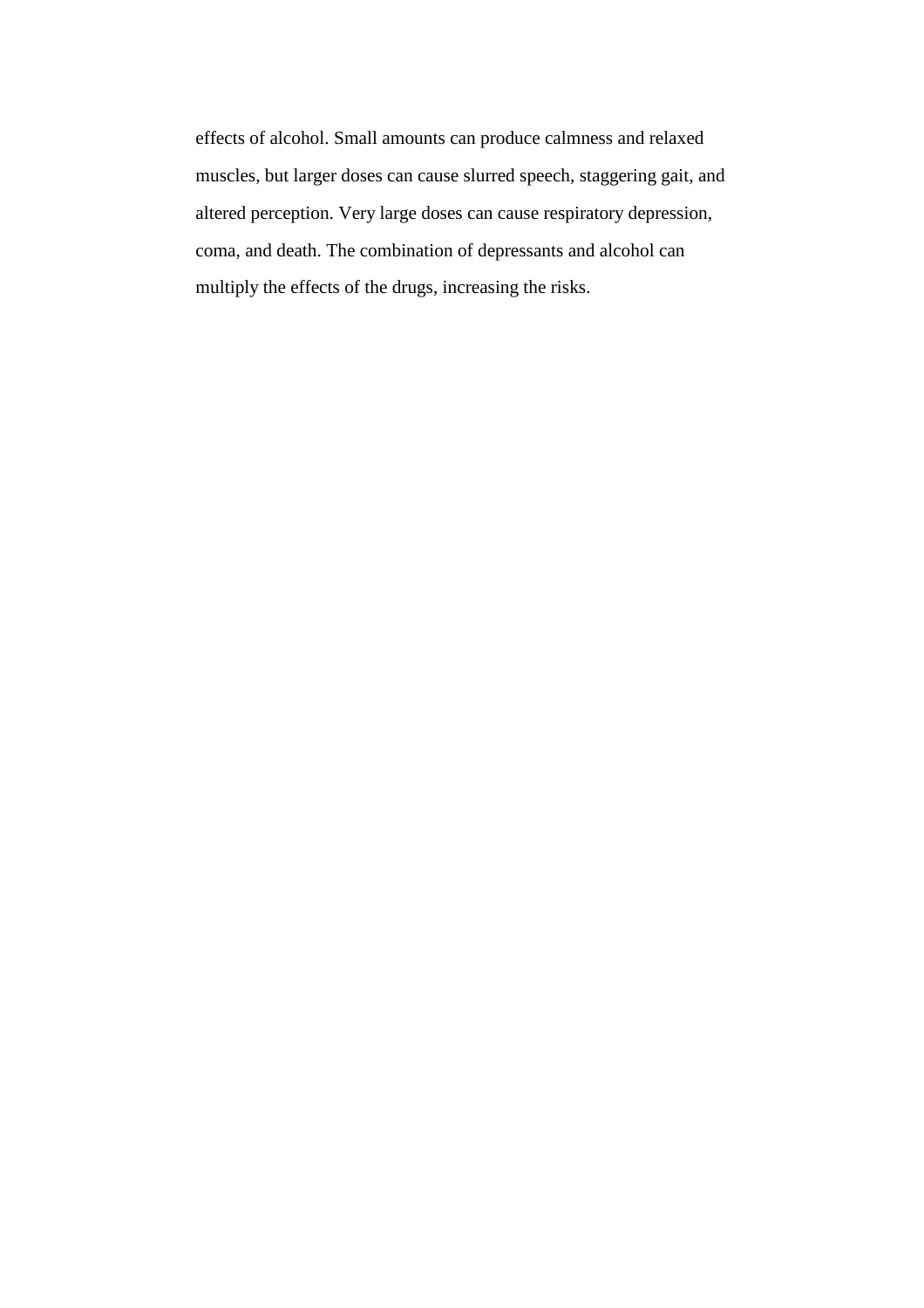effects of alcohol. Small amounts can produce calmness and relaxed muscles, but larger doses can cause slurred speech, staggering gait, and altered perception. Very large doses can cause respiratory depression, coma, and death. The combination of depressants and alcohol can multiply the effects of the drugs, increasing the risks.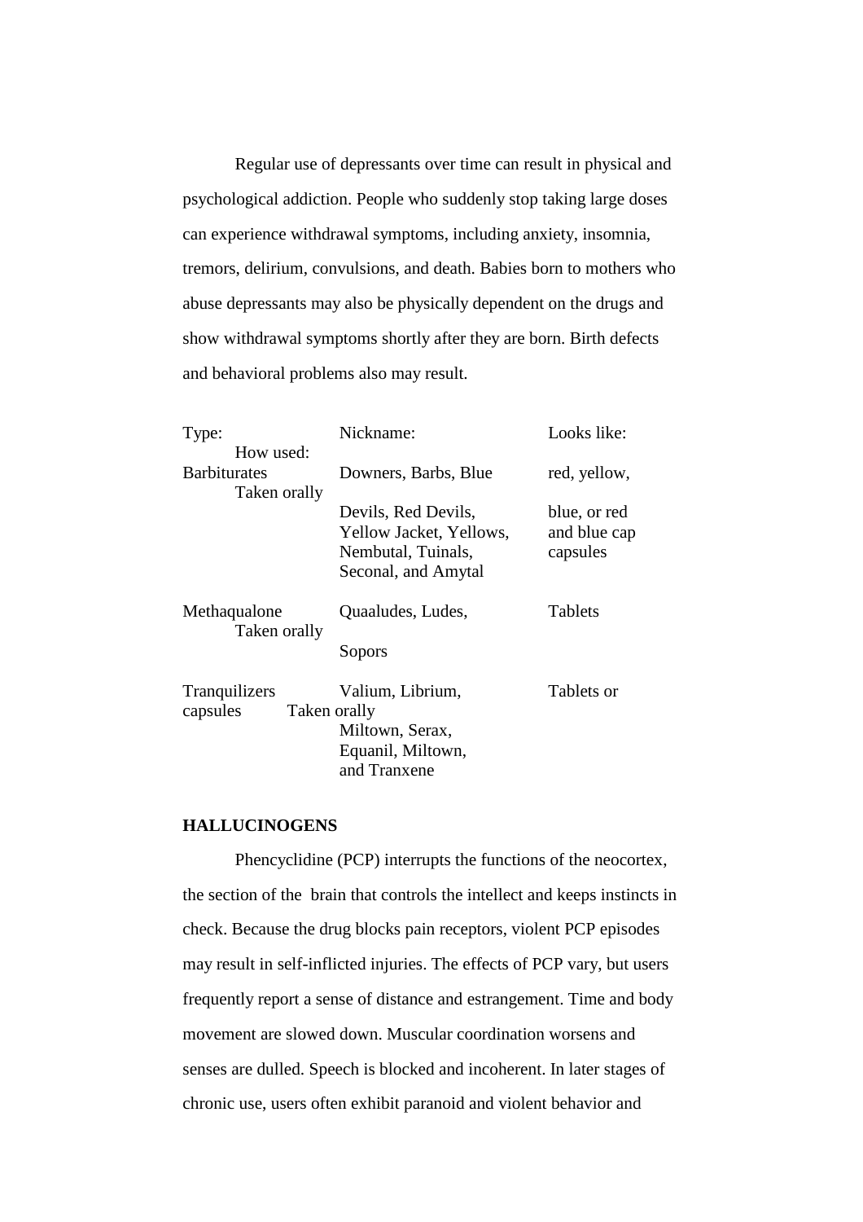Regular use of depressants over time can result in physical and psychological addiction. People who suddenly stop taking large doses can experience withdrawal symptoms, including anxiety, insomnia, tremors, delirium, convulsions, and death. Babies born to mothers who abuse depressants may also be physically dependent on the drugs and show withdrawal symptoms shortly after they are born. Birth defects and behavioral problems also may result.

| Type: | Nickname: | Looks like: | How used: |
|---|---|---|---|
| Barbiturates | Downers, Barbs, Blue Devils, Red Devils, Yellow Jacket, Yellows, Nembutal, Tuinals, Seconal, and Amytal | red, yellow, blue, or red and blue cap capsules | Taken orally |
| Methaqualone | Quaaludes, Ludes, Sopors | Tablets | Taken orally |
| Tranquilizers | Valium, Librium, Miltown, Serax, Equanil, Miltown, and Tranxene | Tablets or capsules | Taken orally |

**HALLUCINOGENS**

Phencyclidine (PCP) interrupts the functions of the neocortex, the section of the brain that controls the intellect and keeps instincts in check. Because the drug blocks pain receptors, violent PCP episodes may result in self-inflicted injuries. The effects of PCP vary, but users frequently report a sense of distance and estrangement. Time and body movement are slowed down. Muscular coordination worsens and senses are dulled. Speech is blocked and incoherent. In later stages of chronic use, users often exhibit paranoid and violent behavior and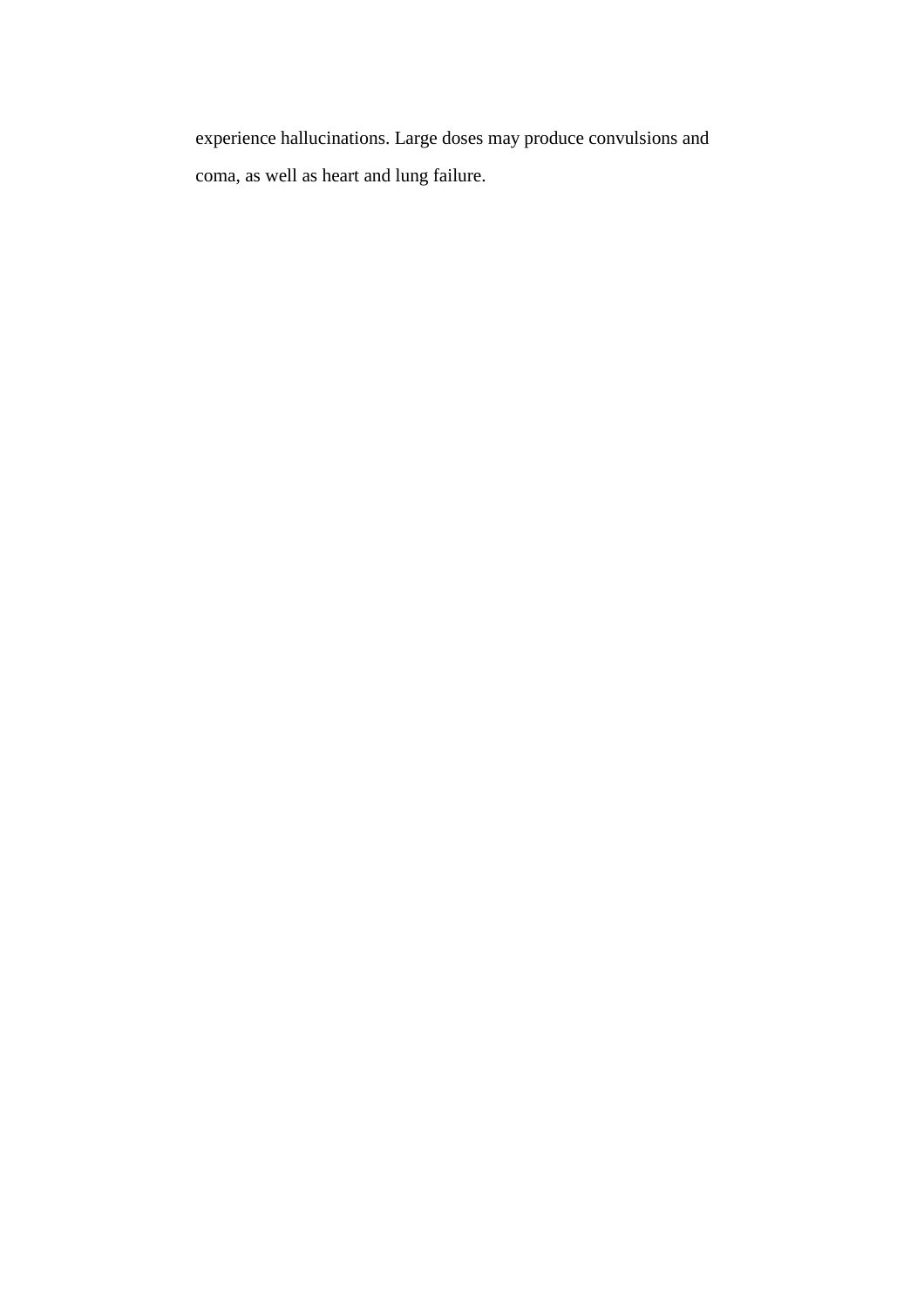experience hallucinations. Large doses may produce convulsions and coma, as well as heart and lung failure.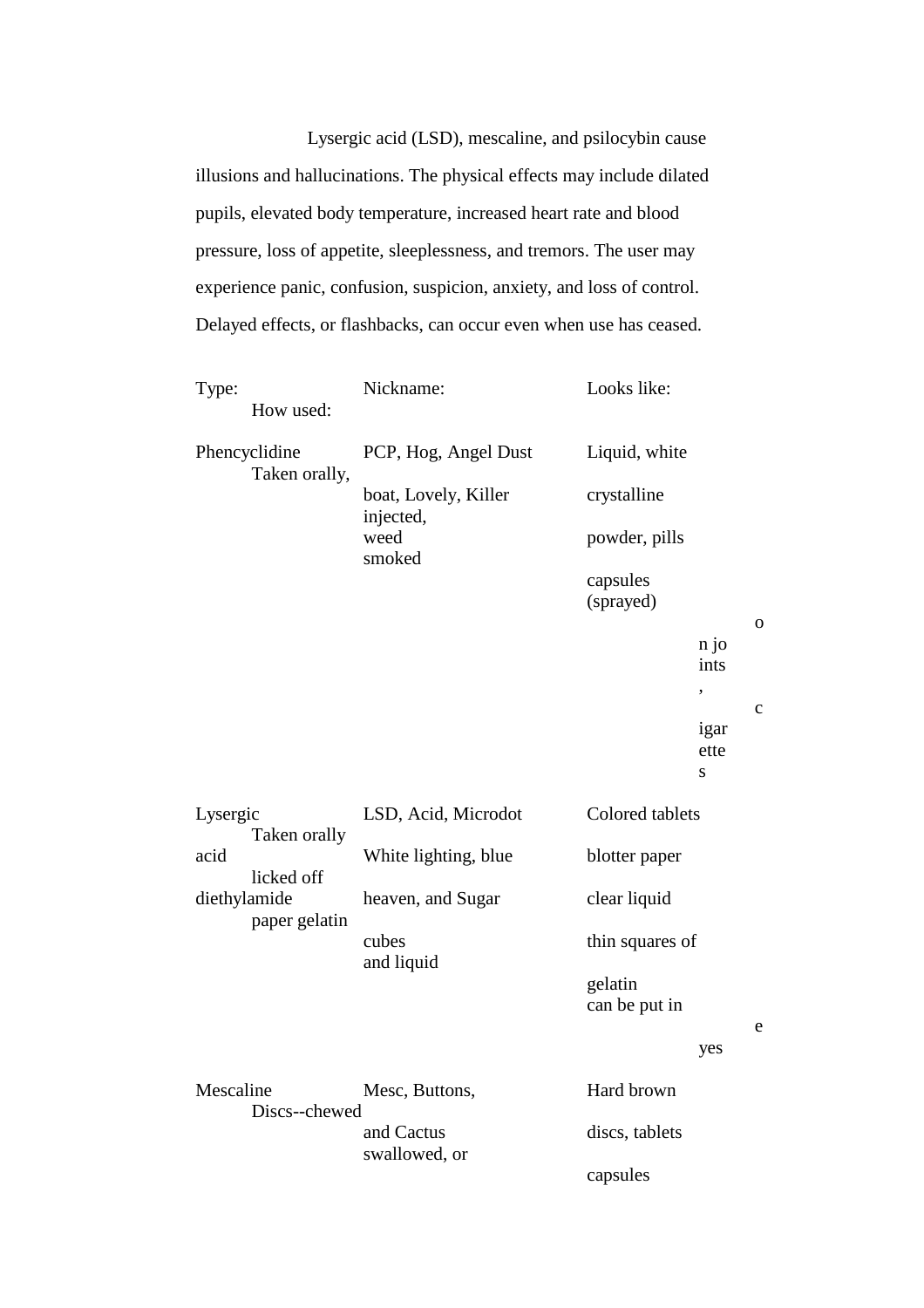Lysergic acid (LSD), mescaline, and psilocybin cause illusions and hallucinations. The physical effects may include dilated pupils, elevated body temperature, increased heart rate and blood pressure, loss of appetite, sleeplessness, and tremors. The user may experience panic, confusion, suspicion, anxiety, and loss of control. Delayed effects, or flashbacks, can occur even when use has ceased.

| Type: | Nickname: | Looks like: | How used: |
|---|---|---|---|
| Phencyclidine | PCP, Hog, Angel Dust boat, Lovely, Killer weed | Liquid, white crystalline powder, pills capsules | Taken orally, injected, smoked (sprayed) on joints, cigarettes |
| Lysergic acid diethylamide | LSD, Acid, Microdot White lighting, blue heaven, and Sugar cubes | Colored tablets blotter paper clear liquid thin squares of gelatin | Taken orally licked off paper gelatin and liquid can be put in eyes |
| Mescaline | Mesc, Buttons, and Cactus | Hard brown discs, tablets capsules | Discs--chewed swallowed, or |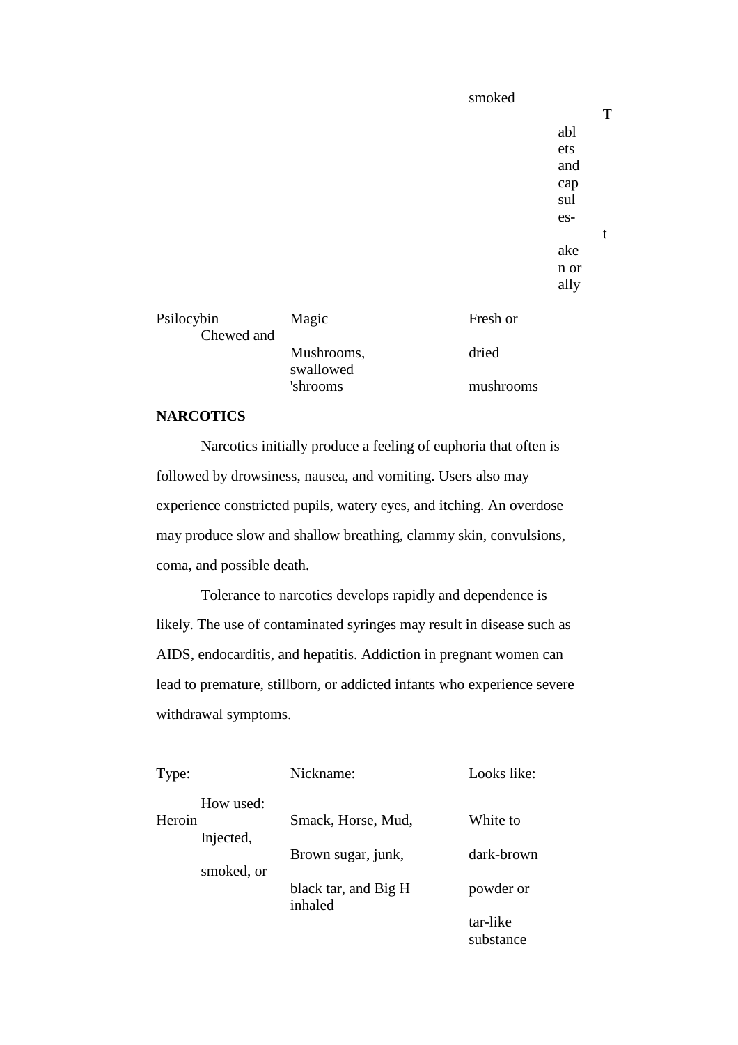| | | smoked | Tablets and capsules-taken orally |
|---|---|---|---|
| Psilocybin | Magic Mushrooms, 'shrooms | Fresh or dried mushrooms | Chewed and swallowed |

**NARCOTICS**

Narcotics initially produce a feeling of euphoria that often is followed by drowsiness, nausea, and vomiting. Users also may experience constricted pupils, watery eyes, and itching. An overdose may produce slow and shallow breathing, clammy skin, convulsions, coma, and possible death.

Tolerance to narcotics develops rapidly and dependence is likely. The use of contaminated syringes may result in disease such as AIDS, endocarditis, and hepatitis. Addiction in pregnant women can lead to premature, stillborn, or addicted infants who experience severe withdrawal symptoms.

| Type: | Nickname: | Looks like: | How used: |
|---|---|---|---|
| Heroin | Smack, Horse, Mud, Brown sugar, junk, black tar, and Big H | White to dark-brown powder or tar-like substance | Injected, smoked, or inhaled |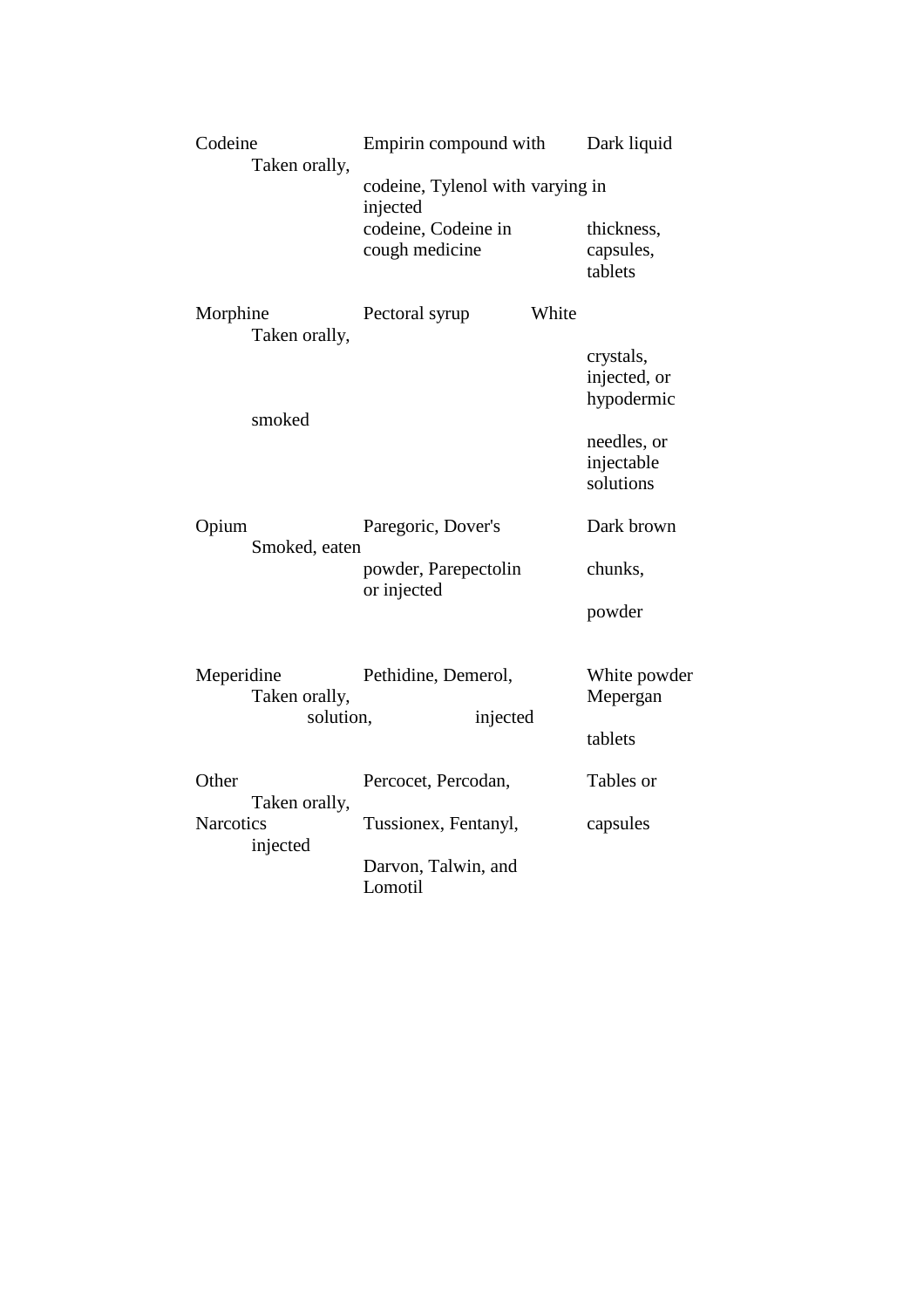| | | | |
|---|---|---|---|
| Codeine | Empirin compound with codeine, Tylenol with codeine, Codeine in cough medicine | Dark liquid varying in thickness, capsules, tablets | Taken orally, injected |
| Morphine | Pectoral syrup | White crystals, hypodermic needles, or injectable solutions | Taken orally, injected, or smoked |
| Opium | Paregoric, Dover's powder, Parepectolin | Dark brown chunks, powder | Smoked, eaten or injected |
| Meperidine | Pethidine, Demerol, Mepergan | White powder solution, tablets | Taken orally, injected |
| Other Narcotics | Percocet, Percodan, Tussionex, Fentanyl, Darvon, Talwin, and Lomotil | Tables or capsules | Taken orally, injected |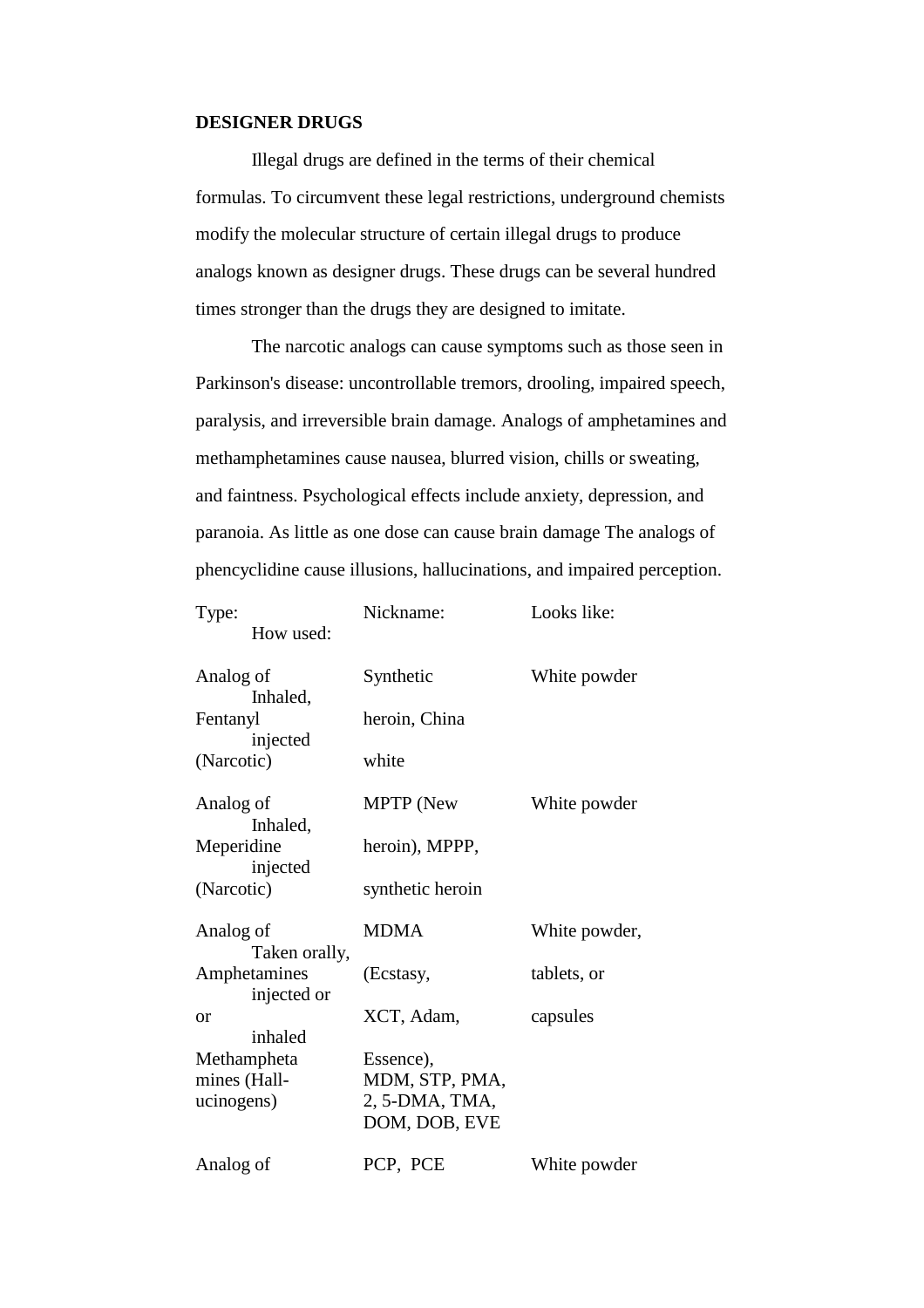**DESIGNER DRUGS**

Illegal drugs are defined in the terms of their chemical formulas. To circumvent these legal restrictions, underground chemists modify the molecular structure of certain illegal drugs to produce analogs known as designer drugs. These drugs can be several hundred times stronger than the drugs they are designed to imitate.

The narcotic analogs can cause symptoms such as those seen in Parkinson's disease: uncontrollable tremors, drooling, impaired speech, paralysis, and irreversible brain damage. Analogs of amphetamines and methamphetamines cause nausea, blurred vision, chills or sweating, and faintness. Psychological effects include anxiety, depression, and paranoia. As little as one dose can cause brain damage The analogs of phencyclidine cause illusions, hallucinations, and impaired perception.

| Type: | Nickname: | Looks like: | How used: |
|---|---|---|---|
| Analog of Fentanyl (Narcotic) | Synthetic heroin, China white | White powder | Inhaled, injected |
| Analog of Meperidine (Narcotic) | MPTP (New heroin), MPPP, synthetic heroin | White powder | Inhaled, injected |
| Analog of Amphetamines or Methamphetamines (Hallucinogens) | MDMA (Ecstasy, XCT, Adam, Essence), MDM, STP, PMA, 2, 5-DMA, TMA, DOM, DOB, EVE | White powder, tablets, or capsules | Taken orally, injected or inhaled |
| Analog of | PCP, PCE | White powder | |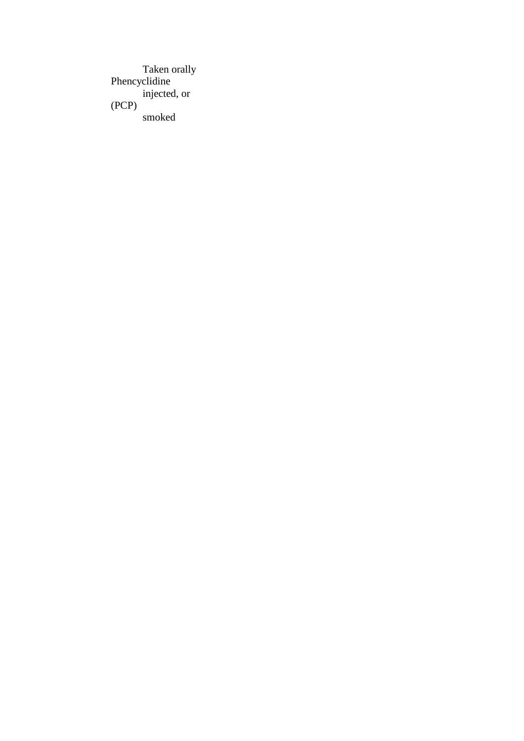| | |
|---|---|
| Phencyclidine (PCP) | Taken orally injected, or smoked |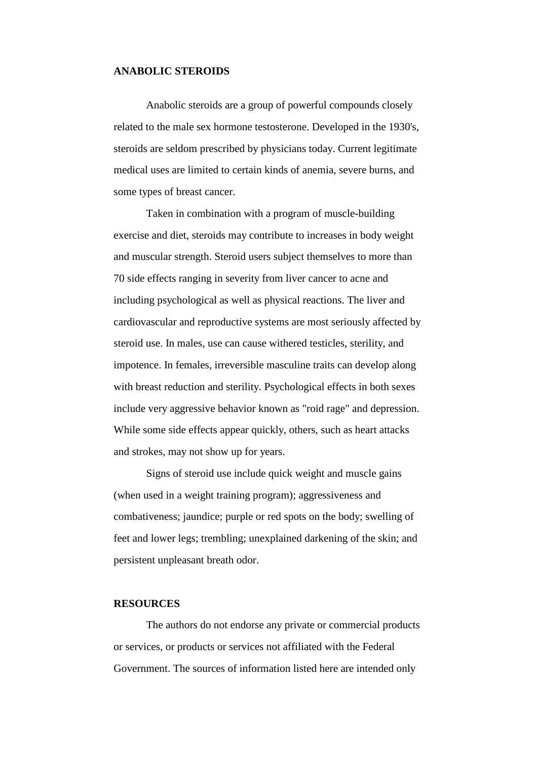## ANABOLIC STEROIDS

Anabolic steroids are a group of powerful compounds closely related to the male sex hormone testosterone. Developed in the 1930's, steroids are seldom prescribed by physicians today. Current legitimate medical uses are limited to certain kinds of anemia, severe burns, and some types of breast cancer.

Taken in combination with a program of muscle-building exercise and diet, steroids may contribute to increases in body weight and muscular strength. Steroid users subject themselves to more than 70 side effects ranging in severity from liver cancer to acne and including psychological as well as physical reactions. The liver and cardiovascular and reproductive systems are most seriously affected by steroid use. In males, use can cause withered testicles, sterility, and impotence. In females, irreversible masculine traits can develop along with breast reduction and sterility. Psychological effects in both sexes include very aggressive behavior known as "roid rage" and depression. While some side effects appear quickly, others, such as heart attacks and strokes, may not show up for years.

Signs of steroid use include quick weight and muscle gains (when used in a weight training program); aggressiveness and combativeness; jaundice; purple or red spots on the body; swelling of feet and lower legs; trembling; unexplained darkening of the skin; and persistent unpleasant breath odor.

## RESOURCES

The authors do not endorse any private or commercial products or services, or products or services not affiliated with the Federal Government. The sources of information listed here are intended only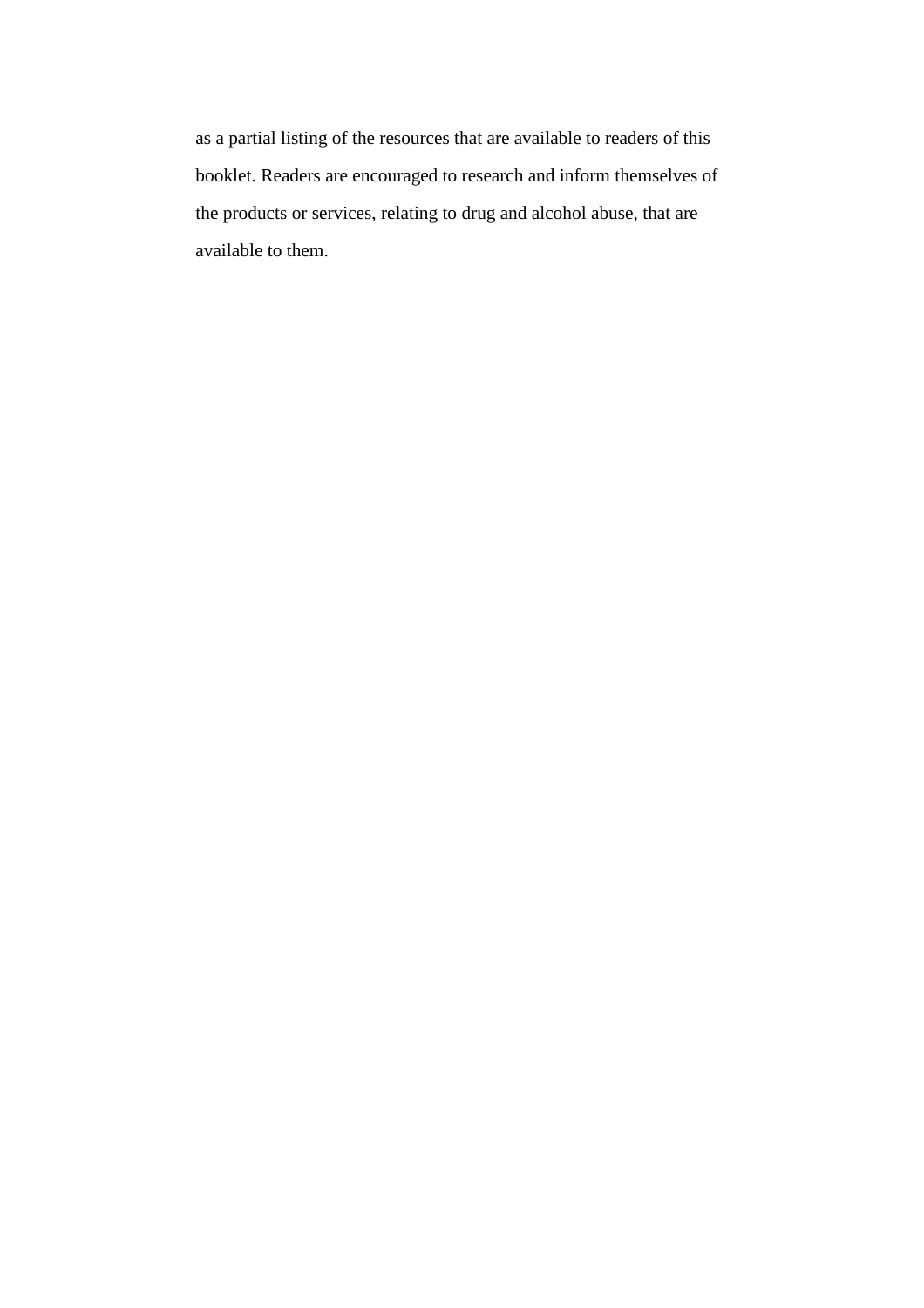as a partial listing of the resources that are available to readers of this booklet. Readers are encouraged to research and inform themselves of the products or services, relating to drug and alcohol abuse, that are available to them.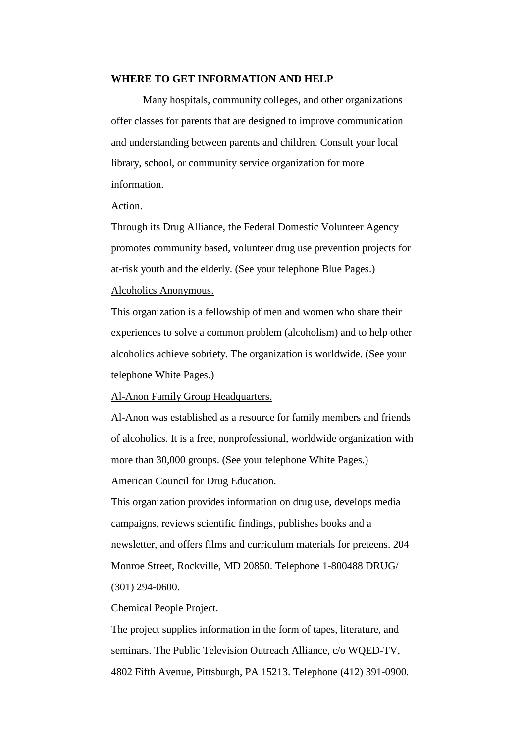**WHERE TO GET INFORMATION AND HELP**

Many hospitals, community colleges, and other organizations offer classes for parents that are designed to improve communication and understanding between parents and children. Consult your local library, school, or community service organization for more information.

Action.

Through its Drug Alliance, the Federal Domestic Volunteer Agency promotes community based, volunteer drug use prevention projects for at-risk youth and the elderly. (See your telephone Blue Pages.)

Alcoholics Anonymous.

This organization is a fellowship of men and women who share their experiences to solve a common problem (alcoholism) and to help other alcoholics achieve sobriety. The organization is worldwide. (See your telephone White Pages.)

Al-Anon Family Group Headquarters.

Al-Anon was established as a resource for family members and friends of alcoholics. It is a free, nonprofessional, worldwide organization with more than 30,000 groups. (See your telephone White Pages.)

American Council for Drug Education.

This organization provides information on drug use, develops media campaigns, reviews scientific findings, publishes books and a newsletter, and offers films and curriculum materials for preteens. 204 Monroe Street, Rockville, MD 20850. Telephone 1-800488 DRUG/ (301) 294-0600.

Chemical People Project.

The project supplies information in the form of tapes, literature, and seminars. The Public Television Outreach Alliance, c/o WQED-TV, 4802 Fifth Avenue, Pittsburgh, PA 15213. Telephone (412) 391-0900.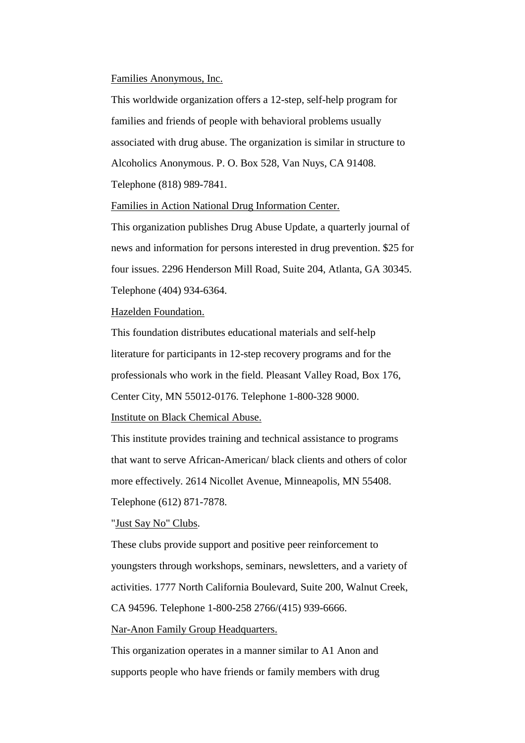<u>Families Anonymous, Inc.</u>

This worldwide organization offers a 12-step, self-help program for families and friends of people with behavioral problems usually associated with drug abuse. The organization is similar in structure to Alcoholics Anonymous. P. O. Box 528, Van Nuys, CA 91408. Telephone (818) 989-7841.

<u>Families in Action National Drug Information Center.</u>

This organization publishes Drug Abuse Update, a quarterly journal of news and information for persons interested in drug prevention. $25 for four issues. 2296 Henderson Mill Road, Suite 204, Atlanta, GA 30345. Telephone (404) 934-6364.

<u>Hazelden Foundation.</u>

This foundation distributes educational materials and self-help literature for participants in 12-step recovery programs and for the professionals who work in the field. Pleasant Valley Road, Box 176, Center City, MN 55012-0176. Telephone 1-800-328 9000.

<u>Institute on Black Chemical Abuse.</u>

This institute provides training and technical assistance to programs that want to serve African-American/ black clients and others of color more effectively. 2614 Nicollet Avenue, Minneapolis, MN 55408. Telephone (612) 871-7878.

"<u>Just Say No" Clubs</u>.

These clubs provide support and positive peer reinforcement to youngsters through workshops, seminars, newsletters, and a variety of activities. 1777 North California Boulevard, Suite 200, Walnut Creek, CA 94596. Telephone 1-800-258 2766/(415) 939-6666.

<u>Nar-Anon Family Group Headquarters.</u>

This organization operates in a manner similar to A1 Anon and supports people who have friends or family members with drug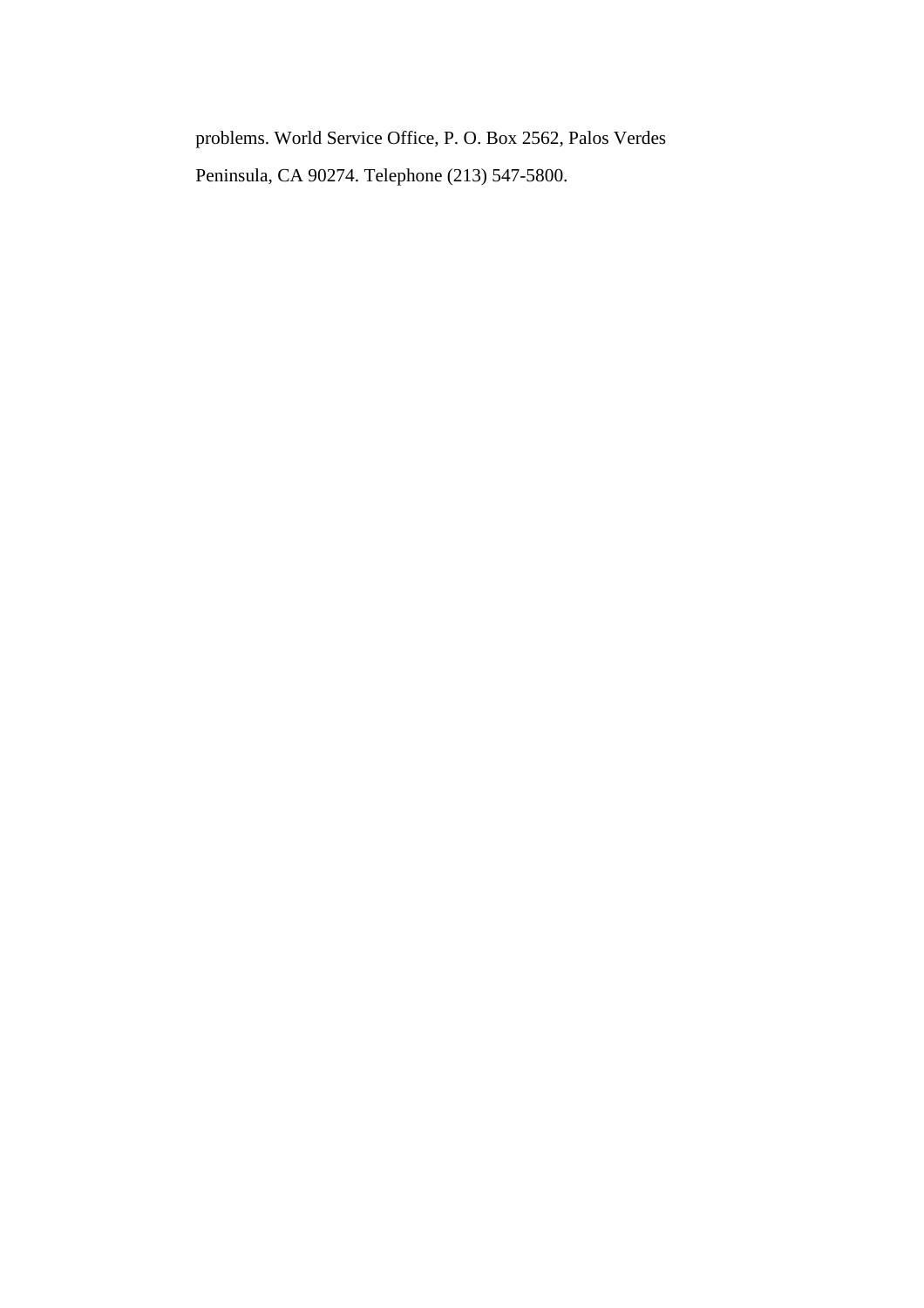problems. World Service Office, P. O. Box 2562, Palos Verdes Peninsula, CA 90274. Telephone (213) 547-5800.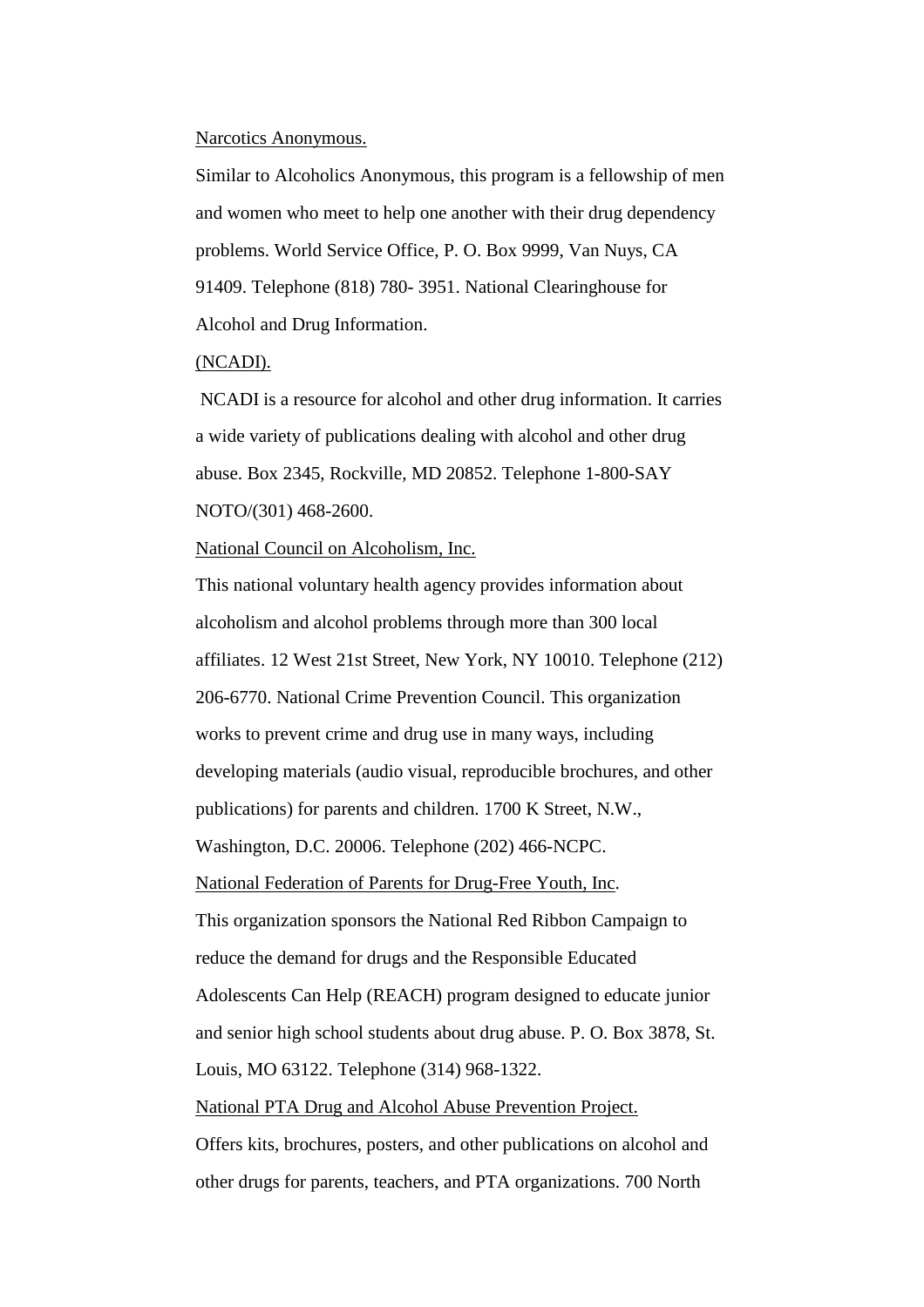<u>Narcotics Anonymous.</u>

Similar to Alcoholics Anonymous, this program is a fellowship of men and women who meet to help one another with their drug dependency problems. World Service Office, P. O. Box 9999, Van Nuys, CA 91409. Telephone (818) 780- 3951. National Clearinghouse for Alcohol and Drug Information.

<u>(NCADI).</u>

NCADI is a resource for alcohol and other drug information. It carries a wide variety of publications dealing with alcohol and other drug abuse. Box 2345, Rockville, MD 20852. Telephone 1-800-SAY NOTO/(301) 468-2600.

<u>National Council on Alcoholism, Inc.</u>

This national voluntary health agency provides information about alcoholism and alcohol problems through more than 300 local affiliates. 12 West 21st Street, New York, NY 10010. Telephone (212) 206-6770. National Crime Prevention Council. This organization works to prevent crime and drug use in many ways, including developing materials (audio visual, reproducible brochures, and other publications) for parents and children. 1700 K Street, N.W., Washington, D.C. 20006. Telephone (202) 466-NCPC.

<u>National Federation of Parents for Drug-Free Youth, Inc</u>.

This organization sponsors the National Red Ribbon Campaign to reduce the demand for drugs and the Responsible Educated Adolescents Can Help (REACH) program designed to educate junior and senior high school students about drug abuse. P. O. Box 3878, St. Louis, MO 63122. Telephone (314) 968-1322.

<u>National PTA Drug and Alcohol Abuse Prevention Project.</u>

Offers kits, brochures, posters, and other publications on alcohol and other drugs for parents, teachers, and PTA organizations. 700 North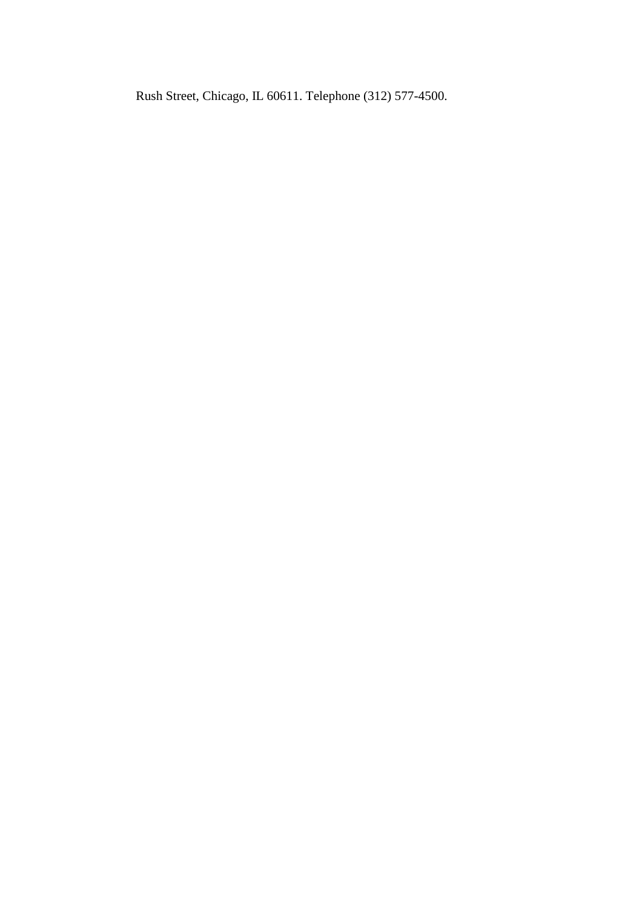Rush Street, Chicago, IL 60611. Telephone (312) 577-4500.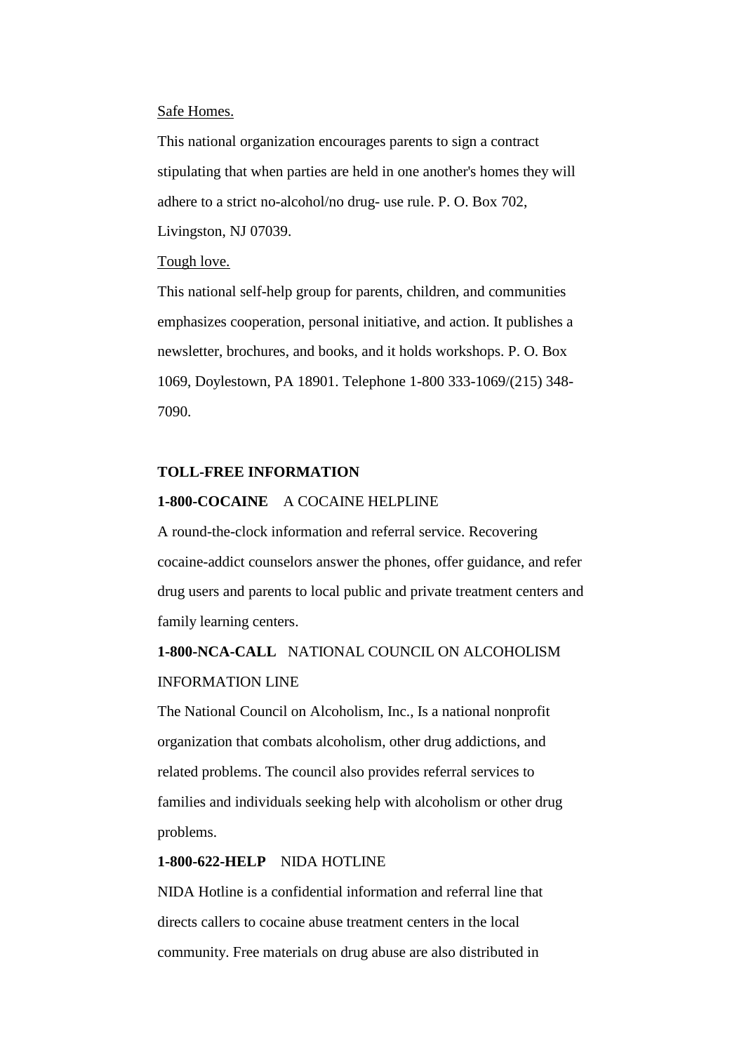Safe Homes.

This national organization encourages parents to sign a contract stipulating that when parties are held in one another's homes they will adhere to a strict no-alcohol/no drug- use rule. P. O. Box 702, Livingston, NJ 07039.

Tough love.

This national self-help group for parents, children, and communities emphasizes cooperation, personal initiative, and action. It publishes a newsletter, brochures, and books, and it holds workshops. P. O. Box 1069, Doylestown, PA 18901. Telephone 1-800 333-1069/(215) 348-7090.

**TOLL-FREE INFORMATION**

**1-800-COCAINE** A COCAINE HELPLINE

A round-the-clock information and referral service. Recovering cocaine-addict counselors answer the phones, offer guidance, and refer drug users and parents to local public and private treatment centers and family learning centers.

**1-800-NCA-CALL** NATIONAL COUNCIL ON ALCOHOLISM INFORMATION LINE

The National Council on Alcoholism, Inc., Is a national nonprofit organization that combats alcoholism, other drug addictions, and related problems. The council also provides referral services to families and individuals seeking help with alcoholism or other drug problems.

**1-800-622-HELP** NIDA HOTLINE

NIDA Hotline is a confidential information and referral line that directs callers to cocaine abuse treatment centers in the local community. Free materials on drug abuse are also distributed in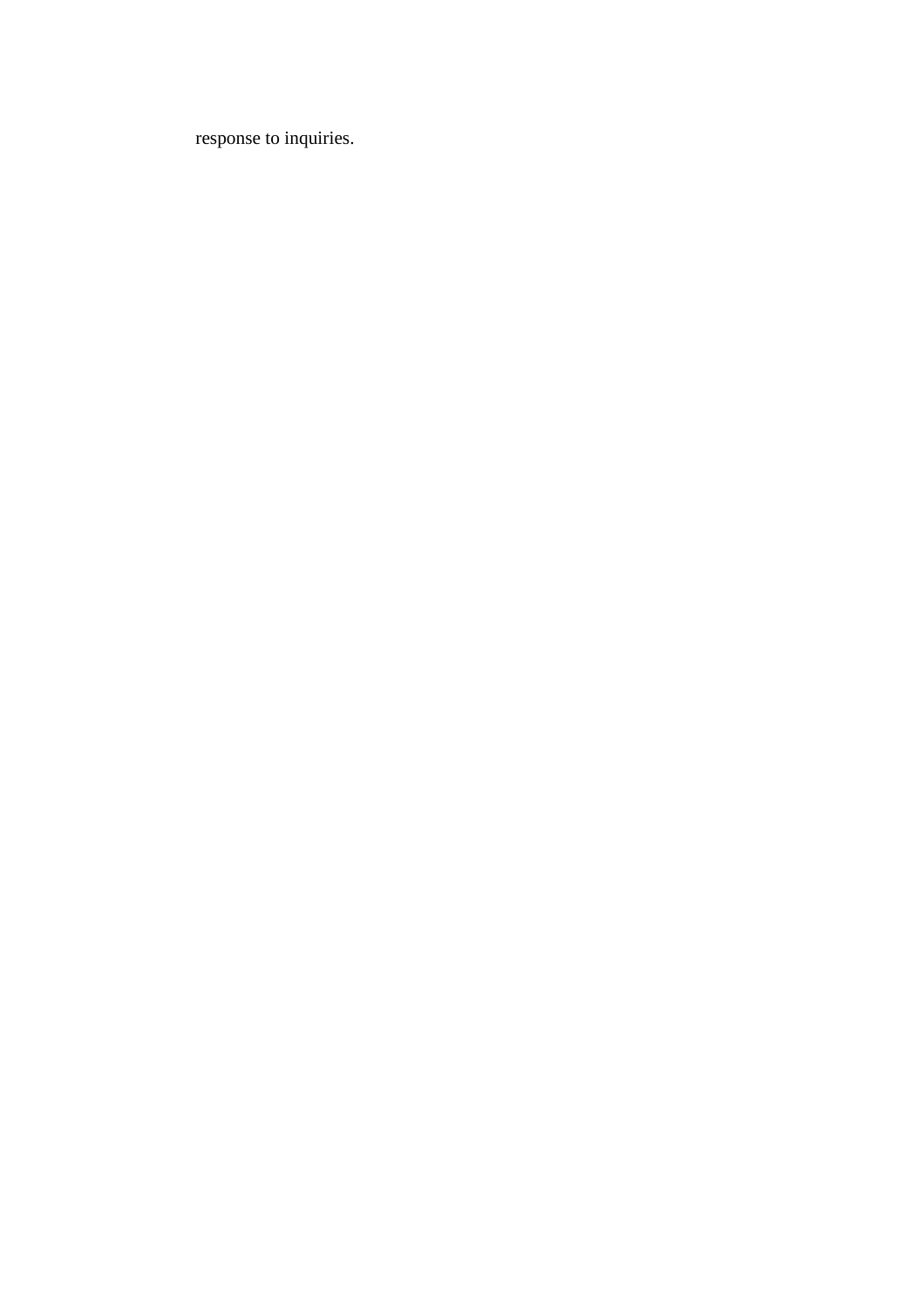response to inquiries.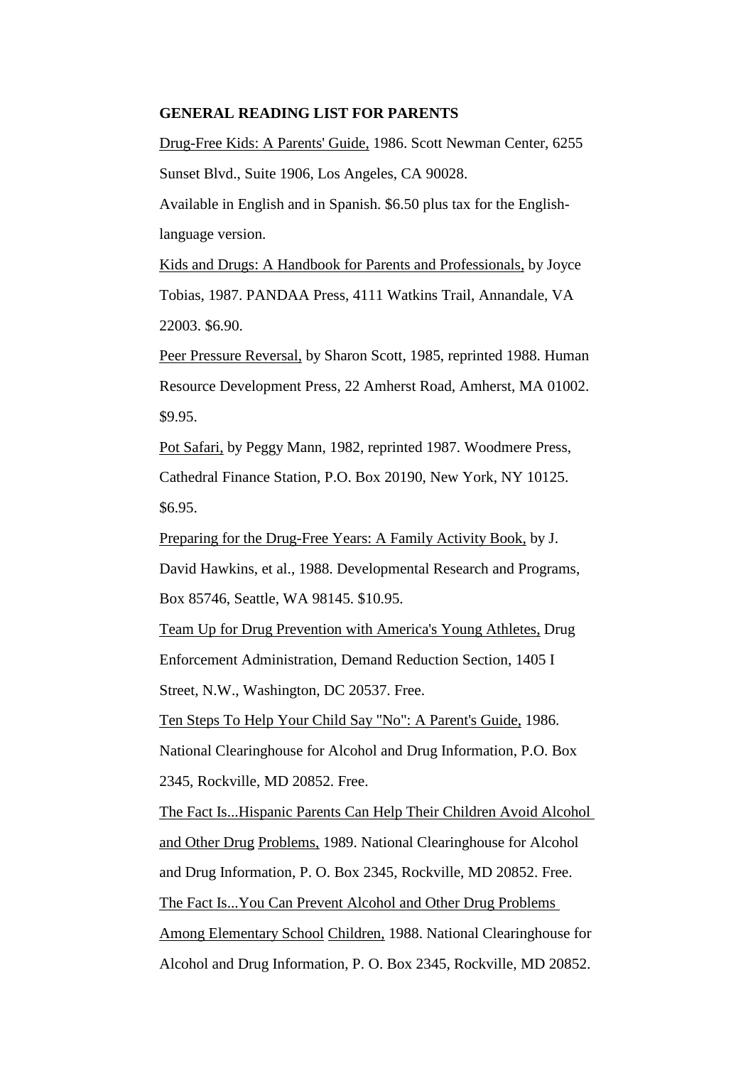**GENERAL READING LIST FOR PARENTS**

Drug-Free Kids: A Parents' Guide, 1986. Scott Newman Center, 6255 Sunset Blvd., Suite 1906, Los Angeles, CA 90028.

Available in English and in Spanish. $6.50 plus tax for the English-language version.

Kids and Drugs: A Handbook for Parents and Professionals, by Joyce Tobias, 1987. PANDAA Press, 4111 Watkins Trail, Annandale, VA 22003. $6.90.

Peer Pressure Reversal, by Sharon Scott, 1985, reprinted 1988. Human Resource Development Press, 22 Amherst Road, Amherst, MA 01002. $9.95.

Pot Safari, by Peggy Mann, 1982, reprinted 1987. Woodmere Press, Cathedral Finance Station, P.O. Box 20190, New York, NY 10125. $6.95.

Preparing for the Drug-Free Years: A Family Activity Book, by J. David Hawkins, et al., 1988. Developmental Research and Programs, Box 85746, Seattle, WA 98145. $10.95.

Team Up for Drug Prevention with America's Young Athletes, Drug Enforcement Administration, Demand Reduction Section, 1405 I Street, N.W., Washington, DC 20537. Free.

Ten Steps To Help Your Child Say "No": A Parent's Guide, 1986. National Clearinghouse for Alcohol and Drug Information, P.O. Box 2345, Rockville, MD 20852. Free.

The Fact Is...Hispanic Parents Can Help Their Children Avoid Alcohol and Other Drug Problems, 1989. National Clearinghouse for Alcohol and Drug Information, P. O. Box 2345, Rockville, MD 20852. Free.

The Fact Is...You Can Prevent Alcohol and Other Drug Problems Among Elementary School Children, 1988. National Clearinghouse for Alcohol and Drug Information, P. O. Box 2345, Rockville, MD 20852.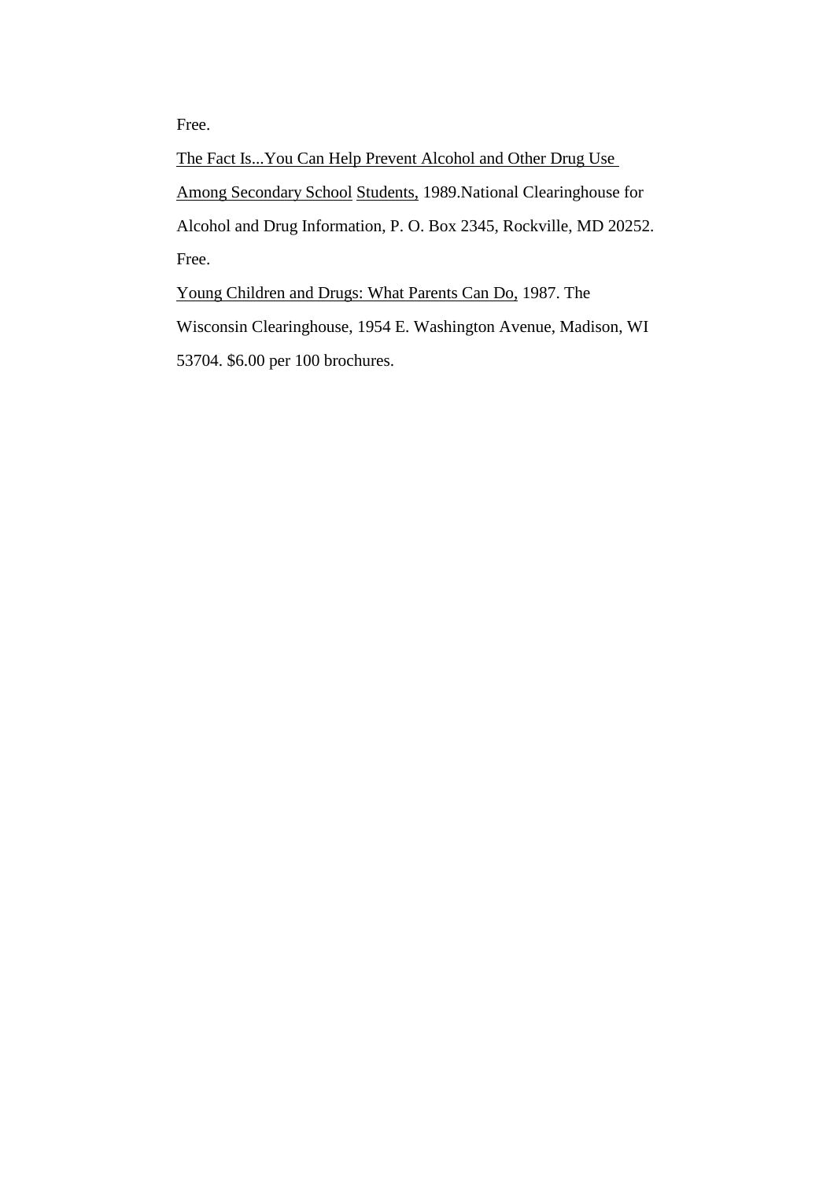Free.

<u>The Fact Is...You Can Help Prevent Alcohol and Other Drug Use Among Secondary School Students,</u> 1989.National Clearinghouse for Alcohol and Drug Information, P. O. Box 2345, Rockville, MD 20252. Free.

<u>Young Children and Drugs: What Parents Can Do,</u> 1987. The Wisconsin Clearinghouse, 1954 E. Washington Avenue, Madison, WI 53704. $6.00 per 100 brochures.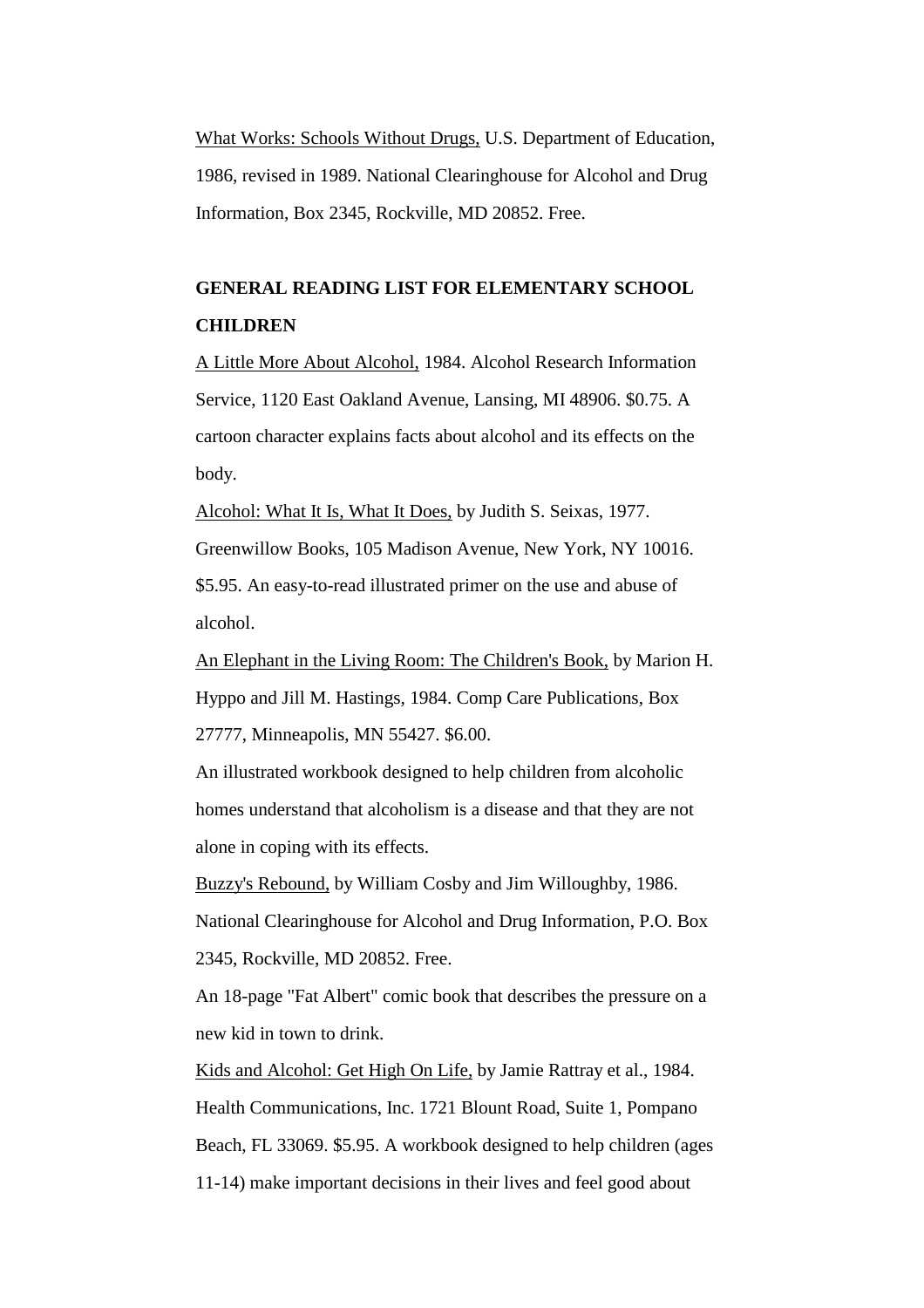What Works: Schools Without Drugs, U.S. Department of Education, 1986, revised in 1989. National Clearinghouse for Alcohol and Drug Information, Box 2345, Rockville, MD 20852. Free.

## GENERAL READING LIST FOR ELEMENTARY SCHOOL CHILDREN

A Little More About Alcohol, 1984. Alcohol Research Information Service, 1120 East Oakland Avenue, Lansing, MI 48906. $0.75. A cartoon character explains facts about alcohol and its effects on the body.

Alcohol: What It Is, What It Does, by Judith S. Seixas, 1977. Greenwillow Books, 105 Madison Avenue, New York, NY 10016. $5.95. An easy-to-read illustrated primer on the use and abuse of alcohol.

An Elephant in the Living Room: The Children's Book, by Marion H. Hyppo and Jill M. Hastings, 1984. Comp Care Publications, Box 27777, Minneapolis, MN 55427. $6.00.

An illustrated workbook designed to help children from alcoholic homes understand that alcoholism is a disease and that they are not alone in coping with its effects.

Buzzy's Rebound, by William Cosby and Jim Willoughby, 1986. National Clearinghouse for Alcohol and Drug Information, P.O. Box 2345, Rockville, MD 20852. Free.

An 18-page "Fat Albert" comic book that describes the pressure on a new kid in town to drink.

Kids and Alcohol: Get High On Life, by Jamie Rattray et al., 1984. Health Communications, Inc. 1721 Blount Road, Suite 1, Pompano Beach, FL 33069. $5.95. A workbook designed to help children (ages 11-14) make important decisions in their lives and feel good about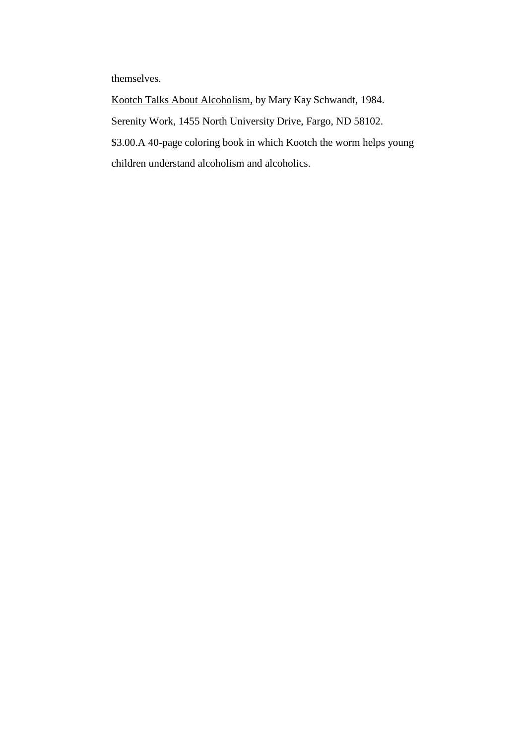themselves.

<u>Kootch Talks About Alcoholism,</u> by Mary Kay Schwandt, 1984. Serenity Work, 1455 North University Drive, Fargo, ND 58102. $3.00.A 40-page coloring book in which Kootch the worm helps young children understand alcoholism and alcoholics.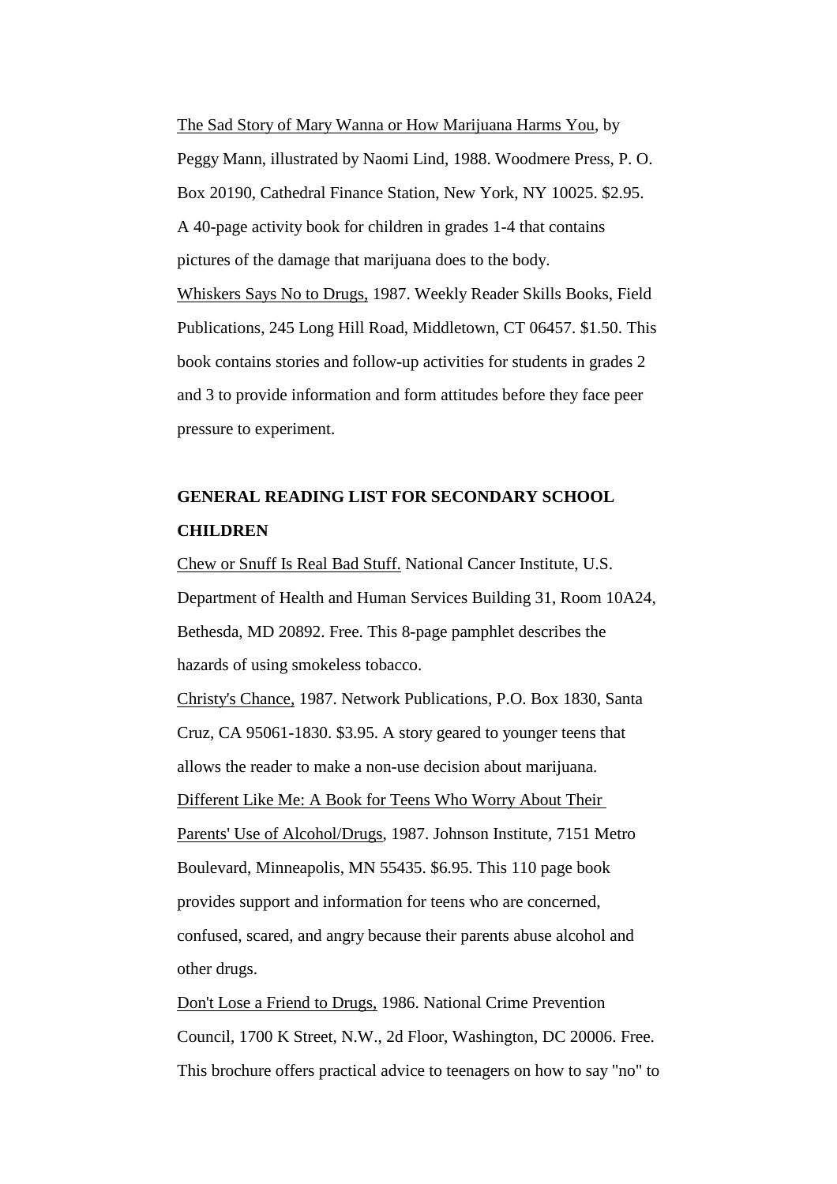The Sad Story of Mary Wanna or How Marijuana Harms You, by Peggy Mann, illustrated by Naomi Lind, 1988. Woodmere Press, P. O. Box 20190, Cathedral Finance Station, New York, NY 10025. $2.95. A 40-page activity book for children in grades 1-4 that contains pictures of the damage that marijuana does to the body.

Whiskers Says No to Drugs, 1987. Weekly Reader Skills Books, Field Publications, 245 Long Hill Road, Middletown, CT 06457. $1.50. This book contains stories and follow-up activities for students in grades 2 and 3 to provide information and form attitudes before they face peer pressure to experiment.

**GENERAL READING LIST FOR SECONDARY SCHOOL CHILDREN**

Chew or Snuff Is Real Bad Stuff. National Cancer Institute, U.S. Department of Health and Human Services Building 31, Room 10A24, Bethesda, MD 20892. Free. This 8-page pamphlet describes the hazards of using smokeless tobacco.

Christy's Chance, 1987. Network Publications, P.O. Box 1830, Santa Cruz, CA 95061-1830. $3.95. A story geared to younger teens that allows the reader to make a non-use decision about marijuana.

Different Like Me: A Book for Teens Who Worry About Their Parents' Use of Alcohol/Drugs, 1987. Johnson Institute, 7151 Metro Boulevard, Minneapolis, MN 55435. $6.95. This 110 page book provides support and information for teens who are concerned, confused, scared, and angry because their parents abuse alcohol and other drugs.

Don't Lose a Friend to Drugs, 1986. National Crime Prevention Council, 1700 K Street, N.W., 2d Floor, Washington, DC 20006. Free. This brochure offers practical advice to teenagers on how to say "no" to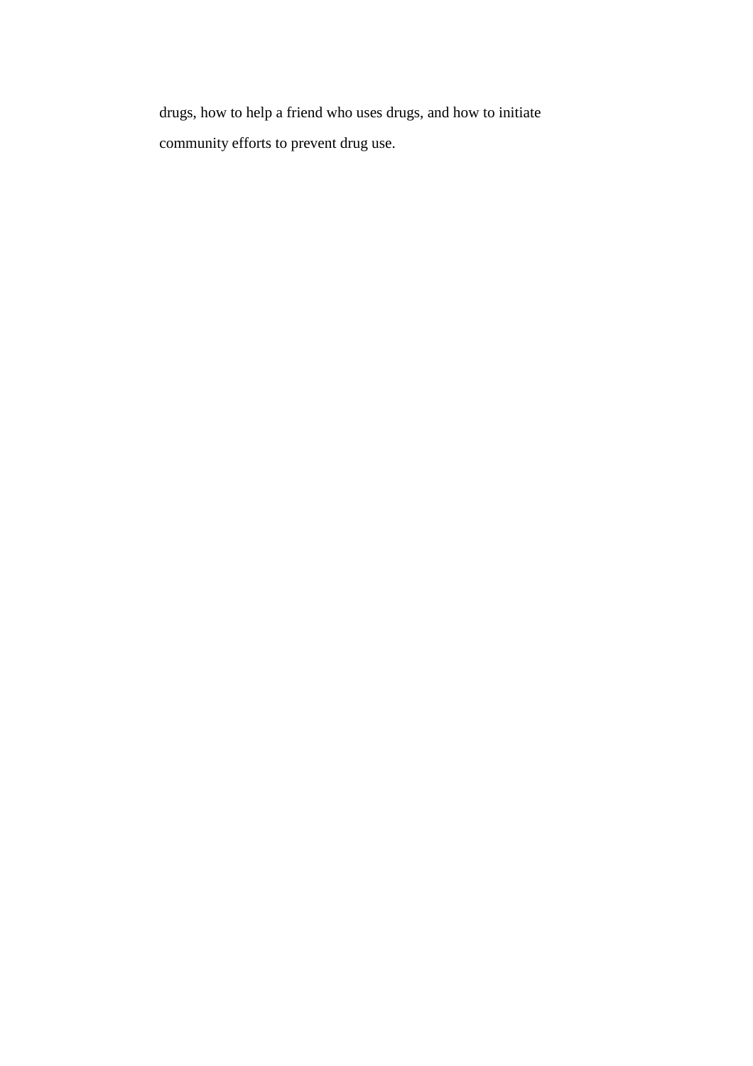drugs, how to help a friend who uses drugs, and how to initiate community efforts to prevent drug use.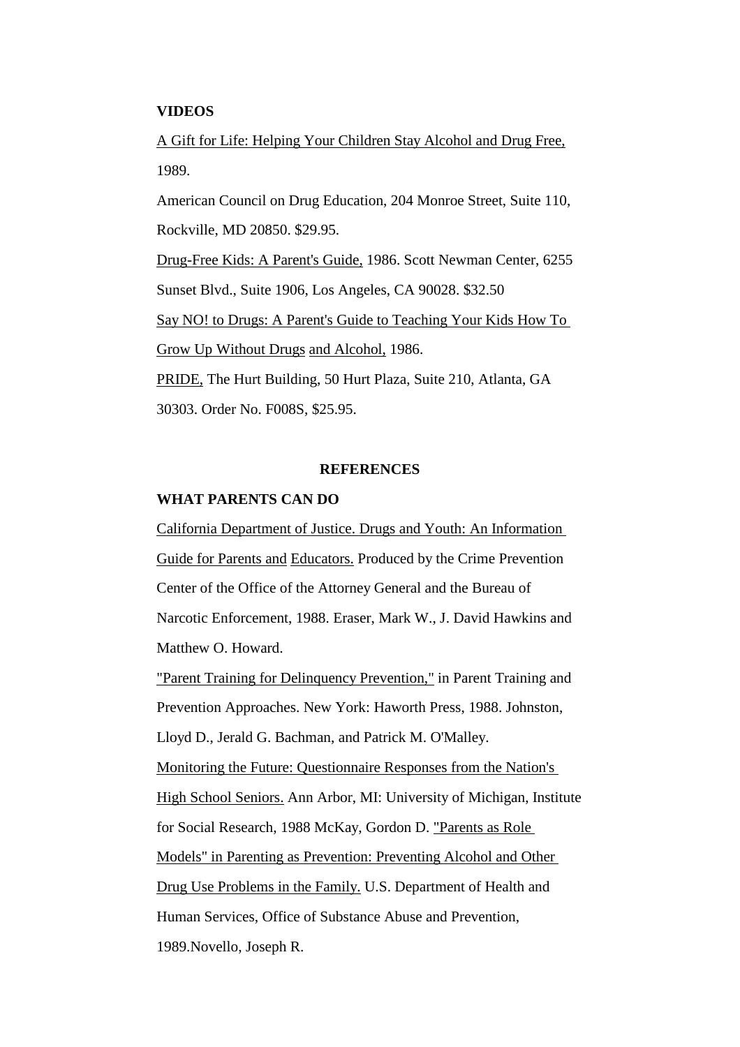**VIDEOS**

A Gift for Life: Helping Your Children Stay Alcohol and Drug Free, 1989.

American Council on Drug Education, 204 Monroe Street, Suite 110, Rockville, MD 20850. $29.95.

Drug-Free Kids: A Parent's Guide, 1986. Scott Newman Center, 6255 Sunset Blvd., Suite 1906, Los Angeles, CA 90028. $32.50

Say NO! to Drugs: A Parent's Guide to Teaching Your Kids How To Grow Up Without Drugs and Alcohol, 1986.

PRIDE, The Hurt Building, 50 Hurt Plaza, Suite 210, Atlanta, GA 30303. Order No. F008S, $25.95.

## REFERENCES

**WHAT PARENTS CAN DO**

California Department of Justice. Drugs and Youth: An Information Guide for Parents and Educators. Produced by the Crime Prevention Center of the Office of the Attorney General and the Bureau of Narcotic Enforcement, 1988. Eraser, Mark W., J. David Hawkins and Matthew O. Howard.

"Parent Training for Delinquency Prevention," in Parent Training and Prevention Approaches. New York: Haworth Press, 1988. Johnston, Lloyd D., Jerald G. Bachman, and Patrick M. O'Malley.

Monitoring the Future: Questionnaire Responses from the Nation's High School Seniors. Ann Arbor, MI: University of Michigan, Institute for Social Research, 1988 McKay, Gordon D. "Parents as Role Models" in Parenting as Prevention: Preventing Alcohol and Other Drug Use Problems in the Family. U.S. Department of Health and Human Services, Office of Substance Abuse and Prevention, 1989.Novello, Joseph R.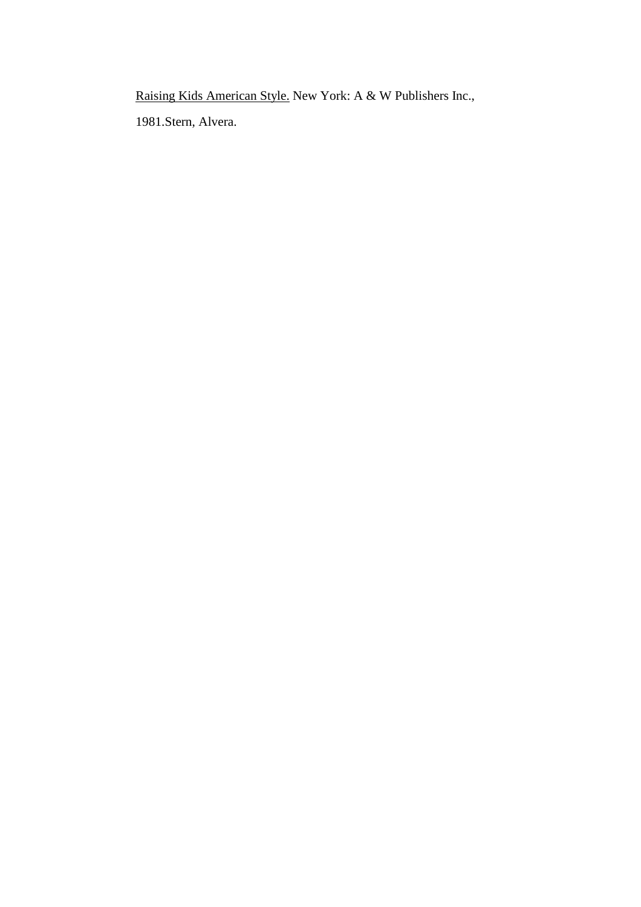<u>Raising Kids American Style.</u> New York: A & W Publishers Inc., 1981.Stern, Alvera.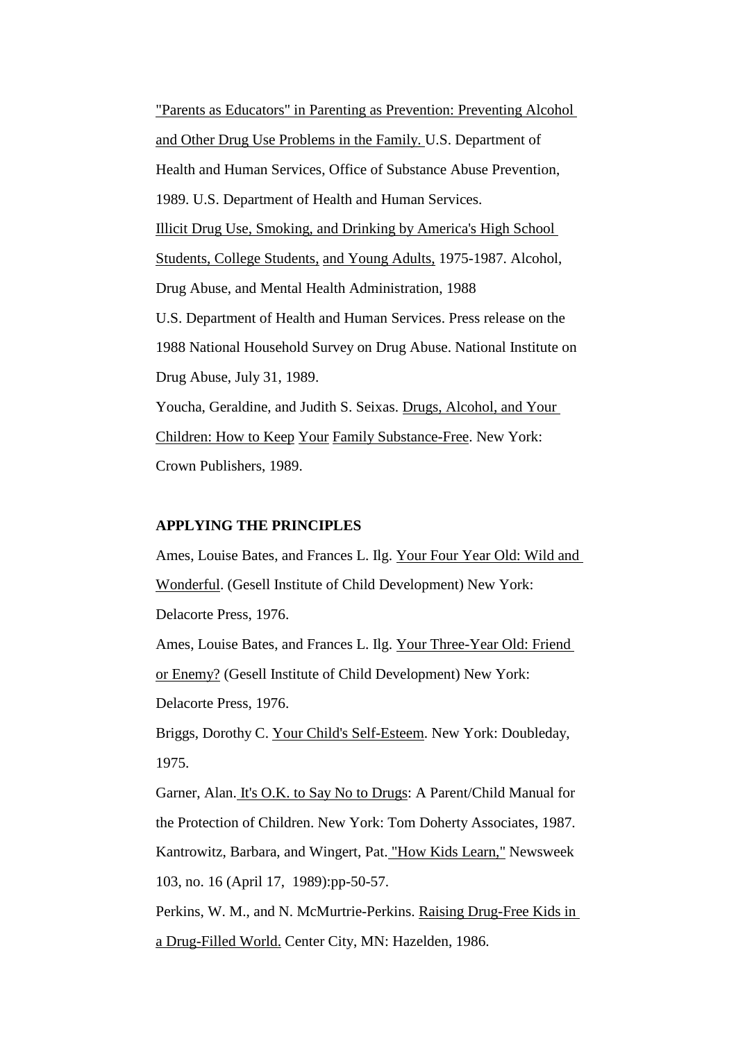"Parents as Educators" in Parenting as Prevention: Preventing Alcohol and Other Drug Use Problems in the Family. U.S. Department of Health and Human Services, Office of Substance Abuse Prevention, 1989. U.S. Department of Health and Human Services.

Illicit Drug Use, Smoking, and Drinking by America's High School Students, College Students, and Young Adults, 1975-1987. Alcohol, Drug Abuse, and Mental Health Administration, 1988

U.S. Department of Health and Human Services. Press release on the 1988 National Household Survey on Drug Abuse. National Institute on Drug Abuse, July 31, 1989.

Youcha, Geraldine, and Judith S. Seixas. Drugs, Alcohol, and Your Children: How to Keep Your Family Substance-Free. New York: Crown Publishers, 1989.

**APPLYING THE PRINCIPLES**

Ames, Louise Bates, and Frances L. Ilg. Your Four Year Old: Wild and Wonderful. (Gesell Institute of Child Development) New York: Delacorte Press, 1976.

Ames, Louise Bates, and Frances L. Ilg. Your Three-Year Old: Friend or Enemy? (Gesell Institute of Child Development) New York: Delacorte Press, 1976.

Briggs, Dorothy C. Your Child's Self-Esteem. New York: Doubleday, 1975.

Garner, Alan. It's O.K. to Say No to Drugs: A Parent/Child Manual for the Protection of Children. New York: Tom Doherty Associates, 1987.

Kantrowitz, Barbara, and Wingert, Pat. "How Kids Learn," Newsweek 103, no. 16 (April 17, 1989):pp-50-57.

Perkins, W. M., and N. McMurtrie-Perkins. Raising Drug-Free Kids in a Drug-Filled World. Center City, MN: Hazelden, 1986.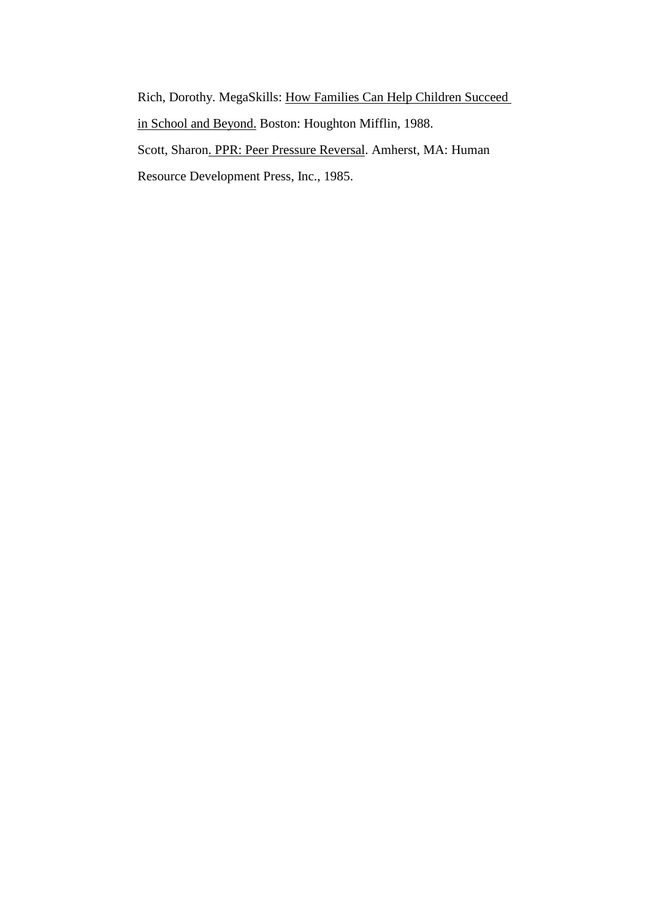Rich, Dorothy. MegaSkills: <u>How Families Can Help Children Succeed in School and Beyond.</u> Boston: Houghton Mifflin, 1988.

Scott, Sharon<u>. PPR: Peer Pressure Reversal</u>. Amherst, MA: Human Resource Development Press, Inc., 1985.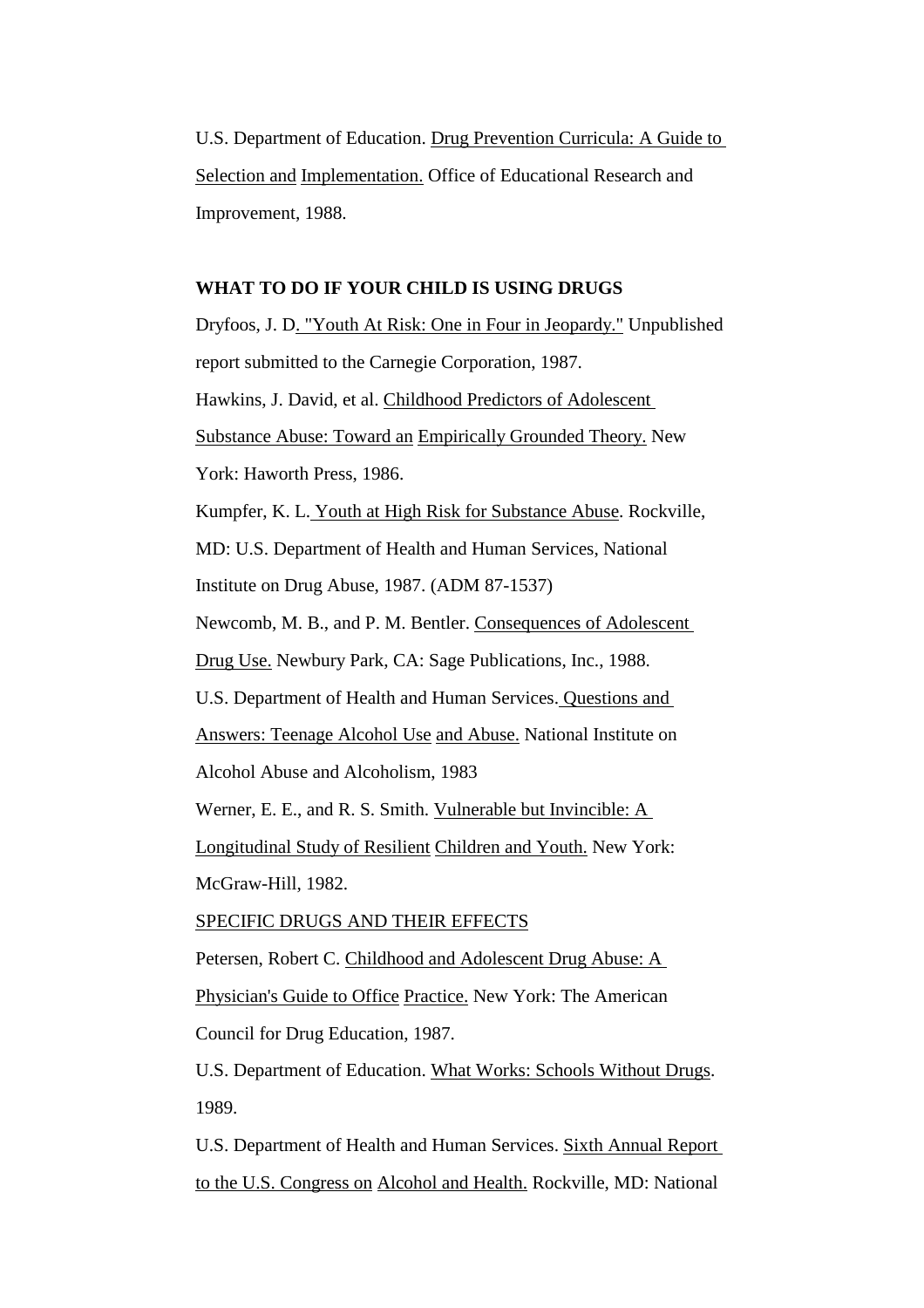U.S. Department of Education. Drug Prevention Curricula: A Guide to Selection and Implementation. Office of Educational Research and Improvement, 1988.

**WHAT TO DO IF YOUR CHILD IS USING DRUGS**

Dryfoos, J. D. "Youth At Risk: One in Four in Jeopardy." Unpublished report submitted to the Carnegie Corporation, 1987.

Hawkins, J. David, et al. Childhood Predictors of Adolescent Substance Abuse: Toward an Empirically Grounded Theory. New York: Haworth Press, 1986.

Kumpfer, K. L. Youth at High Risk for Substance Abuse. Rockville, MD: U.S. Department of Health and Human Services, National Institute on Drug Abuse, 1987. (ADM 87-1537)

Newcomb, M. B., and P. M. Bentler. Consequences of Adolescent Drug Use. Newbury Park, CA: Sage Publications, Inc., 1988.

U.S. Department of Health and Human Services. Questions and Answers: Teenage Alcohol Use and Abuse. National Institute on Alcohol Abuse and Alcoholism, 1983

Werner, E. E., and R. S. Smith. Vulnerable but Invincible: A Longitudinal Study of Resilient Children and Youth. New York: McGraw-Hill, 1982.

SPECIFIC DRUGS AND THEIR EFFECTS

Petersen, Robert C. Childhood and Adolescent Drug Abuse: A Physician's Guide to Office Practice. New York: The American Council for Drug Education, 1987.

U.S. Department of Education. What Works: Schools Without Drugs. 1989.

U.S. Department of Health and Human Services. Sixth Annual Report to the U.S. Congress on Alcohol and Health. Rockville, MD: National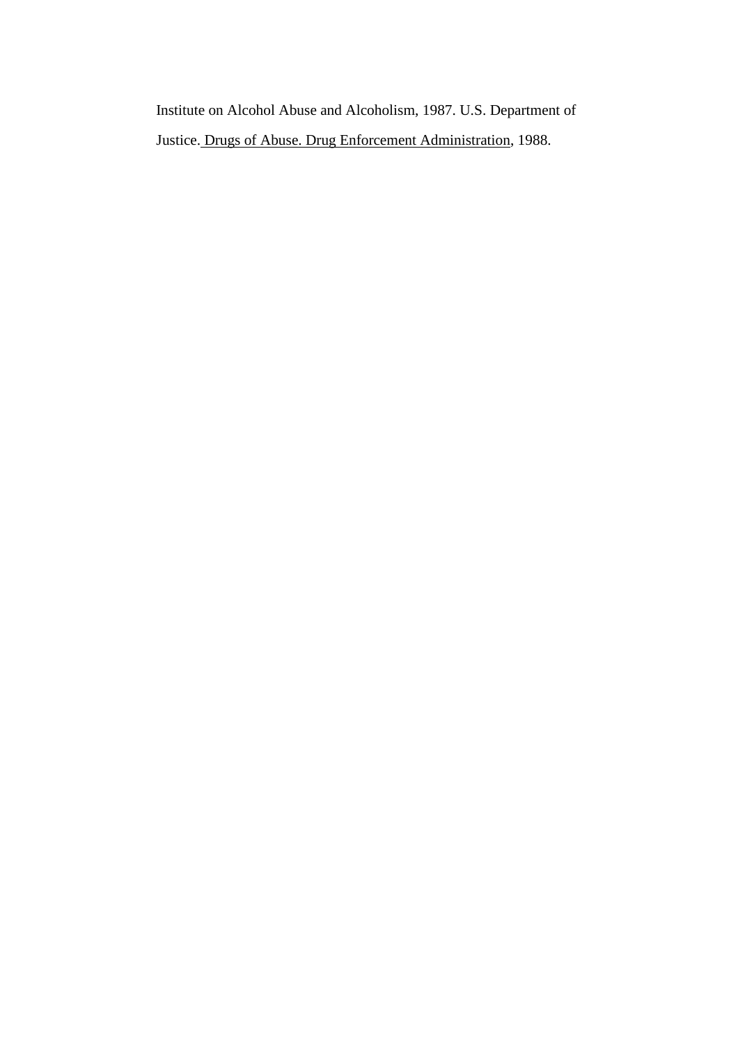Institute on Alcohol Abuse and Alcoholism, 1987. U.S. Department of Justice. Drugs of Abuse. Drug Enforcement Administration, 1988.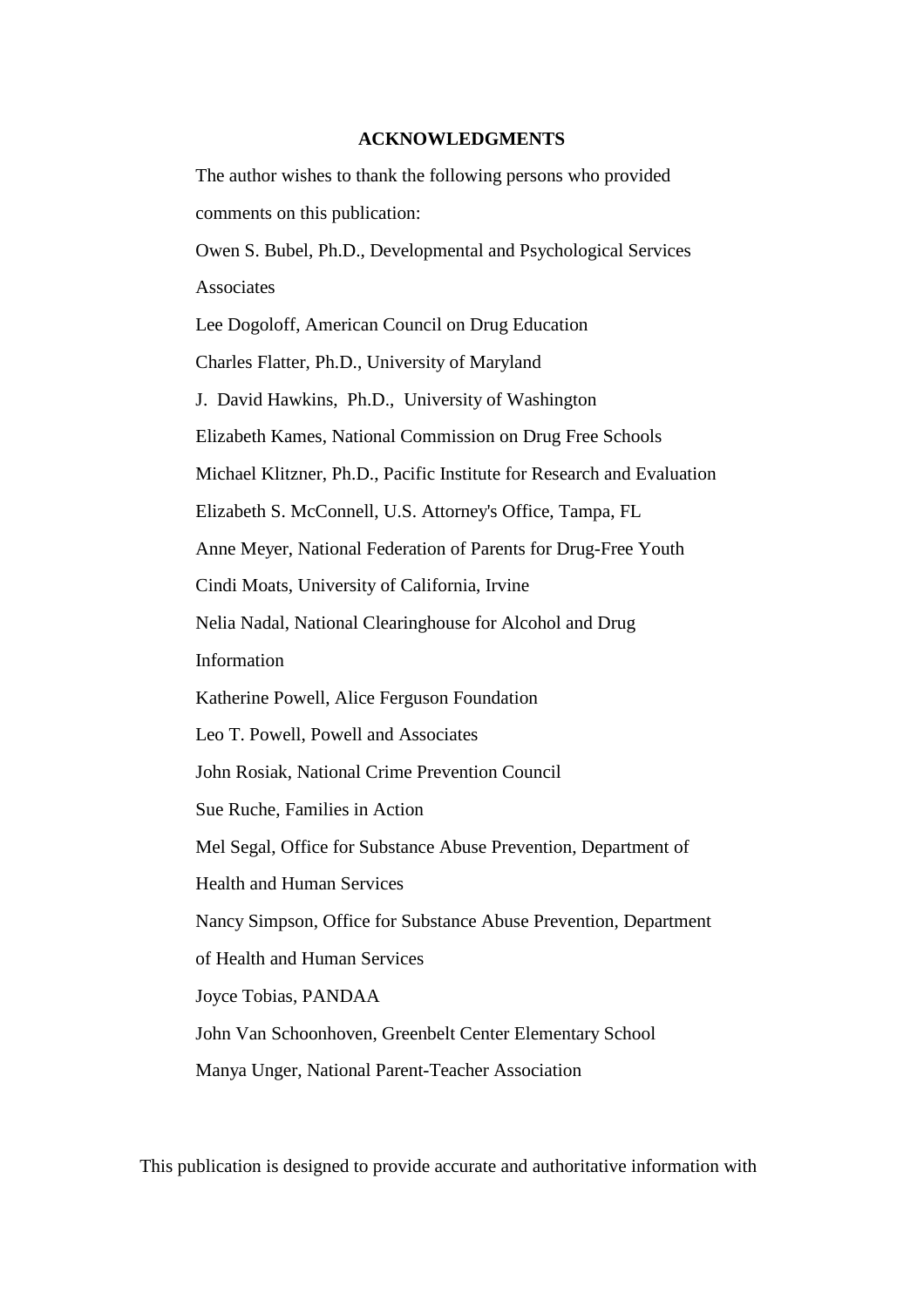## ACKNOWLEDGMENTS

The author wishes to thank the following persons who provided comments on this publication:

Owen S. Bubel, Ph.D., Developmental and Psychological Services Associates

Lee Dogoloff, American Council on Drug Education

Charles Flatter, Ph.D., University of Maryland

J. David Hawkins, Ph.D., University of Washington

Elizabeth Kames, National Commission on Drug Free Schools

Michael Klitzner, Ph.D., Pacific Institute for Research and Evaluation

Elizabeth S. McConnell, U.S. Attorney's Office, Tampa, FL

Anne Meyer, National Federation of Parents for Drug-Free Youth

Cindi Moats, University of California, Irvine

Nelia Nadal, National Clearinghouse for Alcohol and Drug Information

Katherine Powell, Alice Ferguson Foundation

Leo T. Powell, Powell and Associates

John Rosiak, National Crime Prevention Council

Sue Ruche, Families in Action

Mel Segal, Office for Substance Abuse Prevention, Department of Health and Human Services

Nancy Simpson, Office for Substance Abuse Prevention, Department of Health and Human Services

Joyce Tobias, PANDAA

John Van Schoonhoven, Greenbelt Center Elementary School

Manya Unger, National Parent-Teacher Association

This publication is designed to provide accurate and authoritative information with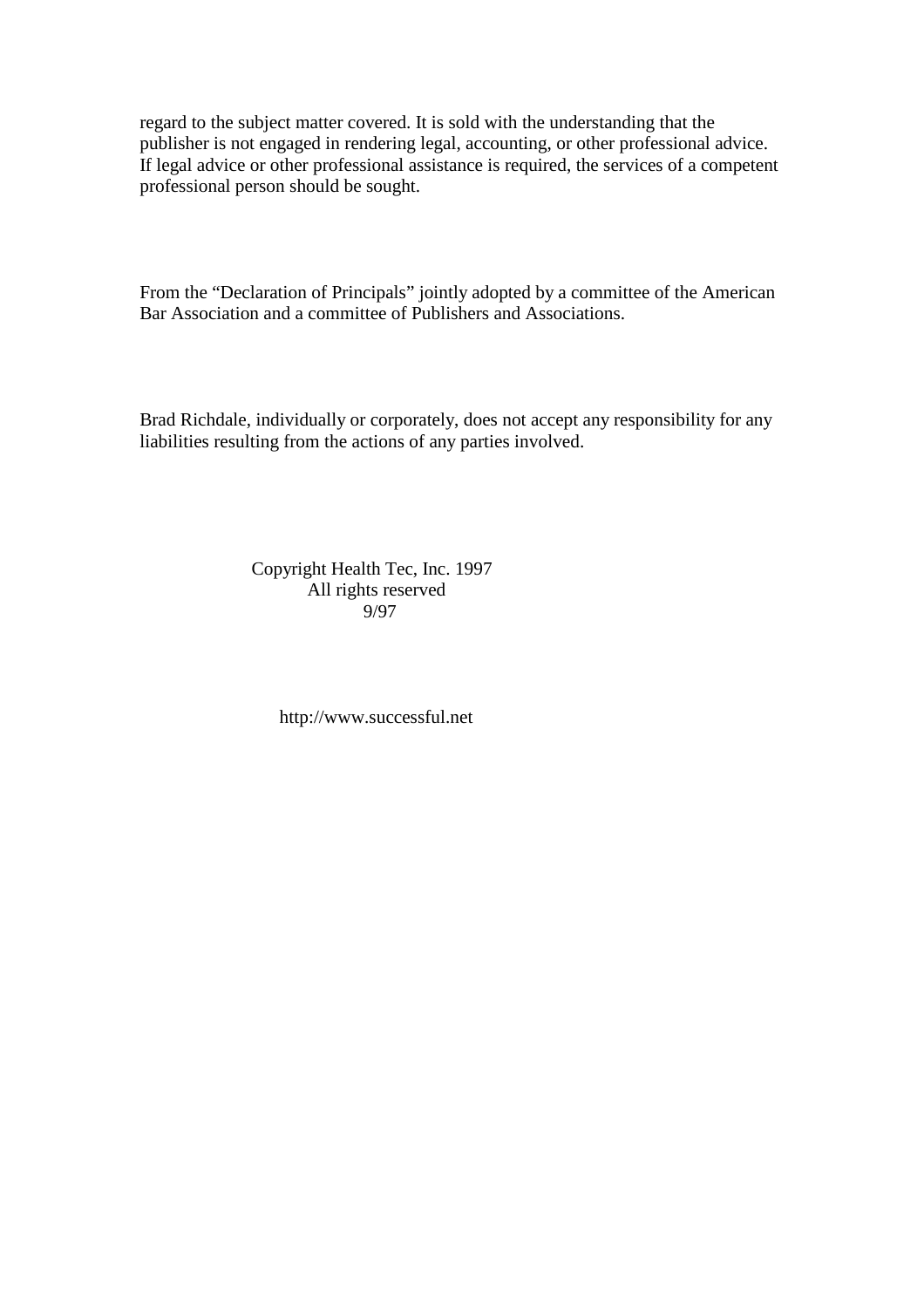regard to the subject matter covered. It is sold with the understanding that the publisher is not engaged in rendering legal, accounting, or other professional advice. If legal advice or other professional assistance is required, the services of a competent professional person should be sought.

From the "Declaration of Principals" jointly adopted by a committee of the American Bar Association and a committee of Publishers and Associations.

Brad Richdale, individually or corporately, does not accept any responsibility for any liabilities resulting from the actions of any parties involved.

Copyright Health Tec, Inc. 1997
All rights reserved
9/97

http://www.successful.net